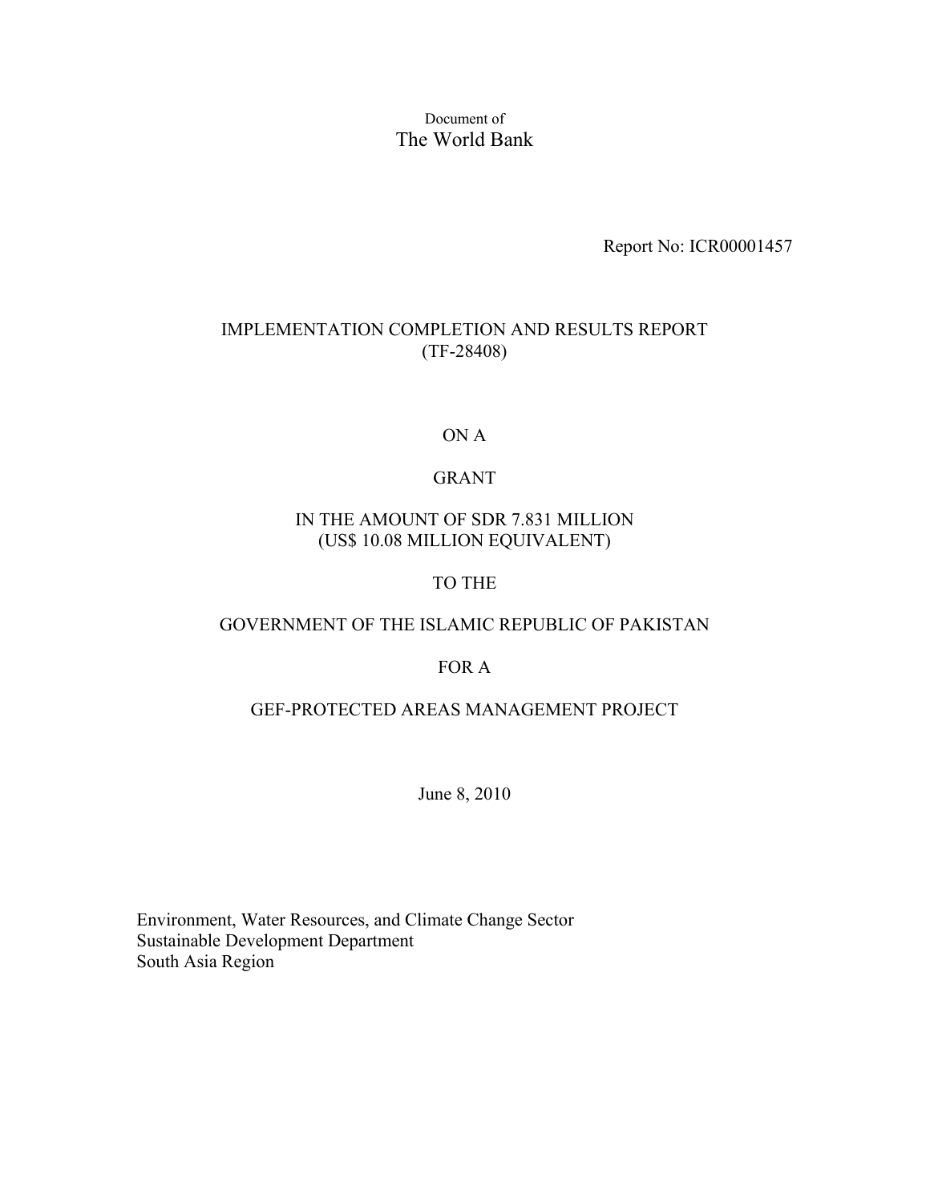Document of
The World Bank

Report No: ICR00001457

# IMPLEMENTATION COMPLETION AND RESULTS REPORT
(TF-28408)

ON A

GRANT

IN THE AMOUNT OF SDR 7.831 MILLION
(US$ 10.08 MILLION EQUIVALENT)

TO THE

GOVERNMENT OF THE ISLAMIC REPUBLIC OF PAKISTAN

FOR A

GEF-PROTECTED AREAS MANAGEMENT PROJECT

June 8, 2010

Environment, Water Resources, and Climate Change Sector
Sustainable Development Department
South Asia Region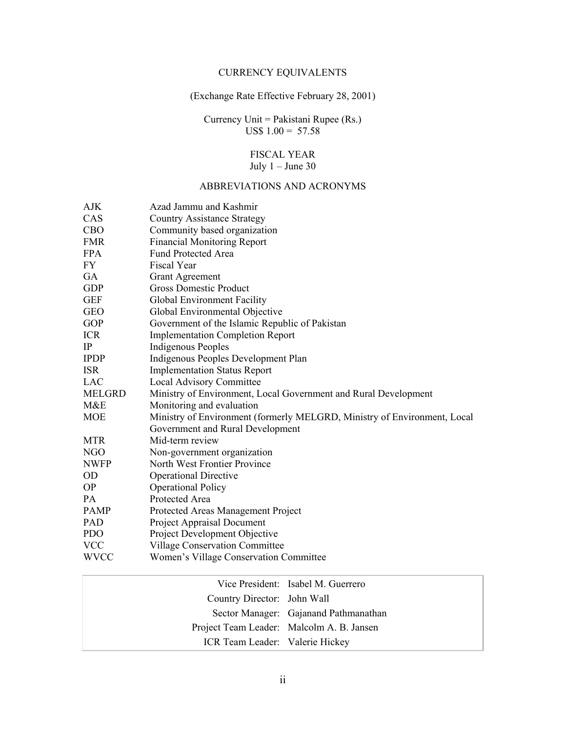## CURRENCY EQUIVALENTS

(Exchange Rate Effective February 28, 2001)

Currency Unit = Pakistani Rupee (Rs.)
US$ 1.00 = 57.58

## FISCAL YEAR

July 1 – June 30

## ABBREVIATIONS AND ACRONYMS

| | |
|---|---|
| AJK | Azad Jammu and Kashmir |
| CAS | Country Assistance Strategy |
| CBO | Community based organization |
| FMR | Financial Monitoring Report |
| FPA | Fund Protected Area |
| FY | Fiscal Year |
| GA | Grant Agreement |
| GDP | Gross Domestic Product |
| GEF | Global Environment Facility |
| GEO | Global Environmental Objective |
| GOP | Government of the Islamic Republic of Pakistan |
| ICR | Implementation Completion Report |
| IP | Indigenous Peoples |
| IPDP | Indigenous Peoples Development Plan |
| ISR | Implementation Status Report |
| LAC | Local Advisory Committee |
| MELGRD | Ministry of Environment, Local Government and Rural Development |
| M&E | Monitoring and evaluation |
| MOE | Ministry of Environment (formerly MELGRD, Ministry of Environment, Local Government and Rural Development |
| MTR | Mid-term review |
| NGO | Non-government organization |
| NWFP | North West Frontier Province |
| OD | Operational Directive |
| OP | Operational Policy |
| PA | Protected Area |
| PAMP | Protected Areas Management Project |
| PAD | Project Appraisal Document |
| PDO | Project Development Objective |
| VCC | Village Conservation Committee |
| WVCC | Women's Village Conservation Committee |

| | |
|---|---|
| Vice President: | Isabel M. Guerrero |
| Country Director: | John Wall |
| Sector Manager: | Gajanand Pathmanathan |
| Project Team Leader: | Malcolm A. B. Jansen |
| ICR Team Leader: | Valerie Hickey |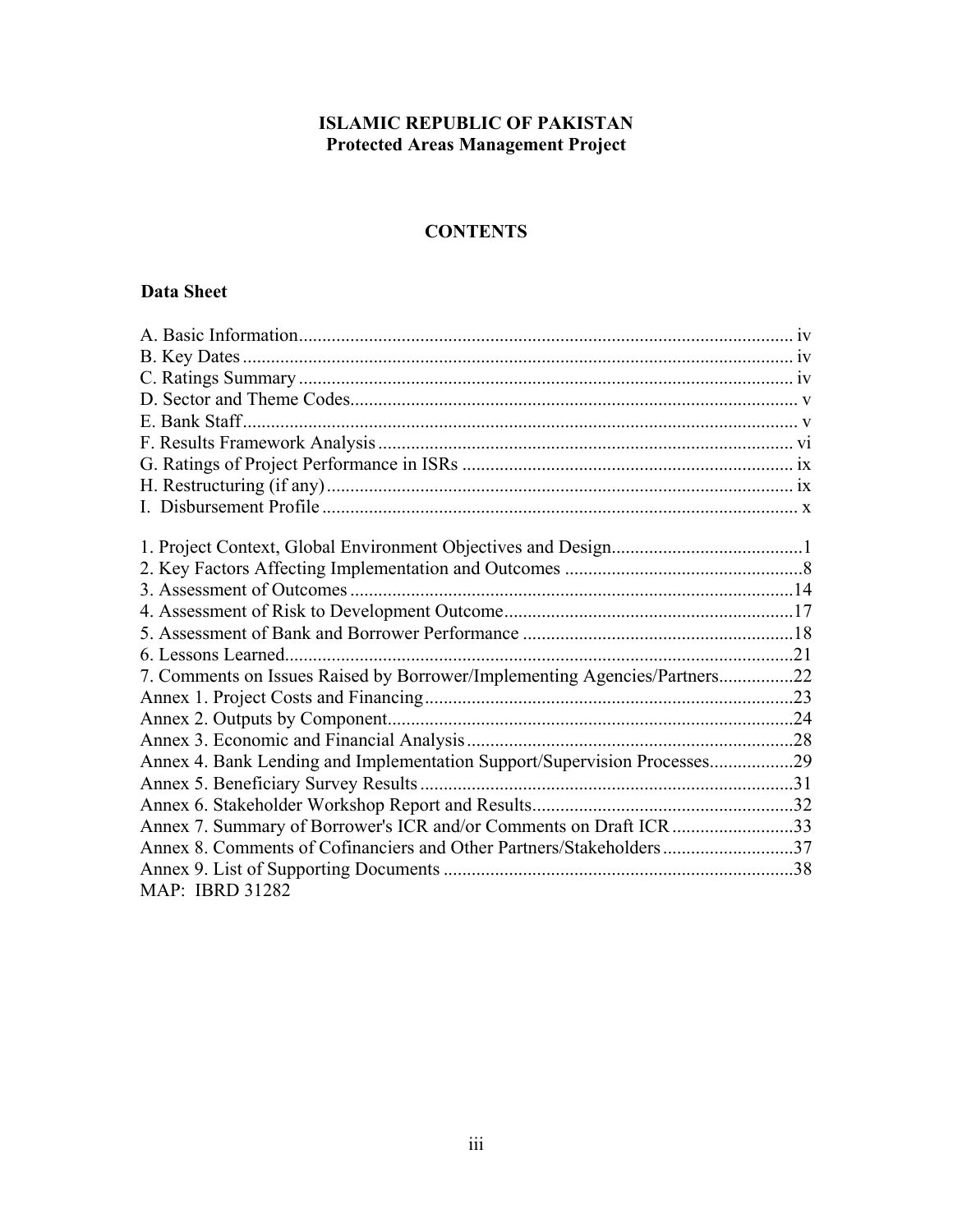**ISLAMIC REPUBLIC OF PAKISTAN**
**Protected Areas Management Project**

## CONTENTS

### Data Sheet

A. Basic Information ........................................................................................................ iv
B. Key Dates ..................................................................................................................... iv
C. Ratings Summary ......................................................................................................... iv
D. Sector and Theme Codes ............................................................................................... v
E. Bank Staff ...................................................................................................................... v
F. Results Framework Analysis ......................................................................................... vi
G. Ratings of Project Performance in ISRs ....................................................................... ix
H. Restructuring (if any) .................................................................................................... ix
I. Disbursement Profile ...................................................................................................... x

1. Project Context, Global Environment Objectives and Design.........................................1
2. Key Factors Affecting Implementation and Outcomes ...................................................8
3. Assessment of Outcomes ...............................................................................................14
4. Assessment of Risk to Development Outcome..............................................................17
5. Assessment of Bank and Borrower Performance ..........................................................18
6. Lessons Learned.............................................................................................................21
7. Comments on Issues Raised by Borrower/Implementing Agencies/Partners................22
Annex 1. Project Costs and Financing...............................................................................23
Annex 2. Outputs by Component.......................................................................................24
Annex 3. Economic and Financial Analysis......................................................................28
Annex 4. Bank Lending and Implementation Support/Supervision Processes..................29
Annex 5. Beneficiary Survey Results................................................................................31
Annex 6. Stakeholder Workshop Report and Results........................................................32
Annex 7. Summary of Borrower's ICR and/or Comments on Draft ICR..........................33
Annex 8. Comments of Cofinanciers and Other Partners/Stakeholders............................37
Annex 9. List of Supporting Documents ...........................................................................38
MAP: IBRD 31282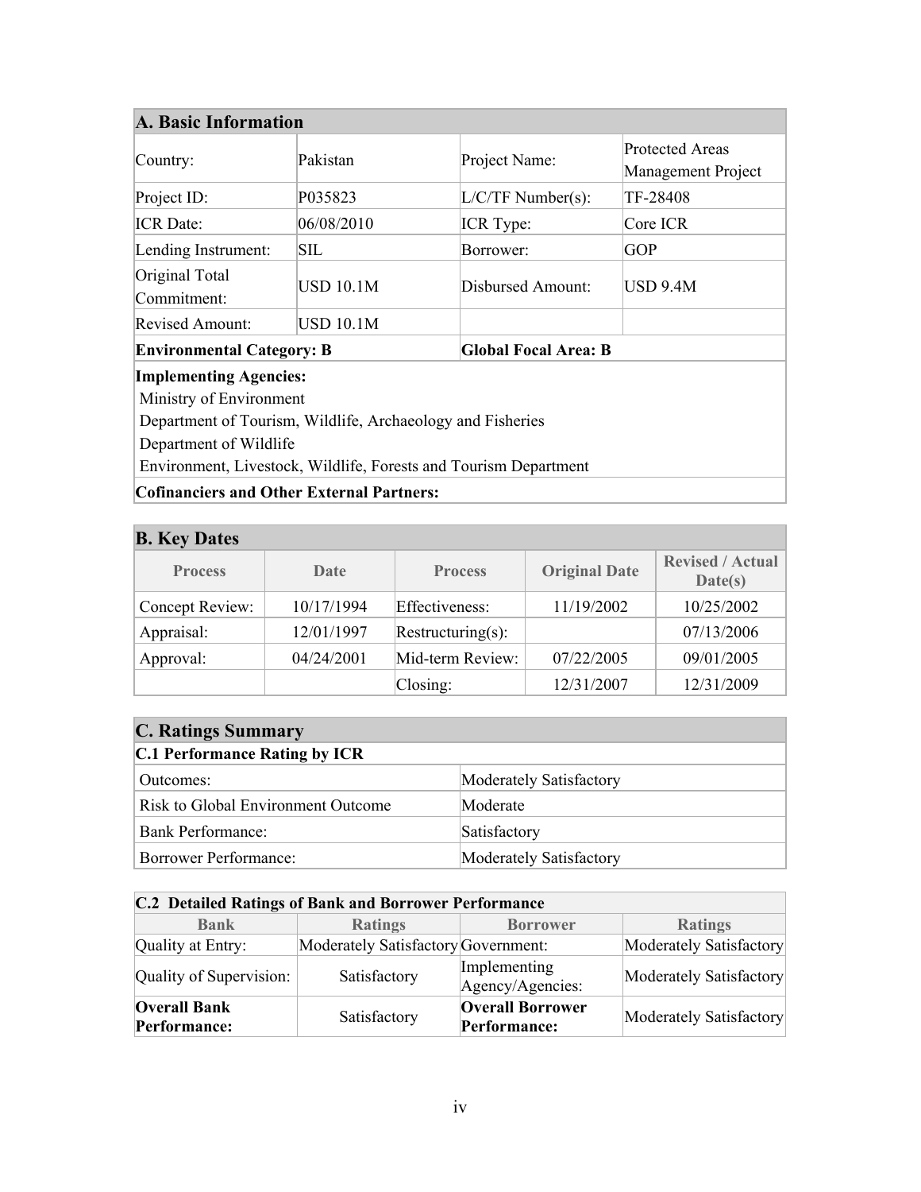## A. Basic Information

| | | | |
|---|---|---|---|
| Country: | Pakistan | Project Name: | Protected Areas Management Project |
| Project ID: | P035823 | L/C/TF Number(s): | TF-28408 |
| ICR Date: | 06/08/2010 | ICR Type: | Core ICR |
| Lending Instrument: | SIL | Borrower: | GOP |
| Original Total Commitment: | USD 10.1M | Disbursed Amount: | USD 9.4M |
| Revised Amount: | USD 10.1M | | |
| **Environmental Category: B** | | **Global Focal Area: B** | |

**Implementing Agencies:**
Ministry of Environment
Department of Tourism, Wildlife, Archaeology and Fisheries
Department of Wildlife
Environment, Livestock, Wildlife, Forests and Tourism Department

**Cofinanciers and Other External Partners:**

## B. Key Dates

| Process | Date | Process | Original Date | Revised / Actual Date(s) |
|---|---|---|---|---|
| Concept Review: | 10/17/1994 | Effectiveness: | 11/19/2002 | 10/25/2002 |
| Appraisal: | 12/01/1997 | Restructuring(s): | | 07/13/2006 |
| Approval: | 04/24/2001 | Mid-term Review: | 07/22/2005 | 09/01/2005 |
| | | Closing: | 12/31/2007 | 12/31/2009 |

## C. Ratings Summary

### C.1 Performance Rating by ICR

| | |
|---|---|
| Outcomes: | Moderately Satisfactory |
| Risk to Global Environment Outcome | Moderate |
| Bank Performance: | Satisfactory |
| Borrower Performance: | Moderately Satisfactory |

### C.2 Detailed Ratings of Bank and Borrower Performance

| Bank | Ratings | Borrower | Ratings |
|---|---|---|---|
| Quality at Entry: | Moderately Satisfactory | Government: | Moderately Satisfactory |
| Quality of Supervision: | Satisfactory | Implementing Agency/Agencies: | Moderately Satisfactory |
| **Overall Bank Performance:** | Satisfactory | **Overall Borrower Performance:** | Moderately Satisfactory |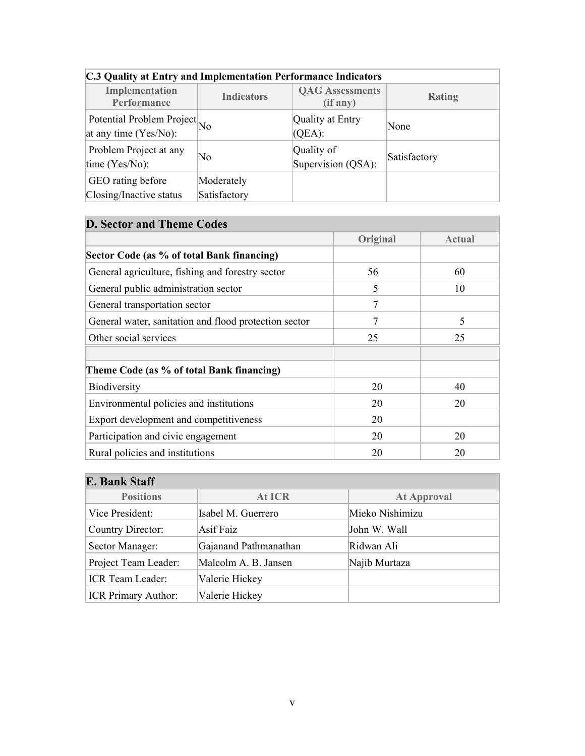### C.3 Quality at Entry and Implementation Performance Indicators

| Implementation Performance | Indicators | QAG Assessments (if any) | Rating |
| --- | --- | --- | --- |
| Potential Problem Project at any time (Yes/No): | No | Quality at Entry (QEA): | None |
| Problem Project at any time (Yes/No): | No | Quality of Supervision (QSA): | Satisfactory |
| GEO rating before Closing/Inactive status | Moderately Satisfactory | | |

## D. Sector and Theme Codes

| | Original | Actual |
| --- | --- | --- |
| **Sector Code (as % of total Bank financing)** | | |
| General agriculture, fishing and forestry sector | 56 | 60 |
| General public administration sector | 5 | 10 |
| General transportation sector | 7 | |
| General water, sanitation and flood protection sector | 7 | 5 |
| Other social services | 25 | 25 |
| | | |
| **Theme Code (as % of total Bank financing)** | | |
| Biodiversity | 20 | 40 |
| Environmental policies and institutions | 20 | 20 |
| Export development and competitiveness | 20 | |
| Participation and civic engagement | 20 | 20 |
| Rural policies and institutions | 20 | 20 |

## E. Bank Staff

| Positions | At ICR | At Approval |
| --- | --- | --- |
| Vice President: | Isabel M. Guerrero | Mieko Nishimizu |
| Country Director: | Asif Faiz | John W. Wall |
| Sector Manager: | Gajanand Pathmanathan | Ridwan Ali |
| Project Team Leader: | Malcolm A. B. Jansen | Najib Murtaza |
| ICR Team Leader: | Valerie Hickey | |
| ICR Primary Author: | Valerie Hickey | |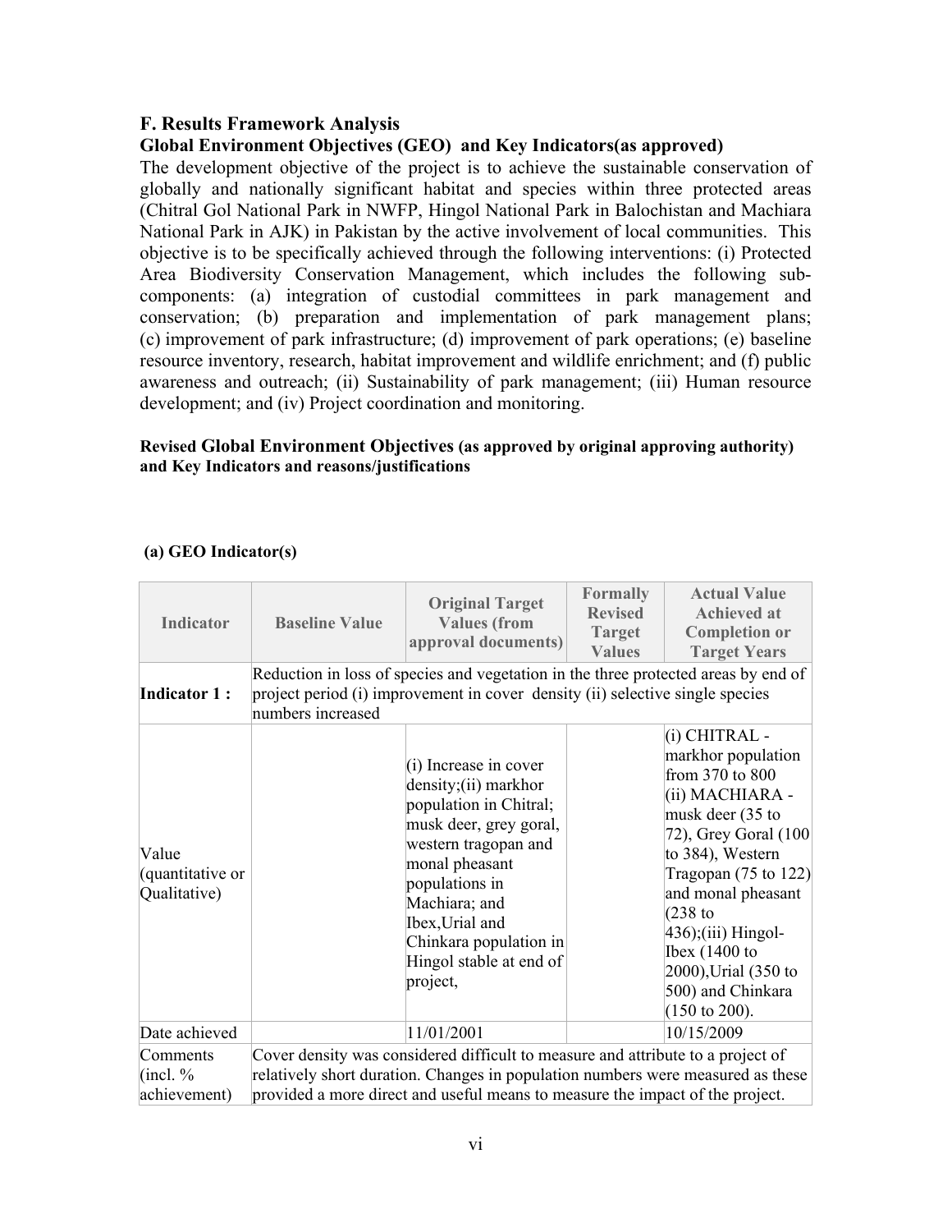### F. Results Framework Analysis

**Global Environment Objectives (GEO) and Key Indicators(as approved)**

The development objective of the project is to achieve the sustainable conservation of globally and nationally significant habitat and species within three protected areas (Chitral Gol National Park in NWFP, Hingol National Park in Balochistan and Machiara National Park in AJK) in Pakistan by the active involvement of local communities. This objective is to be specifically achieved through the following interventions: (i) Protected Area Biodiversity Conservation Management, which includes the following sub-components: (a) integration of custodial committees in park management and conservation; (b) preparation and implementation of park management plans; (c) improvement of park infrastructure; (d) improvement of park operations; (e) baseline resource inventory, research, habitat improvement and wildlife enrichment; and (f) public awareness and outreach; (ii) Sustainability of park management; (iii) Human resource development; and (iv) Project coordination and monitoring.

**Revised Global Environment Objectives (as approved by original approving authority) and Key Indicators and reasons/justifications**

**(a) GEO Indicator(s)**

| Indicator | Baseline Value | Original Target Values (from approval documents) | Formally Revised Target Values | Actual Value Achieved at Completion or Target Years |
|---|---|---|---|---|
| **Indicator 1 :** | Reduction in loss of species and vegetation in the three protected areas by end of project period (i) improvement in cover density (ii) selective single species numbers increased | | | |
| Value (quantitative or Qualitative) | | (i) Increase in cover density;(ii) markhor population in Chitral; musk deer, grey goral, western tragopan and monal pheasant populations in Machiara; and Ibex,Urial and Chinkara population in Hingol stable at end of project, | | (i) CHITRAL - markhor population from 370 to 800 (ii) MACHIARA - musk deer (35 to 72), Grey Goral (100 to 384), Western Tragopan (75 to 122) and monal pheasant (238 to 436);(iii) Hingol- Ibex (1400 to 2000),Urial (350 to 500) and Chinkara (150 to 200). |
| Date achieved | | 11/01/2001 | | 10/15/2009 |
| Comments (incl. % achievement) | Cover density was considered difficult to measure and attribute to a project of relatively short duration. Changes in population numbers were measured as these provided a more direct and useful means to measure the impact of the project. | | | |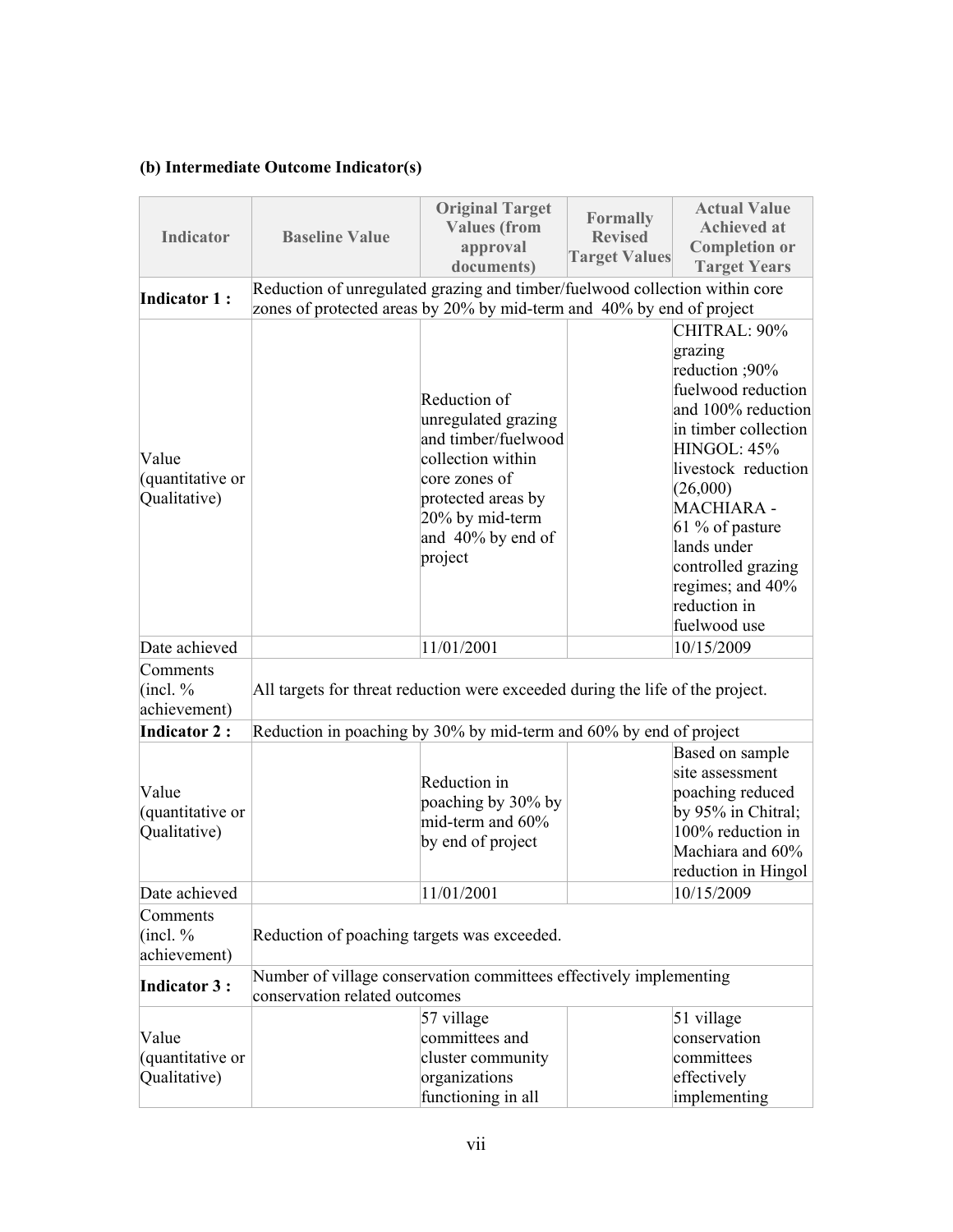### (b) Intermediate Outcome Indicator(s)

| Indicator | Baseline Value | Original Target Values (from approval documents) | Formally Revised Target Values | Actual Value Achieved at Completion or Target Years |
|---|---|---|---|---|
| **Indicator 1 :** | Reduction of unregulated grazing and timber/fuelwood collection within core zones of protected areas by 20% by mid-term and 40% by end of project | | | |
| Value (quantitative or Qualitative) | | Reduction of unregulated grazing and timber/fuelwood collection within core zones of protected areas by 20% by mid-term and 40% by end of project | | CHITRAL: 90% grazing reduction ;90% fuelwood reduction and 100% reduction in timber collection HINGOL: 45% livestock reduction (26,000) MACHIARA - 61 % of pasture lands under controlled grazing regimes; and 40% reduction in fuelwood use |
| Date achieved | | 11/01/2001 | | 10/15/2009 |
| Comments (incl. % achievement) | All targets for threat reduction were exceeded during the life of the project. | | | |
| **Indicator 2 :** | Reduction in poaching by 30% by mid-term and 60% by end of project | | | |
| Value (quantitative or Qualitative) | | Reduction in poaching by 30% by mid-term and 60% by end of project | | Based on sample site assessment poaching reduced by 95% in Chitral; 100% reduction in Machiara and 60% reduction in Hingol |
| Date achieved | | 11/01/2001 | | 10/15/2009 |
| Comments (incl. % achievement) | Reduction of poaching targets was exceeded. | | | |
| **Indicator 3 :** | Number of village conservation committees effectively implementing conservation related outcomes | | | |
| Value (quantitative or Qualitative) | | 57 village committees and cluster community organizations functioning in all | | 51 village conservation committees effectively implementing |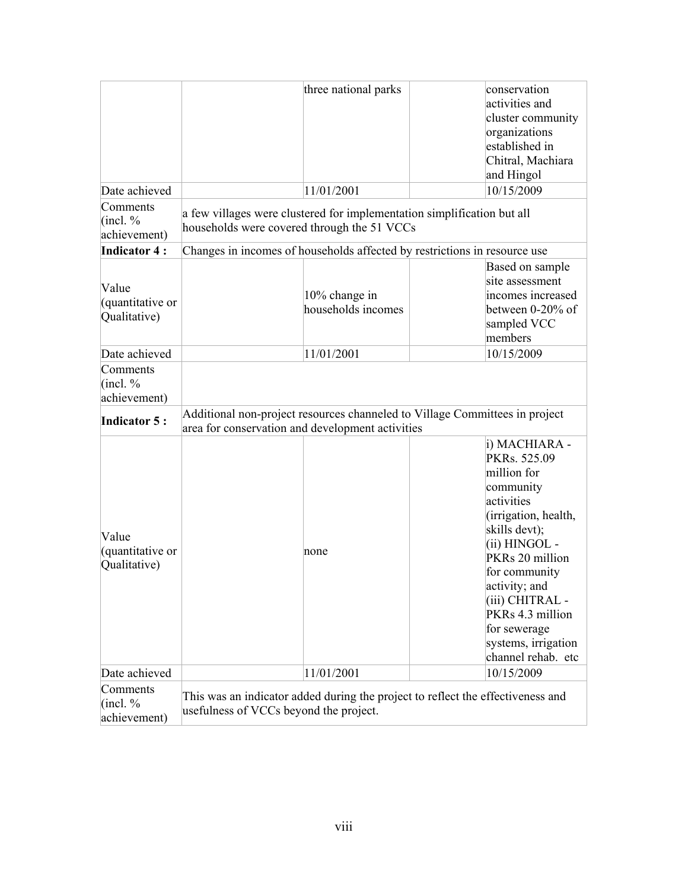| | | | | |
|---|---|---|---|---|
| | | three national parks | | conservation activities and cluster community organizations established in Chitral, Machiara and Hingol |
| Date achieved | | 11/01/2001 | | 10/15/2009 |
| Comments (incl. % achievement) | a few villages were clustered for implementation simplification but all households were covered through the 51 VCCs | | | |
| **Indicator 4 :** | Changes in incomes of households affected by restrictions in resource use | | | |
| Value (quantitative or Qualitative) | | 10% change in households incomes | | Based on sample site assessment incomes increased between 0-20% of sampled VCC members |
| Date achieved | | 11/01/2001 | | 10/15/2009 |
| Comments (incl. % achievement) | | | | |
| **Indicator 5 :** | Additional non-project resources channeled to Village Committees in project area for conservation and development activities | | | |
| Value (quantitative or Qualitative) | | none | | i) MACHIARA - PKRs. 525.09 million for community activities (irrigation, health, skills devt); (ii) HINGOL - PKRs 20 million for community activity; and (iii) CHITRAL - PKRs 4.3 million for sewerage systems, irrigation channel rehab. etc |
| Date achieved | | 11/01/2001 | | 10/15/2009 |
| Comments (incl. % achievement) | This was an indicator added during the project to reflect the effectiveness and usefulness of VCCs beyond the project. | | | |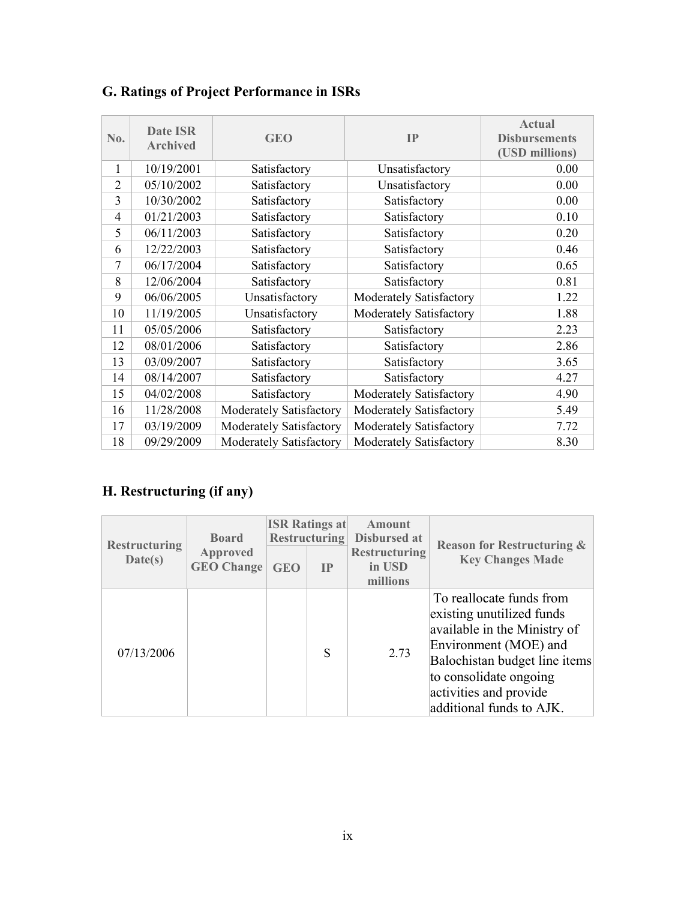## G. Ratings of Project Performance in ISRs

| No. | Date ISR Archived | GEO | IP | Actual Disbursements (USD millions) |
|---|---|---|---|---|
| 1 | 10/19/2001 | Satisfactory | Unsatisfactory | 0.00 |
| 2 | 05/10/2002 | Satisfactory | Unsatisfactory | 0.00 |
| 3 | 10/30/2002 | Satisfactory | Satisfactory | 0.00 |
| 4 | 01/21/2003 | Satisfactory | Satisfactory | 0.10 |
| 5 | 06/11/2003 | Satisfactory | Satisfactory | 0.20 |
| 6 | 12/22/2003 | Satisfactory | Satisfactory | 0.46 |
| 7 | 06/17/2004 | Satisfactory | Satisfactory | 0.65 |
| 8 | 12/06/2004 | Satisfactory | Satisfactory | 0.81 |
| 9 | 06/06/2005 | Unsatisfactory | Moderately Satisfactory | 1.22 |
| 10 | 11/19/2005 | Unsatisfactory | Moderately Satisfactory | 1.88 |
| 11 | 05/05/2006 | Satisfactory | Satisfactory | 2.23 |
| 12 | 08/01/2006 | Satisfactory | Satisfactory | 2.86 |
| 13 | 03/09/2007 | Satisfactory | Satisfactory | 3.65 |
| 14 | 08/14/2007 | Satisfactory | Satisfactory | 4.27 |
| 15 | 04/02/2008 | Satisfactory | Moderately Satisfactory | 4.90 |
| 16 | 11/28/2008 | Moderately Satisfactory | Moderately Satisfactory | 5.49 |
| 17 | 03/19/2009 | Moderately Satisfactory | Moderately Satisfactory | 7.72 |
| 18 | 09/29/2009 | Moderately Satisfactory | Moderately Satisfactory | 8.30 |

## H. Restructuring (if any)

| Restructuring Date(s) | Board Approved GEO Change | ISR Ratings at Restructuring | | Amount Disbursed at Restructuring in USD millions | Reason for Restructuring & Key Changes Made |
|---|---|---|---|---|---|
| | | GEO | IP | | |
| 07/13/2006 | | | S | 2.73 | To reallocate funds from existing unutilized funds available in the Ministry of Environment (MOE) and Balochistan budget line items to consolidate ongoing activities and provide additional funds to AJK. |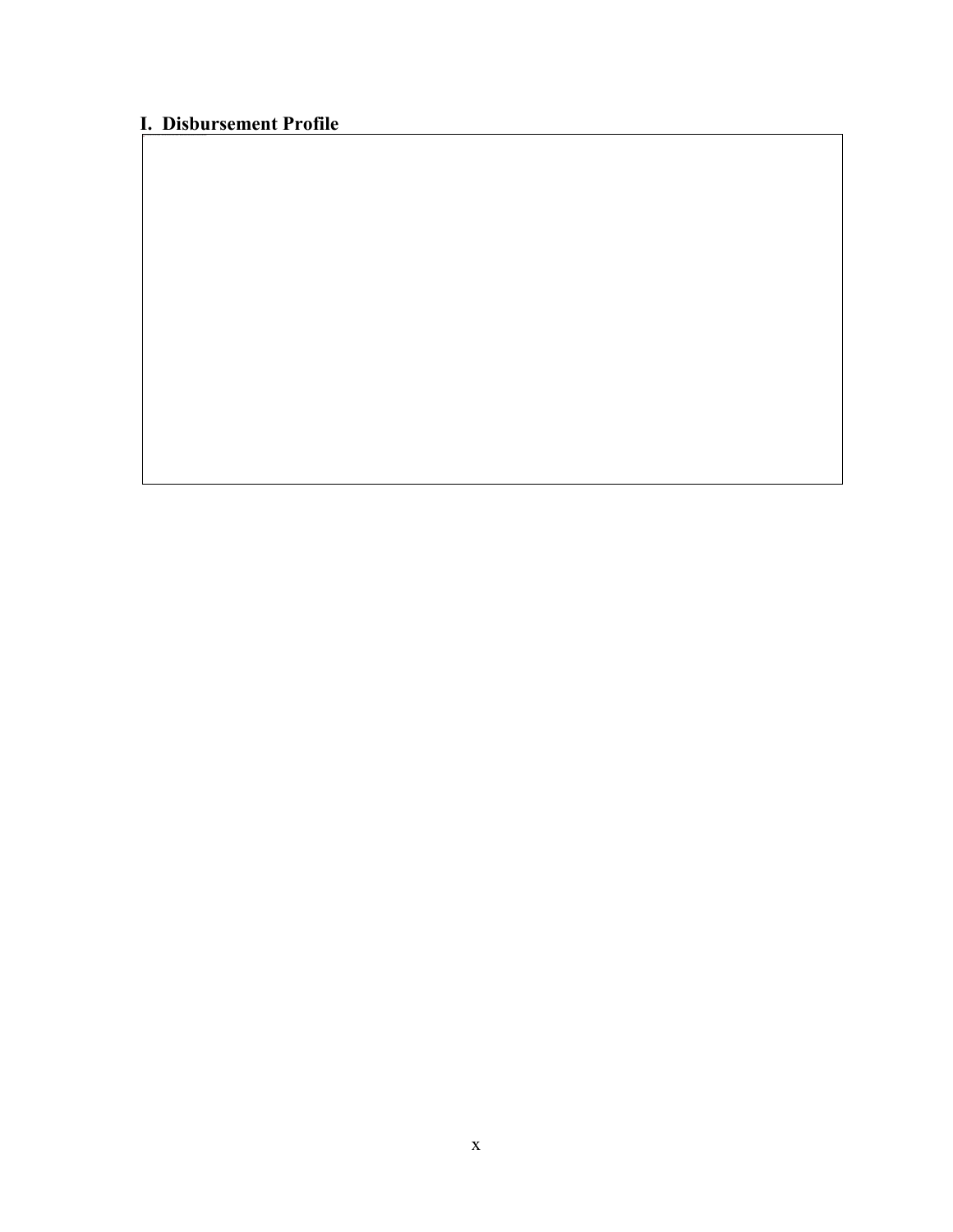## I. Disbursement Profile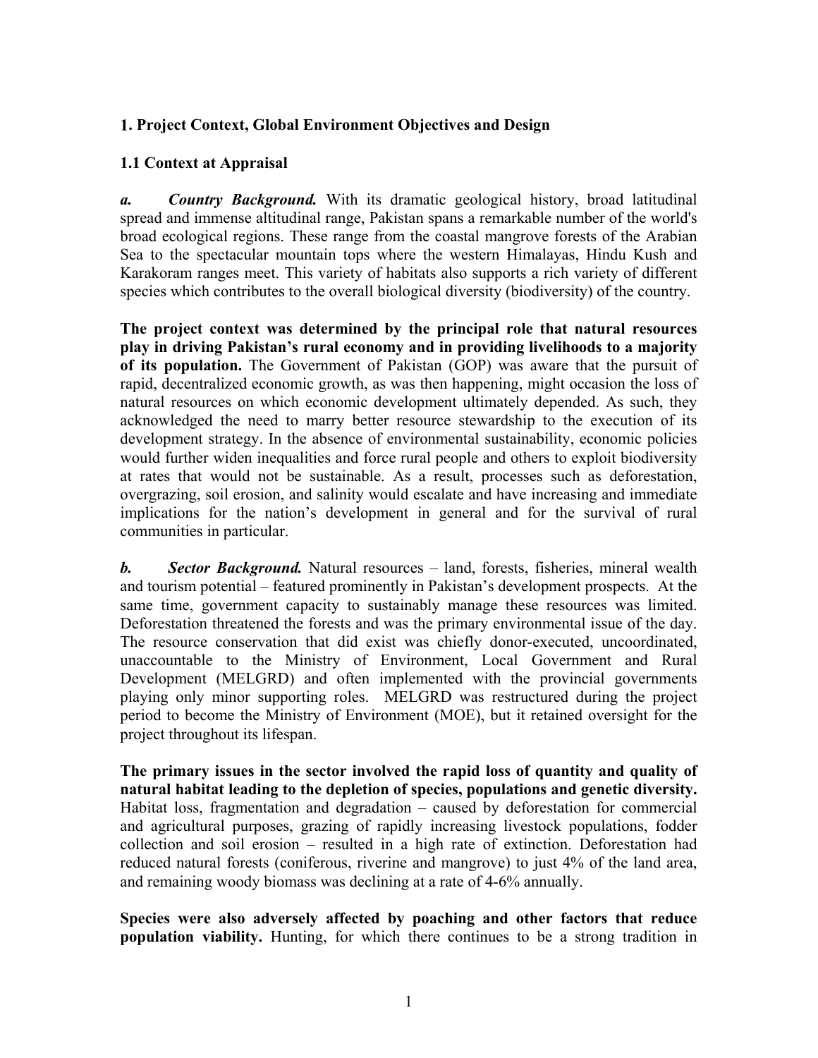## 1. Project Context, Global Environment Objectives and Design

### 1.1 Context at Appraisal

***a. Country Background.*** With its dramatic geological history, broad latitudinal spread and immense altitudinal range, Pakistan spans a remarkable number of the world's broad ecological regions. These range from the coastal mangrove forests of the Arabian Sea to the spectacular mountain tops where the western Himalayas, Hindu Kush and Karakoram ranges meet. This variety of habitats also supports a rich variety of different species which contributes to the overall biological diversity (biodiversity) of the country.

**The project context was determined by the principal role that natural resources play in driving Pakistan's rural economy and in providing livelihoods to a majority of its population.** The Government of Pakistan (GOP) was aware that the pursuit of rapid, decentralized economic growth, as was then happening, might occasion the loss of natural resources on which economic development ultimately depended. As such, they acknowledged the need to marry better resource stewardship to the execution of its development strategy. In the absence of environmental sustainability, economic policies would further widen inequalities and force rural people and others to exploit biodiversity at rates that would not be sustainable. As a result, processes such as deforestation, overgrazing, soil erosion, and salinity would escalate and have increasing and immediate implications for the nation's development in general and for the survival of rural communities in particular.

***b. Sector Background.*** Natural resources – land, forests, fisheries, mineral wealth and tourism potential – featured prominently in Pakistan's development prospects. At the same time, government capacity to sustainably manage these resources was limited. Deforestation threatened the forests and was the primary environmental issue of the day. The resource conservation that did exist was chiefly donor-executed, uncoordinated, unaccountable to the Ministry of Environment, Local Government and Rural Development (MELGRD) and often implemented with the provincial governments playing only minor supporting roles. MELGRD was restructured during the project period to become the Ministry of Environment (MOE), but it retained oversight for the project throughout its lifespan.

**The primary issues in the sector involved the rapid loss of quantity and quality of natural habitat leading to the depletion of species, populations and genetic diversity.** Habitat loss, fragmentation and degradation – caused by deforestation for commercial and agricultural purposes, grazing of rapidly increasing livestock populations, fodder collection and soil erosion – resulted in a high rate of extinction. Deforestation had reduced natural forests (coniferous, riverine and mangrove) to just 4% of the land area, and remaining woody biomass was declining at a rate of 4-6% annually.

**Species were also adversely affected by poaching and other factors that reduce population viability.** Hunting, for which there continues to be a strong tradition in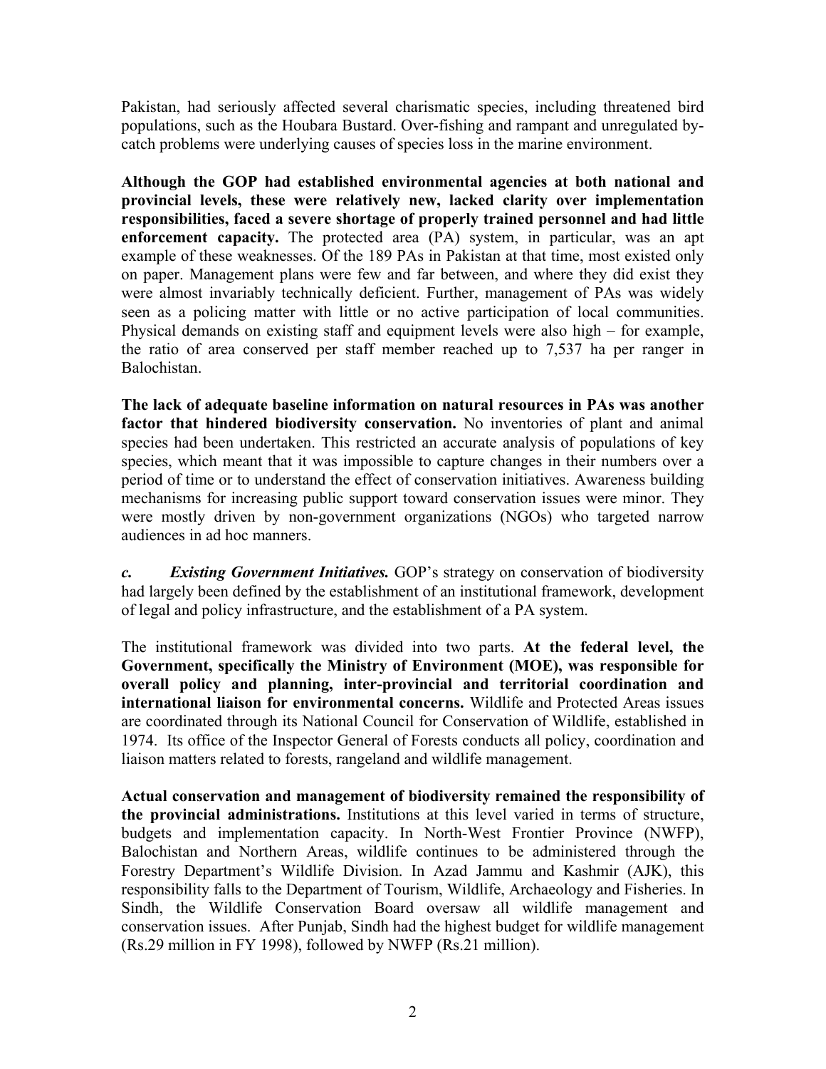Pakistan, had seriously affected several charismatic species, including threatened bird populations, such as the Houbara Bustard. Over-fishing and rampant and unregulated by-catch problems were underlying causes of species loss in the marine environment.

**Although the GOP had established environmental agencies at both national and provincial levels, these were relatively new, lacked clarity over implementation responsibilities, faced a severe shortage of properly trained personnel and had little enforcement capacity.** The protected area (PA) system, in particular, was an apt example of these weaknesses. Of the 189 PAs in Pakistan at that time, most existed only on paper. Management plans were few and far between, and where they did exist they were almost invariably technically deficient. Further, management of PAs was widely seen as a policing matter with little or no active participation of local communities. Physical demands on existing staff and equipment levels were also high – for example, the ratio of area conserved per staff member reached up to 7,537 ha per ranger in Balochistan.

**The lack of adequate baseline information on natural resources in PAs was another factor that hindered biodiversity conservation.** No inventories of plant and animal species had been undertaken. This restricted an accurate analysis of populations of key species, which meant that it was impossible to capture changes in their numbers over a period of time or to understand the effect of conservation initiatives. Awareness building mechanisms for increasing public support toward conservation issues were minor. They were mostly driven by non-government organizations (NGOs) who targeted narrow audiences in ad hoc manners.

***c. Existing Government Initiatives.*** GOP's strategy on conservation of biodiversity had largely been defined by the establishment of an institutional framework, development of legal and policy infrastructure, and the establishment of a PA system.

The institutional framework was divided into two parts. **At the federal level, the Government, specifically the Ministry of Environment (MOE), was responsible for overall policy and planning, inter-provincial and territorial coordination and international liaison for environmental concerns.** Wildlife and Protected Areas issues are coordinated through its National Council for Conservation of Wildlife, established in 1974. Its office of the Inspector General of Forests conducts all policy, coordination and liaison matters related to forests, rangeland and wildlife management.

**Actual conservation and management of biodiversity remained the responsibility of the provincial administrations.** Institutions at this level varied in terms of structure, budgets and implementation capacity. In North-West Frontier Province (NWFP), Balochistan and Northern Areas, wildlife continues to be administered through the Forestry Department's Wildlife Division. In Azad Jammu and Kashmir (AJK), this responsibility falls to the Department of Tourism, Wildlife, Archaeology and Fisheries. In Sindh, the Wildlife Conservation Board oversaw all wildlife management and conservation issues. After Punjab, Sindh had the highest budget for wildlife management (Rs.29 million in FY 1998), followed by NWFP (Rs.21 million).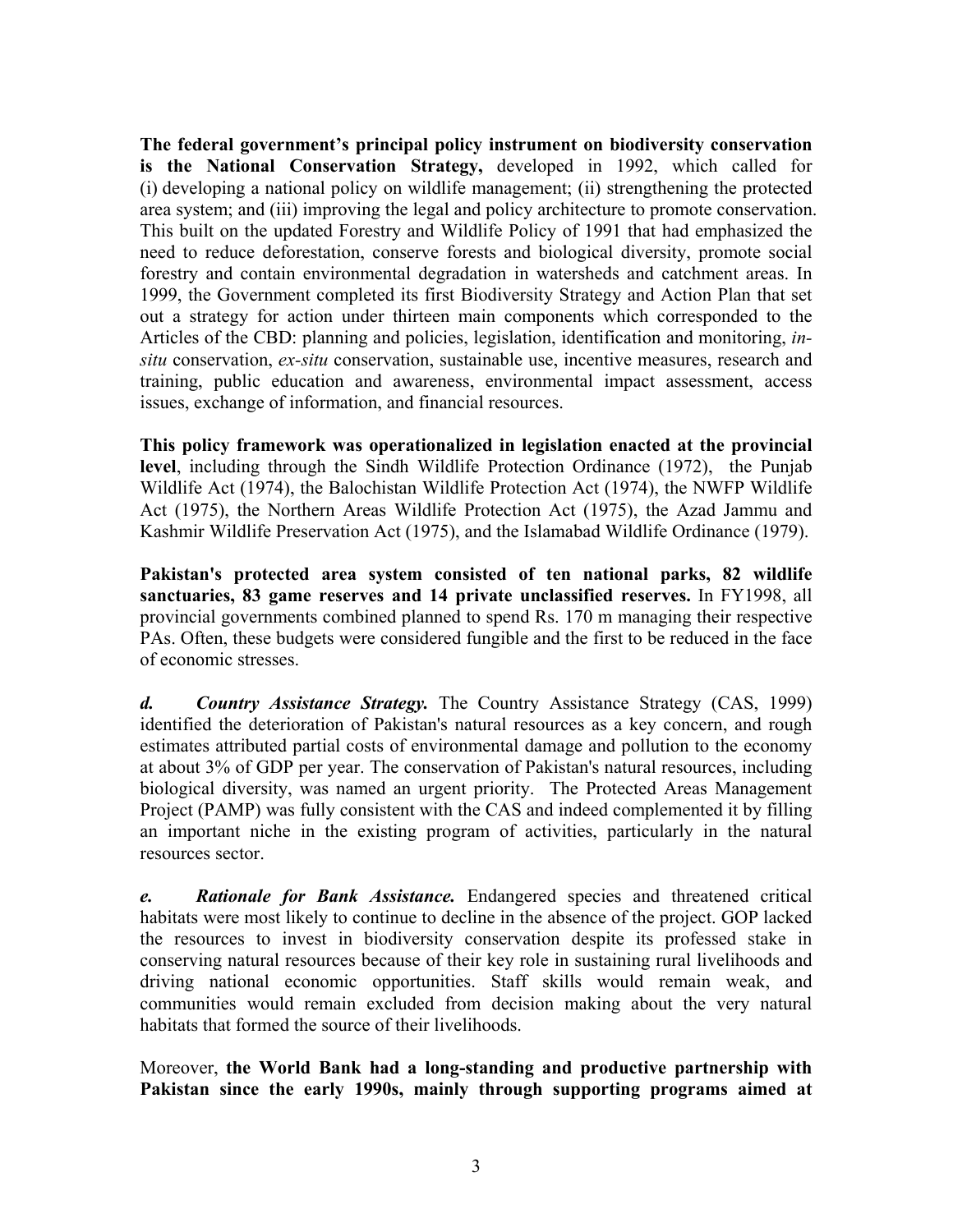**The federal government's principal policy instrument on biodiversity conservation is the National Conservation Strategy,** developed in 1992, which called for (i) developing a national policy on wildlife management; (ii) strengthening the protected area system; and (iii) improving the legal and policy architecture to promote conservation. This built on the updated Forestry and Wildlife Policy of 1991 that had emphasized the need to reduce deforestation, conserve forests and biological diversity, promote social forestry and contain environmental degradation in watersheds and catchment areas. In 1999, the Government completed its first Biodiversity Strategy and Action Plan that set out a strategy for action under thirteen main components which corresponded to the Articles of the CBD: planning and policies, legislation, identification and monitoring, *in-situ* conservation, *ex-situ* conservation, sustainable use, incentive measures, research and training, public education and awareness, environmental impact assessment, access issues, exchange of information, and financial resources.

**This policy framework was operationalized in legislation enacted at the provincial level**, including through the Sindh Wildlife Protection Ordinance (1972), the Punjab Wildlife Act (1974), the Balochistan Wildlife Protection Act (1974), the NWFP Wildlife Act (1975), the Northern Areas Wildlife Protection Act (1975), the Azad Jammu and Kashmir Wildlife Preservation Act (1975), and the Islamabad Wildlife Ordinance (1979).

**Pakistan's protected area system consisted of ten national parks, 82 wildlife sanctuaries, 83 game reserves and 14 private unclassified reserves.** In FY1998, all provincial governments combined planned to spend Rs. 170 m managing their respective PAs. Often, these budgets were considered fungible and the first to be reduced in the face of economic stresses.

***d. Country Assistance Strategy.*** The Country Assistance Strategy (CAS, 1999) identified the deterioration of Pakistan's natural resources as a key concern, and rough estimates attributed partial costs of environmental damage and pollution to the economy at about 3% of GDP per year. The conservation of Pakistan's natural resources, including biological diversity, was named an urgent priority. The Protected Areas Management Project (PAMP) was fully consistent with the CAS and indeed complemented it by filling an important niche in the existing program of activities, particularly in the natural resources sector.

***e. Rationale for Bank Assistance.*** Endangered species and threatened critical habitats were most likely to continue to decline in the absence of the project. GOP lacked the resources to invest in biodiversity conservation despite its professed stake in conserving natural resources because of their key role in sustaining rural livelihoods and driving national economic opportunities. Staff skills would remain weak, and communities would remain excluded from decision making about the very natural habitats that formed the source of their livelihoods.

Moreover, **the World Bank had a long-standing and productive partnership with Pakistan since the early 1990s, mainly through supporting programs aimed at**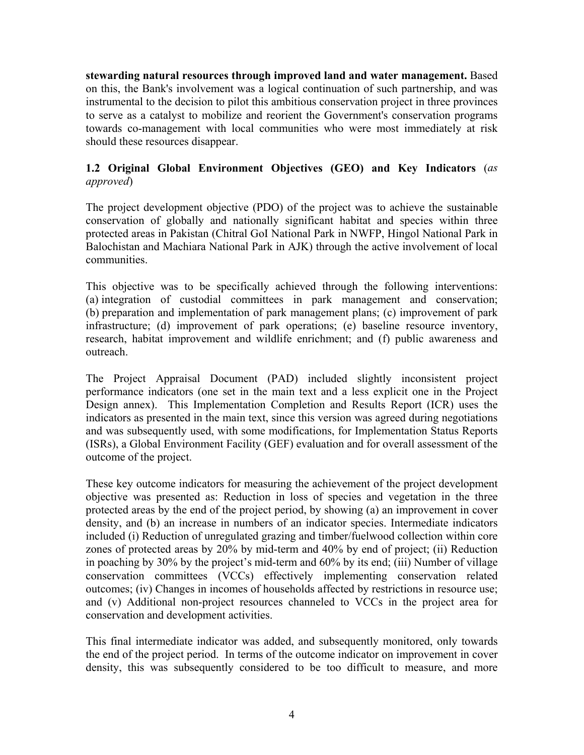**stewarding natural resources through improved land and water management.** Based on this, the Bank's involvement was a logical continuation of such partnership, and was instrumental to the decision to pilot this ambitious conservation project in three provinces to serve as a catalyst to mobilize and reorient the Government's conservation programs towards co-management with local communities who were most immediately at risk should these resources disappear.

### 1.2 Original Global Environment Objectives (GEO) and Key Indicators (*as approved*)

The project development objective (PDO) of the project was to achieve the sustainable conservation of globally and nationally significant habitat and species within three protected areas in Pakistan (Chitral GoI National Park in NWFP, Hingol National Park in Balochistan and Machiara National Park in AJK) through the active involvement of local communities.

This objective was to be specifically achieved through the following interventions: (a) integration of custodial committees in park management and conservation; (b) preparation and implementation of park management plans; (c) improvement of park infrastructure; (d) improvement of park operations; (e) baseline resource inventory, research, habitat improvement and wildlife enrichment; and (f) public awareness and outreach.

The Project Appraisal Document (PAD) included slightly inconsistent project performance indicators (one set in the main text and a less explicit one in the Project Design annex). This Implementation Completion and Results Report (ICR) uses the indicators as presented in the main text, since this version was agreed during negotiations and was subsequently used, with some modifications, for Implementation Status Reports (ISRs), a Global Environment Facility (GEF) evaluation and for overall assessment of the outcome of the project.

These key outcome indicators for measuring the achievement of the project development objective was presented as: Reduction in loss of species and vegetation in the three protected areas by the end of the project period, by showing (a) an improvement in cover density, and (b) an increase in numbers of an indicator species. Intermediate indicators included (i) Reduction of unregulated grazing and timber/fuelwood collection within core zones of protected areas by 20% by mid-term and 40% by end of project; (ii) Reduction in poaching by 30% by the project's mid-term and 60% by its end; (iii) Number of village conservation committees (VCCs) effectively implementing conservation related outcomes; (iv) Changes in incomes of households affected by restrictions in resource use; and (v) Additional non-project resources channeled to VCCs in the project area for conservation and development activities.

This final intermediate indicator was added, and subsequently monitored, only towards the end of the project period. In terms of the outcome indicator on improvement in cover density, this was subsequently considered to be too difficult to measure, and more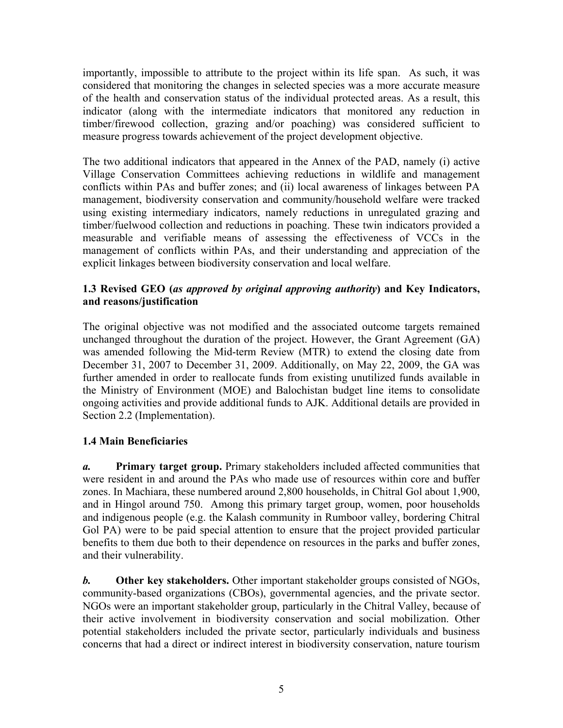importantly, impossible to attribute to the project within its life span. As such, it was considered that monitoring the changes in selected species was a more accurate measure of the health and conservation status of the individual protected areas. As a result, this indicator (along with the intermediate indicators that monitored any reduction in timber/firewood collection, grazing and/or poaching) was considered sufficient to measure progress towards achievement of the project development objective.

The two additional indicators that appeared in the Annex of the PAD, namely (i) active Village Conservation Committees achieving reductions in wildlife and management conflicts within PAs and buffer zones; and (ii) local awareness of linkages between PA management, biodiversity conservation and community/household welfare were tracked using existing intermediary indicators, namely reductions in unregulated grazing and timber/fuelwood collection and reductions in poaching. These twin indicators provided a measurable and verifiable means of assessing the effectiveness of VCCs in the management of conflicts within PAs, and their understanding and appreciation of the explicit linkages between biodiversity conservation and local welfare.

### 1.3 Revised GEO (*as approved by original approving authority*) and Key Indicators, and reasons/justification

The original objective was not modified and the associated outcome targets remained unchanged throughout the duration of the project. However, the Grant Agreement (GA) was amended following the Mid-term Review (MTR) to extend the closing date from December 31, 2007 to December 31, 2009. Additionally, on May 22, 2009, the GA was further amended in order to reallocate funds from existing unutilized funds available in the Ministry of Environment (MOE) and Balochistan budget line items to consolidate ongoing activities and provide additional funds to AJK. Additional details are provided in Section 2.2 (Implementation).

### 1.4 Main Beneficiaries

***a.*** **Primary target group.** Primary stakeholders included affected communities that were resident in and around the PAs who made use of resources within core and buffer zones. In Machiara, these numbered around 2,800 households, in Chitral Gol about 1,900, and in Hingol around 750. Among this primary target group, women, poor households and indigenous people (e.g. the Kalash community in Rumboor valley, bordering Chitral Gol PA) were to be paid special attention to ensure that the project provided particular benefits to them due both to their dependence on resources in the parks and buffer zones, and their vulnerability.

***b.*** **Other key stakeholders.** Other important stakeholder groups consisted of NGOs, community-based organizations (CBOs), governmental agencies, and the private sector. NGOs were an important stakeholder group, particularly in the Chitral Valley, because of their active involvement in biodiversity conservation and social mobilization. Other potential stakeholders included the private sector, particularly individuals and business concerns that had a direct or indirect interest in biodiversity conservation, nature tourism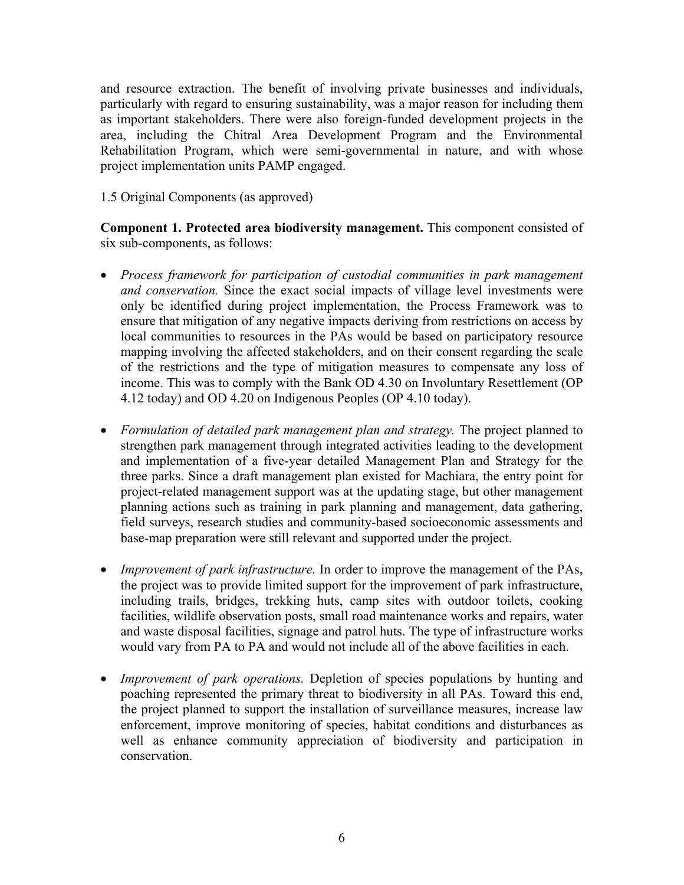and resource extraction. The benefit of involving private businesses and individuals, particularly with regard to ensuring sustainability, was a major reason for including them as important stakeholders. There were also foreign-funded development projects in the area, including the Chitral Area Development Program and the Environmental Rehabilitation Program, which were semi-governmental in nature, and with whose project implementation units PAMP engaged.

1.5 Original Components (as approved)

**Component 1. Protected area biodiversity management.** This component consisted of six sub-components, as follows:

- *Process framework for participation of custodial communities in park management and conservation.* Since the exact social impacts of village level investments were only be identified during project implementation, the Process Framework was to ensure that mitigation of any negative impacts deriving from restrictions on access by local communities to resources in the PAs would be based on participatory resource mapping involving the affected stakeholders, and on their consent regarding the scale of the restrictions and the type of mitigation measures to compensate any loss of income. This was to comply with the Bank OD 4.30 on Involuntary Resettlement (OP 4.12 today) and OD 4.20 on Indigenous Peoples (OP 4.10 today).

- *Formulation of detailed park management plan and strategy.* The project planned to strengthen park management through integrated activities leading to the development and implementation of a five-year detailed Management Plan and Strategy for the three parks. Since a draft management plan existed for Machiara, the entry point for project-related management support was at the updating stage, but other management planning actions such as training in park planning and management, data gathering, field surveys, research studies and community-based socioeconomic assessments and base-map preparation were still relevant and supported under the project.

- *Improvement of park infrastructure.* In order to improve the management of the PAs, the project was to provide limited support for the improvement of park infrastructure, including trails, bridges, trekking huts, camp sites with outdoor toilets, cooking facilities, wildlife observation posts, small road maintenance works and repairs, water and waste disposal facilities, signage and patrol huts. The type of infrastructure works would vary from PA to PA and would not include all of the above facilities in each.

- *Improvement of park operations.* Depletion of species populations by hunting and poaching represented the primary threat to biodiversity in all PAs. Toward this end, the project planned to support the installation of surveillance measures, increase law enforcement, improve monitoring of species, habitat conditions and disturbances as well as enhance community appreciation of biodiversity and participation in conservation.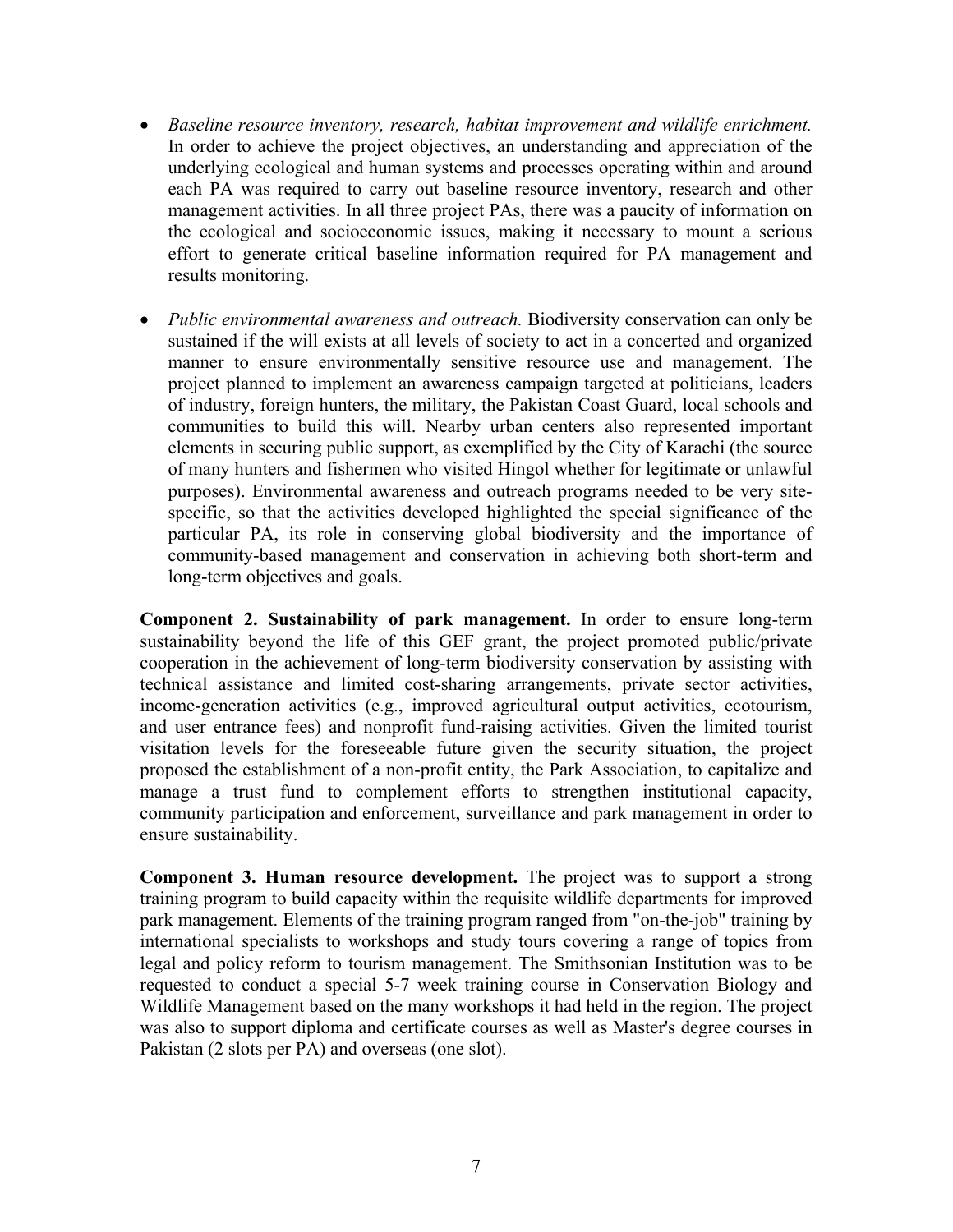- *Baseline resource inventory, research, habitat improvement and wildlife enrichment.* In order to achieve the project objectives, an understanding and appreciation of the underlying ecological and human systems and processes operating within and around each PA was required to carry out baseline resource inventory, research and other management activities. In all three project PAs, there was a paucity of information on the ecological and socioeconomic issues, making it necessary to mount a serious effort to generate critical baseline information required for PA management and results monitoring.

- *Public environmental awareness and outreach.* Biodiversity conservation can only be sustained if the will exists at all levels of society to act in a concerted and organized manner to ensure environmentally sensitive resource use and management. The project planned to implement an awareness campaign targeted at politicians, leaders of industry, foreign hunters, the military, the Pakistan Coast Guard, local schools and communities to build this will. Nearby urban centers also represented important elements in securing public support, as exemplified by the City of Karachi (the source of many hunters and fishermen who visited Hingol whether for legitimate or unlawful purposes). Environmental awareness and outreach programs needed to be very site-specific, so that the activities developed highlighted the special significance of the particular PA, its role in conserving global biodiversity and the importance of community-based management and conservation in achieving both short-term and long-term objectives and goals.

**Component 2. Sustainability of park management.** In order to ensure long-term sustainability beyond the life of this GEF grant, the project promoted public/private cooperation in the achievement of long-term biodiversity conservation by assisting with technical assistance and limited cost-sharing arrangements, private sector activities, income-generation activities (e.g., improved agricultural output activities, ecotourism, and user entrance fees) and nonprofit fund-raising activities. Given the limited tourist visitation levels for the foreseeable future given the security situation, the project proposed the establishment of a non-profit entity, the Park Association, to capitalize and manage a trust fund to complement efforts to strengthen institutional capacity, community participation and enforcement, surveillance and park management in order to ensure sustainability.

**Component 3. Human resource development.** The project was to support a strong training program to build capacity within the requisite wildlife departments for improved park management. Elements of the training program ranged from "on-the-job" training by international specialists to workshops and study tours covering a range of topics from legal and policy reform to tourism management. The Smithsonian Institution was to be requested to conduct a special 5-7 week training course in Conservation Biology and Wildlife Management based on the many workshops it had held in the region. The project was also to support diploma and certificate courses as well as Master's degree courses in Pakistan (2 slots per PA) and overseas (one slot).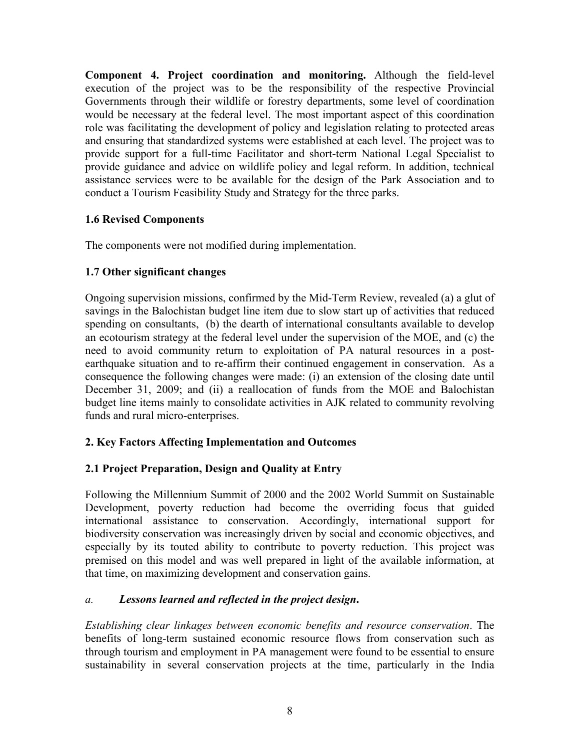**Component 4. Project coordination and monitoring.** Although the field-level execution of the project was to be the responsibility of the respective Provincial Governments through their wildlife or forestry departments, some level of coordination would be necessary at the federal level. The most important aspect of this coordination role was facilitating the development of policy and legislation relating to protected areas and ensuring that standardized systems were established at each level. The project was to provide support for a full-time Facilitator and short-term National Legal Specialist to provide guidance and advice on wildlife policy and legal reform. In addition, technical assistance services were to be available for the design of the Park Association and to conduct a Tourism Feasibility Study and Strategy for the three parks.

### 1.6 Revised Components

The components were not modified during implementation.

### 1.7 Other significant changes

Ongoing supervision missions, confirmed by the Mid-Term Review, revealed (a) a glut of savings in the Balochistan budget line item due to slow start up of activities that reduced spending on consultants, (b) the dearth of international consultants available to develop an ecotourism strategy at the federal level under the supervision of the MOE, and (c) the need to avoid community return to exploitation of PA natural resources in a post-earthquake situation and to re-affirm their continued engagement in conservation. As a consequence the following changes were made: (i) an extension of the closing date until December 31, 2009; and (ii) a reallocation of funds from the MOE and Balochistan budget line items mainly to consolidate activities in AJK related to community revolving funds and rural micro-enterprises.

## 2. Key Factors Affecting Implementation and Outcomes

### 2.1 Project Preparation, Design and Quality at Entry

Following the Millennium Summit of 2000 and the 2002 World Summit on Sustainable Development, poverty reduction had become the overriding focus that guided international assistance to conservation. Accordingly, international support for biodiversity conservation was increasingly driven by social and economic objectives, and especially by its touted ability to contribute to poverty reduction. This project was premised on this model and was well prepared in light of the available information, at that time, on maximizing development and conservation gains.

*a.* ***Lessons learned and reflected in the project design*.**

*Establishing clear linkages between economic benefits and resource conservation*. The benefits of long-term sustained economic resource flows from conservation such as through tourism and employment in PA management were found to be essential to ensure sustainability in several conservation projects at the time, particularly in the India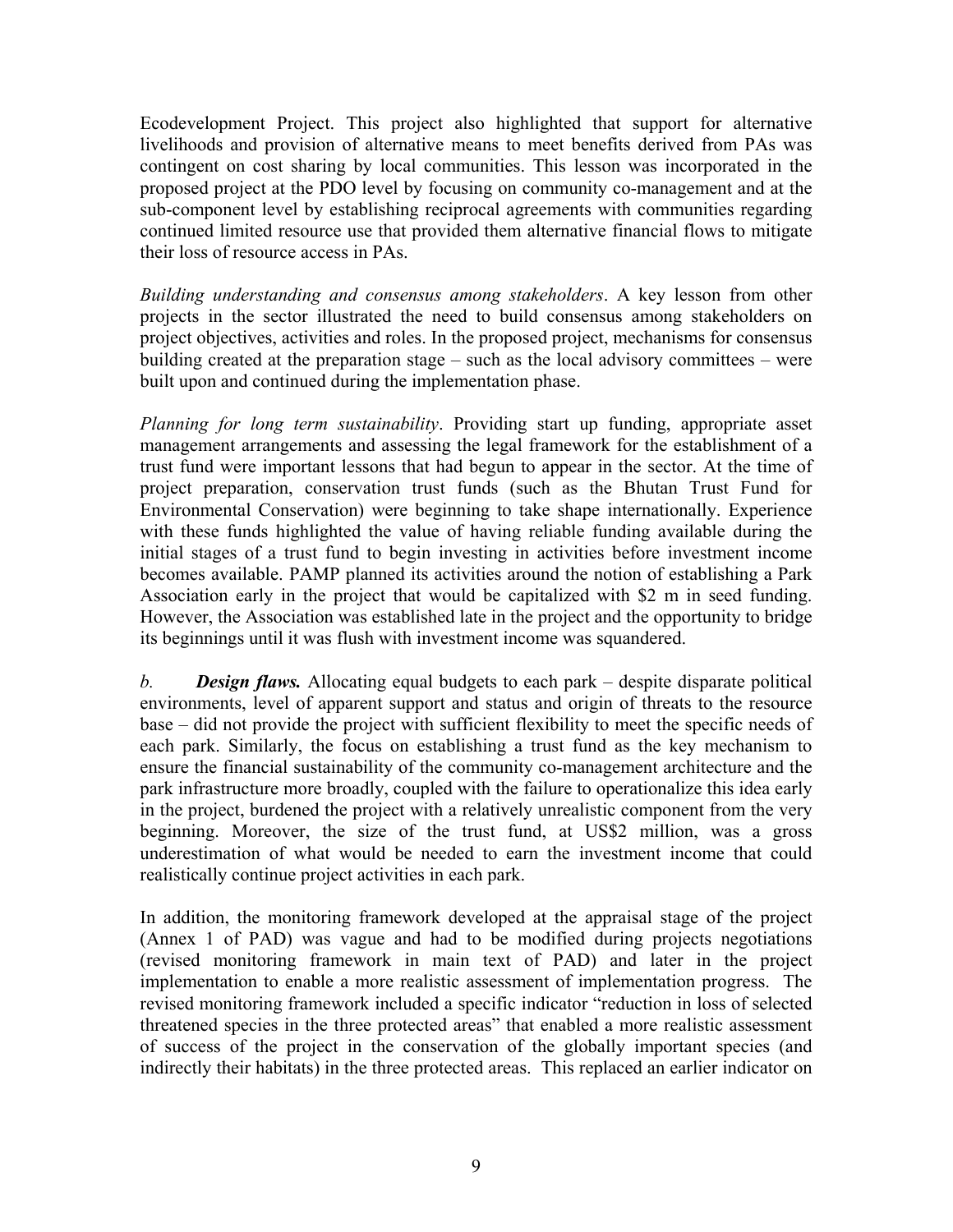Ecodevelopment Project. This project also highlighted that support for alternative livelihoods and provision of alternative means to meet benefits derived from PAs was contingent on cost sharing by local communities. This lesson was incorporated in the proposed project at the PDO level by focusing on community co-management and at the sub-component level by establishing reciprocal agreements with communities regarding continued limited resource use that provided them alternative financial flows to mitigate their loss of resource access in PAs.

*Building understanding and consensus among stakeholders*. A key lesson from other projects in the sector illustrated the need to build consensus among stakeholders on project objectives, activities and roles. In the proposed project, mechanisms for consensus building created at the preparation stage – such as the local advisory committees – were built upon and continued during the implementation phase.

*Planning for long term sustainability*. Providing start up funding, appropriate asset management arrangements and assessing the legal framework for the establishment of a trust fund were important lessons that had begun to appear in the sector. At the time of project preparation, conservation trust funds (such as the Bhutan Trust Fund for Environmental Conservation) were beginning to take shape internationally. Experience with these funds highlighted the value of having reliable funding available during the initial stages of a trust fund to begin investing in activities before investment income becomes available. PAMP planned its activities around the notion of establishing a Park Association early in the project that would be capitalized with $2 m in seed funding. However, the Association was established late in the project and the opportunity to bridge its beginnings until it was flush with investment income was squandered.

*b.* ***Design flaws.*** Allocating equal budgets to each park – despite disparate political environments, level of apparent support and status and origin of threats to the resource base – did not provide the project with sufficient flexibility to meet the specific needs of each park. Similarly, the focus on establishing a trust fund as the key mechanism to ensure the financial sustainability of the community co-management architecture and the park infrastructure more broadly, coupled with the failure to operationalize this idea early in the project, burdened the project with a relatively unrealistic component from the very beginning. Moreover, the size of the trust fund, at US$2 million, was a gross underestimation of what would be needed to earn the investment income that could realistically continue project activities in each park.

In addition, the monitoring framework developed at the appraisal stage of the project (Annex 1 of PAD) was vague and had to be modified during projects negotiations (revised monitoring framework in main text of PAD) and later in the project implementation to enable a more realistic assessment of implementation progress. The revised monitoring framework included a specific indicator "reduction in loss of selected threatened species in the three protected areas" that enabled a more realistic assessment of success of the project in the conservation of the globally important species (and indirectly their habitats) in the three protected areas. This replaced an earlier indicator on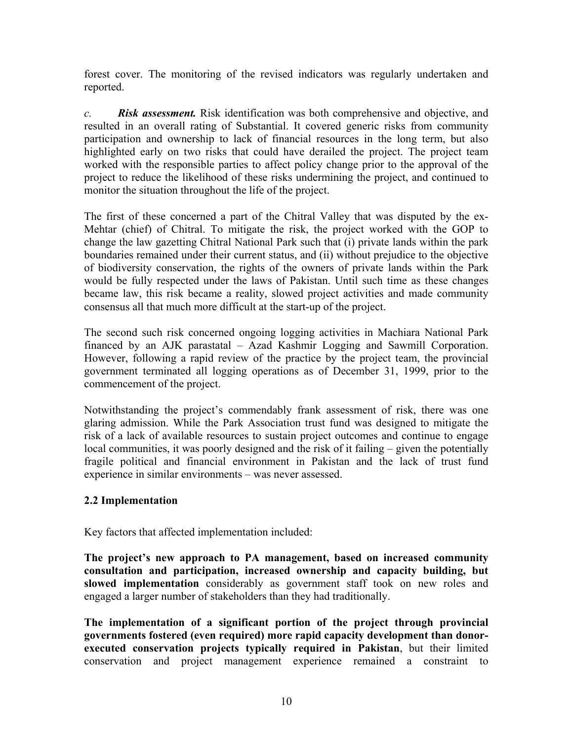forest cover. The monitoring of the revised indicators was regularly undertaken and reported.

*c.* ***Risk assessment.*** Risk identification was both comprehensive and objective, and resulted in an overall rating of Substantial. It covered generic risks from community participation and ownership to lack of financial resources in the long term, but also highlighted early on two risks that could have derailed the project. The project team worked with the responsible parties to affect policy change prior to the approval of the project to reduce the likelihood of these risks undermining the project, and continued to monitor the situation throughout the life of the project.

The first of these concerned a part of the Chitral Valley that was disputed by the ex-Mehtar (chief) of Chitral. To mitigate the risk, the project worked with the GOP to change the law gazetting Chitral National Park such that (i) private lands within the park boundaries remained under their current status, and (ii) without prejudice to the objective of biodiversity conservation, the rights of the owners of private lands within the Park would be fully respected under the laws of Pakistan. Until such time as these changes became law, this risk became a reality, slowed project activities and made community consensus all that much more difficult at the start-up of the project.

The second such risk concerned ongoing logging activities in Machiara National Park financed by an AJK parastatal – Azad Kashmir Logging and Sawmill Corporation. However, following a rapid review of the practice by the project team, the provincial government terminated all logging operations as of December 31, 1999, prior to the commencement of the project.

Notwithstanding the project's commendably frank assessment of risk, there was one glaring admission. While the Park Association trust fund was designed to mitigate the risk of a lack of available resources to sustain project outcomes and continue to engage local communities, it was poorly designed and the risk of it failing – given the potentially fragile political and financial environment in Pakistan and the lack of trust fund experience in similar environments – was never assessed.

### 2.2 Implementation

Key factors that affected implementation included:

**The project's new approach to PA management, based on increased community consultation and participation, increased ownership and capacity building, but slowed implementation** considerably as government staff took on new roles and engaged a larger number of stakeholders than they had traditionally.

**The implementation of a significant portion of the project through provincial governments fostered (even required) more rapid capacity development than donor-executed conservation projects typically required in Pakistan**, but their limited conservation and project management experience remained a constraint to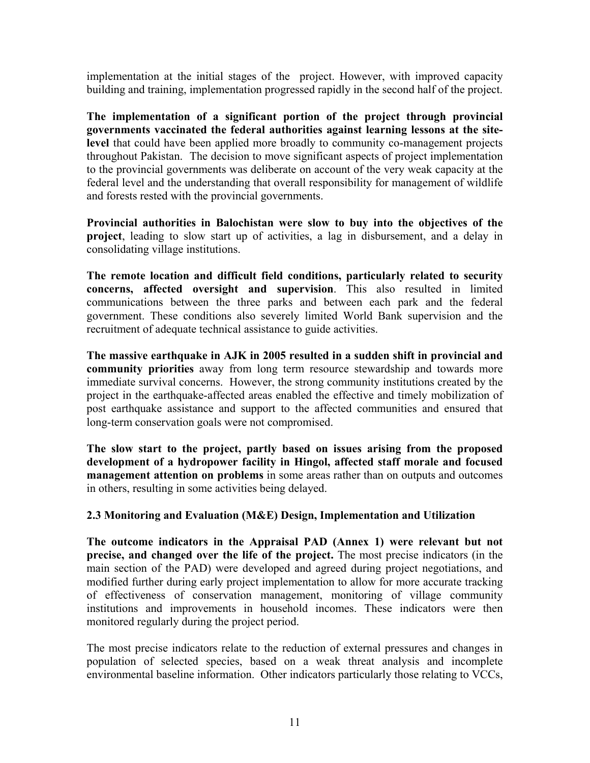implementation at the initial stages of the project. However, with improved capacity building and training, implementation progressed rapidly in the second half of the project.

**The implementation of a significant portion of the project through provincial governments vaccinated the federal authorities against learning lessons at the site-level** that could have been applied more broadly to community co-management projects throughout Pakistan. The decision to move significant aspects of project implementation to the provincial governments was deliberate on account of the very weak capacity at the federal level and the understanding that overall responsibility for management of wildlife and forests rested with the provincial governments.

**Provincial authorities in Balochistan were slow to buy into the objectives of the project**, leading to slow start up of activities, a lag in disbursement, and a delay in consolidating village institutions.

**The remote location and difficult field conditions, particularly related to security concerns, affected oversight and supervision**. This also resulted in limited communications between the three parks and between each park and the federal government. These conditions also severely limited World Bank supervision and the recruitment of adequate technical assistance to guide activities.

**The massive earthquake in AJK in 2005 resulted in a sudden shift in provincial and community priorities** away from long term resource stewardship and towards more immediate survival concerns. However, the strong community institutions created by the project in the earthquake-affected areas enabled the effective and timely mobilization of post earthquake assistance and support to the affected communities and ensured that long-term conservation goals were not compromised.

**The slow start to the project, partly based on issues arising from the proposed development of a hydropower facility in Hingol, affected staff morale and focused management attention on problems** in some areas rather than on outputs and outcomes in others, resulting in some activities being delayed.

### 2.3 Monitoring and Evaluation (M&E) Design, Implementation and Utilization

**The outcome indicators in the Appraisal PAD (Annex 1) were relevant but not precise, and changed over the life of the project.** The most precise indicators (in the main section of the PAD) were developed and agreed during project negotiations, and modified further during early project implementation to allow for more accurate tracking of effectiveness of conservation management, monitoring of village community institutions and improvements in household incomes. These indicators were then monitored regularly during the project period.

The most precise indicators relate to the reduction of external pressures and changes in population of selected species, based on a weak threat analysis and incomplete environmental baseline information. Other indicators particularly those relating to VCCs,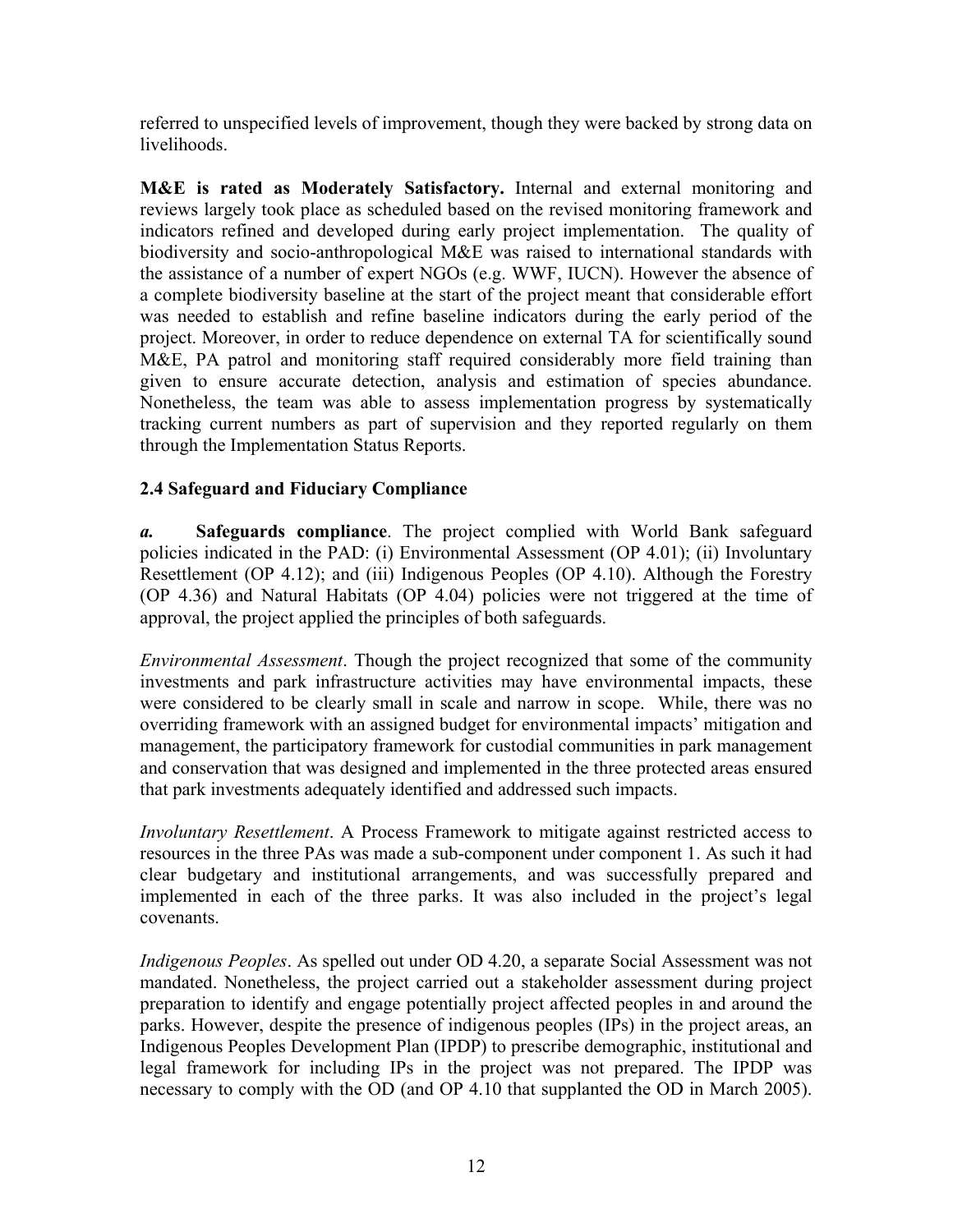referred to unspecified levels of improvement, though they were backed by strong data on livelihoods.

**M&E is rated as Moderately Satisfactory.** Internal and external monitoring and reviews largely took place as scheduled based on the revised monitoring framework and indicators refined and developed during early project implementation. The quality of biodiversity and socio-anthropological M&E was raised to international standards with the assistance of a number of expert NGOs (e.g. WWF, IUCN). However the absence of a complete biodiversity baseline at the start of the project meant that considerable effort was needed to establish and refine baseline indicators during the early period of the project. Moreover, in order to reduce dependence on external TA for scientifically sound M&E, PA patrol and monitoring staff required considerably more field training than given to ensure accurate detection, analysis and estimation of species abundance. Nonetheless, the team was able to assess implementation progress by systematically tracking current numbers as part of supervision and they reported regularly on them through the Implementation Status Reports.

### 2.4 Safeguard and Fiduciary Compliance

***a.*** **Safeguards compliance**. The project complied with World Bank safeguard policies indicated in the PAD: (i) Environmental Assessment (OP 4.01); (ii) Involuntary Resettlement (OP 4.12); and (iii) Indigenous Peoples (OP 4.10). Although the Forestry (OP 4.36) and Natural Habitats (OP 4.04) policies were not triggered at the time of approval, the project applied the principles of both safeguards.

*Environmental Assessment*. Though the project recognized that some of the community investments and park infrastructure activities may have environmental impacts, these were considered to be clearly small in scale and narrow in scope. While, there was no overriding framework with an assigned budget for environmental impacts' mitigation and management, the participatory framework for custodial communities in park management and conservation that was designed and implemented in the three protected areas ensured that park investments adequately identified and addressed such impacts.

*Involuntary Resettlement*. A Process Framework to mitigate against restricted access to resources in the three PAs was made a sub-component under component 1. As such it had clear budgetary and institutional arrangements, and was successfully prepared and implemented in each of the three parks. It was also included in the project's legal covenants.

*Indigenous Peoples*. As spelled out under OD 4.20, a separate Social Assessment was not mandated. Nonetheless, the project carried out a stakeholder assessment during project preparation to identify and engage potentially project affected peoples in and around the parks. However, despite the presence of indigenous peoples (IPs) in the project areas, an Indigenous Peoples Development Plan (IPDP) to prescribe demographic, institutional and legal framework for including IPs in the project was not prepared. The IPDP was necessary to comply with the OD (and OP 4.10 that supplanted the OD in March 2005).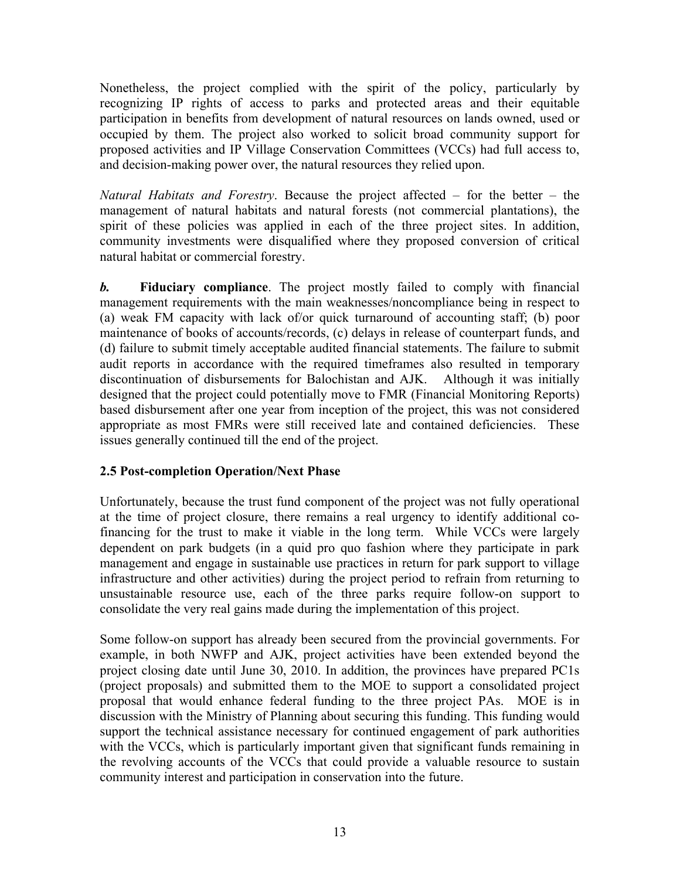Nonetheless, the project complied with the spirit of the policy, particularly by recognizing IP rights of access to parks and protected areas and their equitable participation in benefits from development of natural resources on lands owned, used or occupied by them. The project also worked to solicit broad community support for proposed activities and IP Village Conservation Committees (VCCs) had full access to, and decision-making power over, the natural resources they relied upon.

*Natural Habitats and Forestry*. Because the project affected – for the better – the management of natural habitats and natural forests (not commercial plantations), the spirit of these policies was applied in each of the three project sites. In addition, community investments were disqualified where they proposed conversion of critical natural habitat or commercial forestry.

***b.*** **Fiduciary compliance**. The project mostly failed to comply with financial management requirements with the main weaknesses/noncompliance being in respect to (a) weak FM capacity with lack of/or quick turnaround of accounting staff; (b) poor maintenance of books of accounts/records, (c) delays in release of counterpart funds, and (d) failure to submit timely acceptable audited financial statements. The failure to submit audit reports in accordance with the required timeframes also resulted in temporary discontinuation of disbursements for Balochistan and AJK. Although it was initially designed that the project could potentially move to FMR (Financial Monitoring Reports) based disbursement after one year from inception of the project, this was not considered appropriate as most FMRs were still received late and contained deficiencies. These issues generally continued till the end of the project.

### 2.5 Post-completion Operation/Next Phase

Unfortunately, because the trust fund component of the project was not fully operational at the time of project closure, there remains a real urgency to identify additional co-financing for the trust to make it viable in the long term. While VCCs were largely dependent on park budgets (in a quid pro quo fashion where they participate in park management and engage in sustainable use practices in return for park support to village infrastructure and other activities) during the project period to refrain from returning to unsustainable resource use, each of the three parks require follow-on support to consolidate the very real gains made during the implementation of this project.

Some follow-on support has already been secured from the provincial governments. For example, in both NWFP and AJK, project activities have been extended beyond the project closing date until June 30, 2010. In addition, the provinces have prepared PC1s (project proposals) and submitted them to the MOE to support a consolidated project proposal that would enhance federal funding to the three project PAs. MOE is in discussion with the Ministry of Planning about securing this funding. This funding would support the technical assistance necessary for continued engagement of park authorities with the VCCs, which is particularly important given that significant funds remaining in the revolving accounts of the VCCs that could provide a valuable resource to sustain community interest and participation in conservation into the future.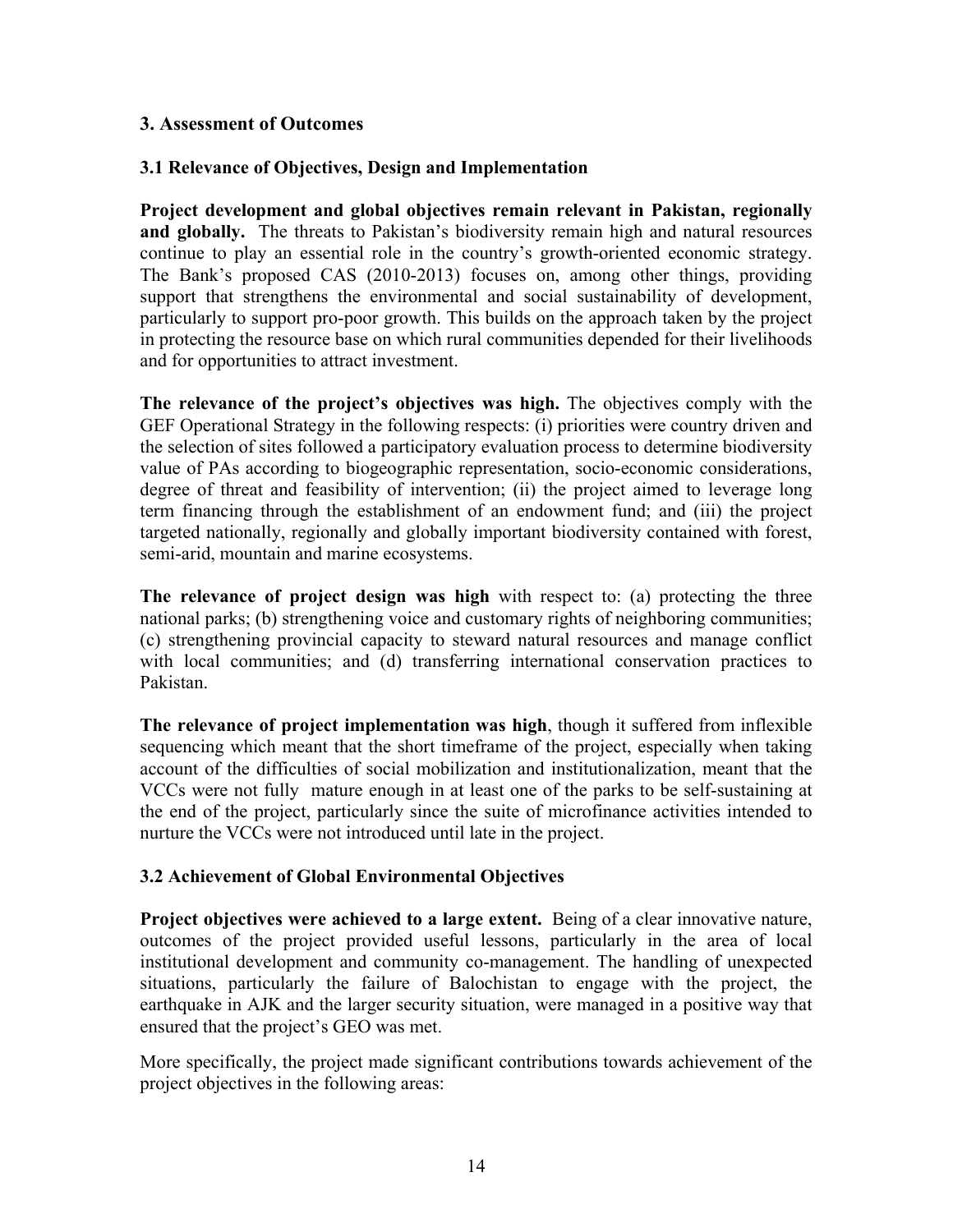## 3. Assessment of Outcomes

### 3.1 Relevance of Objectives, Design and Implementation

**Project development and global objectives remain relevant in Pakistan, regionally and globally.** The threats to Pakistan's biodiversity remain high and natural resources continue to play an essential role in the country's growth-oriented economic strategy. The Bank's proposed CAS (2010-2013) focuses on, among other things, providing support that strengthens the environmental and social sustainability of development, particularly to support pro-poor growth. This builds on the approach taken by the project in protecting the resource base on which rural communities depended for their livelihoods and for opportunities to attract investment.

**The relevance of the project's objectives was high.** The objectives comply with the GEF Operational Strategy in the following respects: (i) priorities were country driven and the selection of sites followed a participatory evaluation process to determine biodiversity value of PAs according to biogeographic representation, socio-economic considerations, degree of threat and feasibility of intervention; (ii) the project aimed to leverage long term financing through the establishment of an endowment fund; and (iii) the project targeted nationally, regionally and globally important biodiversity contained with forest, semi-arid, mountain and marine ecosystems.

**The relevance of project design was high** with respect to: (a) protecting the three national parks; (b) strengthening voice and customary rights of neighboring communities; (c) strengthening provincial capacity to steward natural resources and manage conflict with local communities; and (d) transferring international conservation practices to Pakistan.

**The relevance of project implementation was high**, though it suffered from inflexible sequencing which meant that the short timeframe of the project, especially when taking account of the difficulties of social mobilization and institutionalization, meant that the VCCs were not fully mature enough in at least one of the parks to be self-sustaining at the end of the project, particularly since the suite of microfinance activities intended to nurture the VCCs were not introduced until late in the project.

### 3.2 Achievement of Global Environmental Objectives

**Project objectives were achieved to a large extent.** Being of a clear innovative nature, outcomes of the project provided useful lessons, particularly in the area of local institutional development and community co-management. The handling of unexpected situations, particularly the failure of Balochistan to engage with the project, the earthquake in AJK and the larger security situation, were managed in a positive way that ensured that the project's GEO was met.

More specifically, the project made significant contributions towards achievement of the project objectives in the following areas: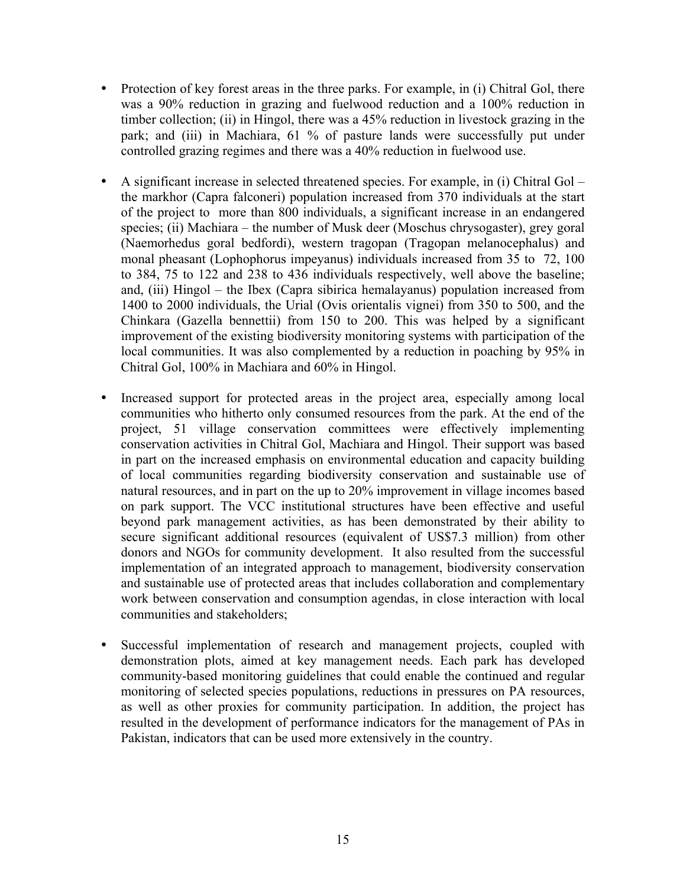- Protection of key forest areas in the three parks. For example, in (i) Chitral Gol, there was a 90% reduction in grazing and fuelwood reduction and a 100% reduction in timber collection; (ii) in Hingol, there was a 45% reduction in livestock grazing in the park; and (iii) in Machiara, 61 % of pasture lands were successfully put under controlled grazing regimes and there was a 40% reduction in fuelwood use.

- A significant increase in selected threatened species. For example, in (i) Chitral Gol – the markhor (Capra falconeri) population increased from 370 individuals at the start of the project to more than 800 individuals, a significant increase in an endangered species; (ii) Machiara – the number of Musk deer (Moschus chrysogaster), grey goral (Naemorhedus goral bedfordi), western tragopan (Tragopan melanocephalus) and monal pheasant (Lophophorus impeyanus) individuals increased from 35 to 72, 100 to 384, 75 to 122 and 238 to 436 individuals respectively, well above the baseline; and, (iii) Hingol – the Ibex (Capra sibirica hemalayanus) population increased from 1400 to 2000 individuals, the Urial (Ovis orientalis vignei) from 350 to 500, and the Chinkara (Gazella bennettii) from 150 to 200. This was helped by a significant improvement of the existing biodiversity monitoring systems with participation of the local communities. It was also complemented by a reduction in poaching by 95% in Chitral Gol, 100% in Machiara and 60% in Hingol.

- Increased support for protected areas in the project area, especially among local communities who hitherto only consumed resources from the park. At the end of the project, 51 village conservation committees were effectively implementing conservation activities in Chitral Gol, Machiara and Hingol. Their support was based in part on the increased emphasis on environmental education and capacity building of local communities regarding biodiversity conservation and sustainable use of natural resources, and in part on the up to 20% improvement in village incomes based on park support. The VCC institutional structures have been effective and useful beyond park management activities, as has been demonstrated by their ability to secure significant additional resources (equivalent of US$7.3 million) from other donors and NGOs for community development. It also resulted from the successful implementation of an integrated approach to management, biodiversity conservation and sustainable use of protected areas that includes collaboration and complementary work between conservation and consumption agendas, in close interaction with local communities and stakeholders;

- Successful implementation of research and management projects, coupled with demonstration plots, aimed at key management needs. Each park has developed community-based monitoring guidelines that could enable the continued and regular monitoring of selected species populations, reductions in pressures on PA resources, as well as other proxies for community participation. In addition, the project has resulted in the development of performance indicators for the management of PAs in Pakistan, indicators that can be used more extensively in the country.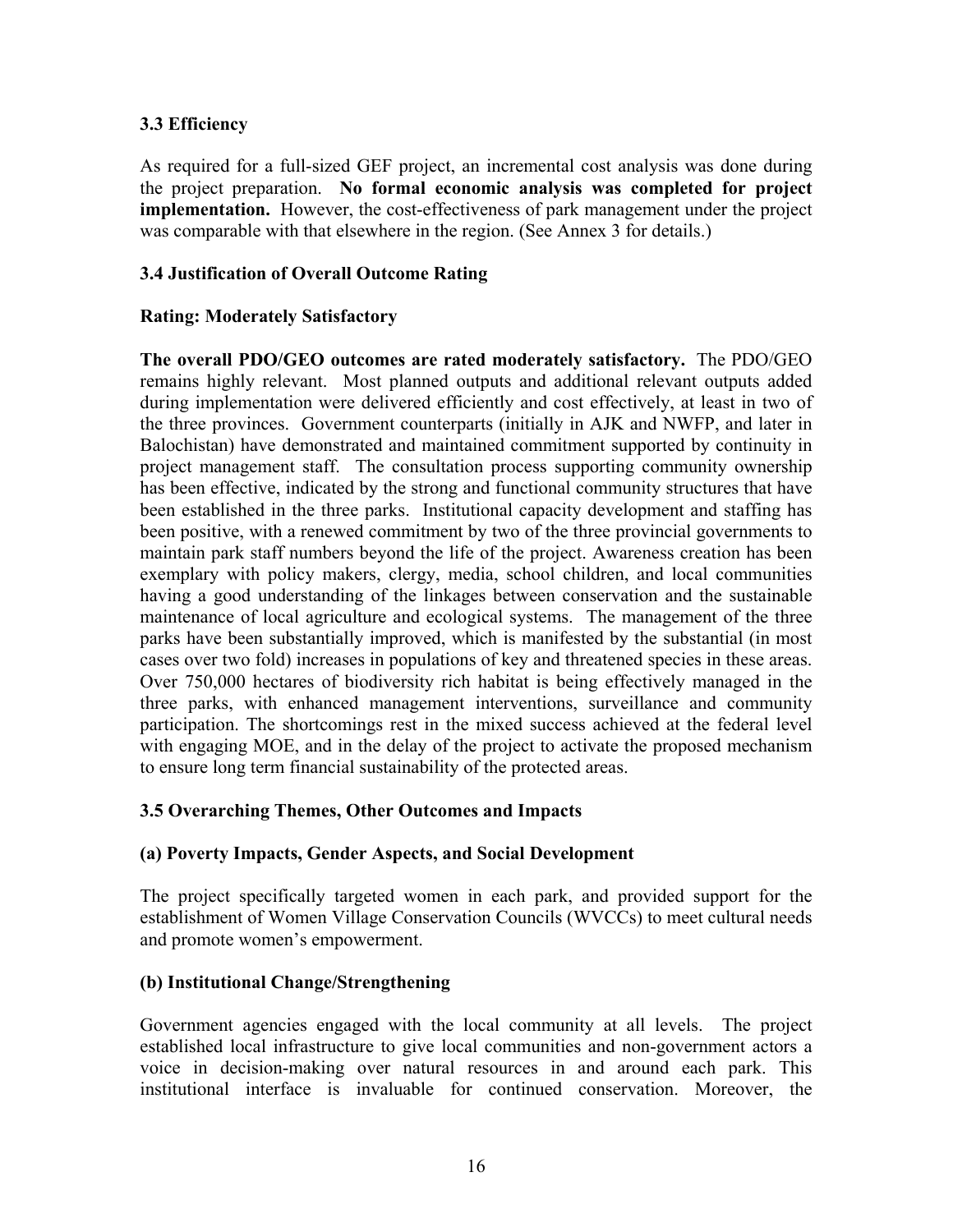### 3.3 Efficiency

As required for a full-sized GEF project, an incremental cost analysis was done during the project preparation. **No formal economic analysis was completed for project implementation.** However, the cost-effectiveness of park management under the project was comparable with that elsewhere in the region. (See Annex 3 for details.)

### 3.4 Justification of Overall Outcome Rating

**Rating: Moderately Satisfactory**

**The overall PDO/GEO outcomes are rated moderately satisfactory.** The PDO/GEO remains highly relevant. Most planned outputs and additional relevant outputs added during implementation were delivered efficiently and cost effectively, at least in two of the three provinces. Government counterparts (initially in AJK and NWFP, and later in Balochistan) have demonstrated and maintained commitment supported by continuity in project management staff. The consultation process supporting community ownership has been effective, indicated by the strong and functional community structures that have been established in the three parks. Institutional capacity development and staffing has been positive, with a renewed commitment by two of the three provincial governments to maintain park staff numbers beyond the life of the project. Awareness creation has been exemplary with policy makers, clergy, media, school children, and local communities having a good understanding of the linkages between conservation and the sustainable maintenance of local agriculture and ecological systems. The management of the three parks have been substantially improved, which is manifested by the substantial (in most cases over two fold) increases in populations of key and threatened species in these areas. Over 750,000 hectares of biodiversity rich habitat is being effectively managed in the three parks, with enhanced management interventions, surveillance and community participation. The shortcomings rest in the mixed success achieved at the federal level with engaging MOE, and in the delay of the project to activate the proposed mechanism to ensure long term financial sustainability of the protected areas.

### 3.5 Overarching Themes, Other Outcomes and Impacts

**(a) Poverty Impacts, Gender Aspects, and Social Development**

The project specifically targeted women in each park, and provided support for the establishment of Women Village Conservation Councils (WVCCs) to meet cultural needs and promote women's empowerment.

**(b) Institutional Change/Strengthening**

Government agencies engaged with the local community at all levels. The project established local infrastructure to give local communities and non-government actors a voice in decision-making over natural resources in and around each park. This institutional interface is invaluable for continued conservation. Moreover, the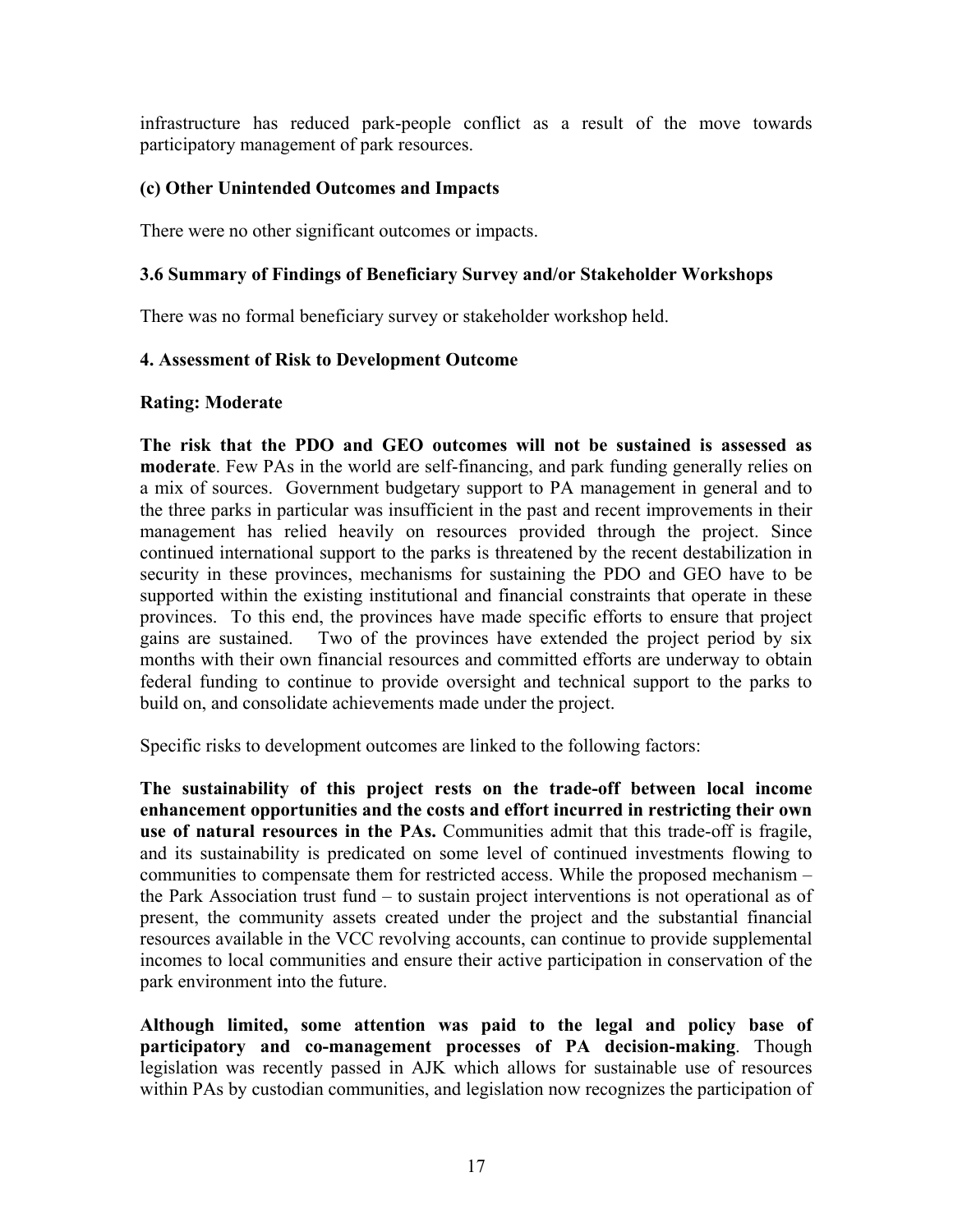infrastructure has reduced park-people conflict as a result of the move towards participatory management of park resources.

### (c) Other Unintended Outcomes and Impacts

There were no other significant outcomes or impacts.

### 3.6 Summary of Findings of Beneficiary Survey and/or Stakeholder Workshops

There was no formal beneficiary survey or stakeholder workshop held.

## 4. Assessment of Risk to Development Outcome

**Rating: Moderate**

**The risk that the PDO and GEO outcomes will not be sustained is assessed as moderate**. Few PAs in the world are self-financing, and park funding generally relies on a mix of sources. Government budgetary support to PA management in general and to the three parks in particular was insufficient in the past and recent improvements in their management has relied heavily on resources provided through the project. Since continued international support to the parks is threatened by the recent destabilization in security in these provinces, mechanisms for sustaining the PDO and GEO have to be supported within the existing institutional and financial constraints that operate in these provinces. To this end, the provinces have made specific efforts to ensure that project gains are sustained. Two of the provinces have extended the project period by six months with their own financial resources and committed efforts are underway to obtain federal funding to continue to provide oversight and technical support to the parks to build on, and consolidate achievements made under the project.

Specific risks to development outcomes are linked to the following factors:

**The sustainability of this project rests on the trade-off between local income enhancement opportunities and the costs and effort incurred in restricting their own use of natural resources in the PAs.** Communities admit that this trade-off is fragile, and its sustainability is predicated on some level of continued investments flowing to communities to compensate them for restricted access. While the proposed mechanism – the Park Association trust fund – to sustain project interventions is not operational as of present, the community assets created under the project and the substantial financial resources available in the VCC revolving accounts, can continue to provide supplemental incomes to local communities and ensure their active participation in conservation of the park environment into the future.

**Although limited, some attention was paid to the legal and policy base of participatory and co-management processes of PA decision-making**. Though legislation was recently passed in AJK which allows for sustainable use of resources within PAs by custodian communities, and legislation now recognizes the participation of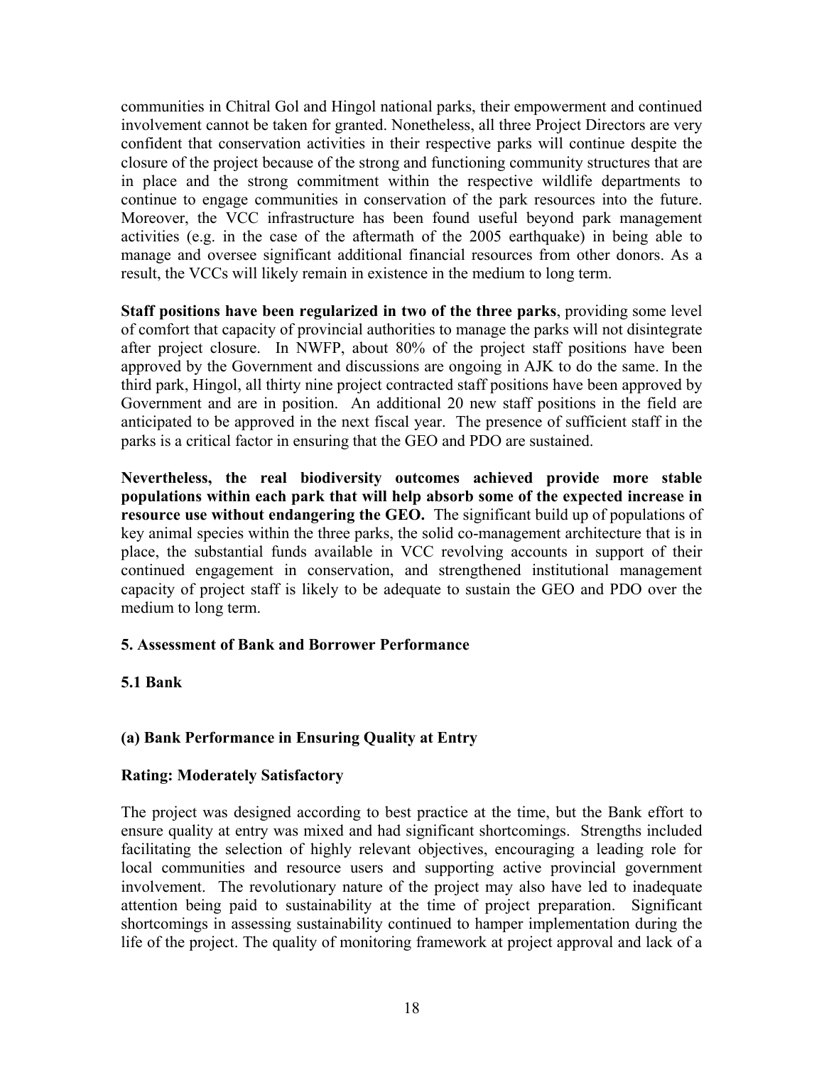communities in Chitral Gol and Hingol national parks, their empowerment and continued involvement cannot be taken for granted. Nonetheless, all three Project Directors are very confident that conservation activities in their respective parks will continue despite the closure of the project because of the strong and functioning community structures that are in place and the strong commitment within the respective wildlife departments to continue to engage communities in conservation of the park resources into the future. Moreover, the VCC infrastructure has been found useful beyond park management activities (e.g. in the case of the aftermath of the 2005 earthquake) in being able to manage and oversee significant additional financial resources from other donors. As a result, the VCCs will likely remain in existence in the medium to long term.

**Staff positions have been regularized in two of the three parks**, providing some level of comfort that capacity of provincial authorities to manage the parks will not disintegrate after project closure. In NWFP, about 80% of the project staff positions have been approved by the Government and discussions are ongoing in AJK to do the same. In the third park, Hingol, all thirty nine project contracted staff positions have been approved by Government and are in position. An additional 20 new staff positions in the field are anticipated to be approved in the next fiscal year. The presence of sufficient staff in the parks is a critical factor in ensuring that the GEO and PDO are sustained.

**Nevertheless, the real biodiversity outcomes achieved provide more stable populations within each park that will help absorb some of the expected increase in resource use without endangering the GEO.** The significant build up of populations of key animal species within the three parks, the solid co-management architecture that is in place, the substantial funds available in VCC revolving accounts in support of their continued engagement in conservation, and strengthened institutional management capacity of project staff is likely to be adequate to sustain the GEO and PDO over the medium to long term.

## 5. Assessment of Bank and Borrower Performance

### 5.1 Bank

#### (a) Bank Performance in Ensuring Quality at Entry

**Rating: Moderately Satisfactory**

The project was designed according to best practice at the time, but the Bank effort to ensure quality at entry was mixed and had significant shortcomings. Strengths included facilitating the selection of highly relevant objectives, encouraging a leading role for local communities and resource users and supporting active provincial government involvement. The revolutionary nature of the project may also have led to inadequate attention being paid to sustainability at the time of project preparation. Significant shortcomings in assessing sustainability continued to hamper implementation during the life of the project. The quality of monitoring framework at project approval and lack of a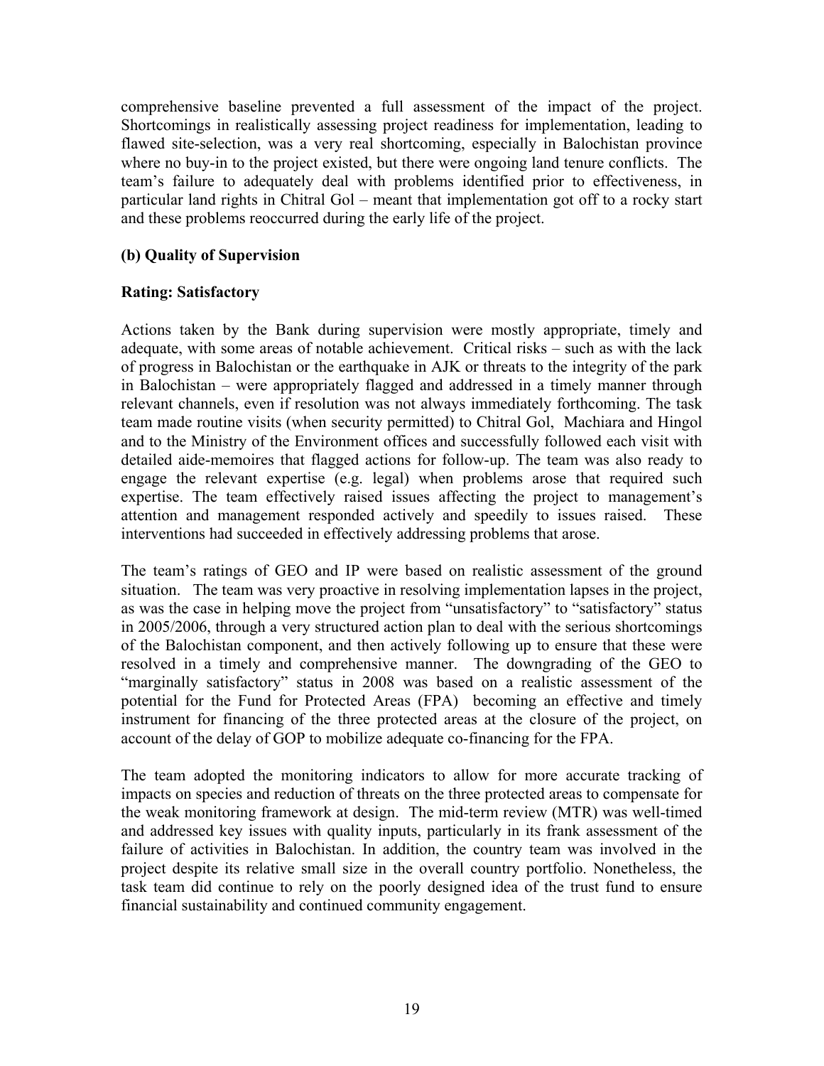comprehensive baseline prevented a full assessment of the impact of the project. Shortcomings in realistically assessing project readiness for implementation, leading to flawed site-selection, was a very real shortcoming, especially in Balochistan province where no buy-in to the project existed, but there were ongoing land tenure conflicts. The team's failure to adequately deal with problems identified prior to effectiveness, in particular land rights in Chitral Gol – meant that implementation got off to a rocky start and these problems reoccurred during the early life of the project.

**(b) Quality of Supervision**

**Rating: Satisfactory**

Actions taken by the Bank during supervision were mostly appropriate, timely and adequate, with some areas of notable achievement. Critical risks – such as with the lack of progress in Balochistan or the earthquake in AJK or threats to the integrity of the park in Balochistan – were appropriately flagged and addressed in a timely manner through relevant channels, even if resolution was not always immediately forthcoming. The task team made routine visits (when security permitted) to Chitral Gol, Machiara and Hingol and to the Ministry of the Environment offices and successfully followed each visit with detailed aide-memoires that flagged actions for follow-up. The team was also ready to engage the relevant expertise (e.g. legal) when problems arose that required such expertise. The team effectively raised issues affecting the project to management's attention and management responded actively and speedily to issues raised. These interventions had succeeded in effectively addressing problems that arose.

The team's ratings of GEO and IP were based on realistic assessment of the ground situation. The team was very proactive in resolving implementation lapses in the project, as was the case in helping move the project from "unsatisfactory" to "satisfactory" status in 2005/2006, through a very structured action plan to deal with the serious shortcomings of the Balochistan component, and then actively following up to ensure that these were resolved in a timely and comprehensive manner. The downgrading of the GEO to "marginally satisfactory" status in 2008 was based on a realistic assessment of the potential for the Fund for Protected Areas (FPA) becoming an effective and timely instrument for financing of the three protected areas at the closure of the project, on account of the delay of GOP to mobilize adequate co-financing for the FPA.

The team adopted the monitoring indicators to allow for more accurate tracking of impacts on species and reduction of threats on the three protected areas to compensate for the weak monitoring framework at design. The mid-term review (MTR) was well-timed and addressed key issues with quality inputs, particularly in its frank assessment of the failure of activities in Balochistan. In addition, the country team was involved in the project despite its relative small size in the overall country portfolio. Nonetheless, the task team did continue to rely on the poorly designed idea of the trust fund to ensure financial sustainability and continued community engagement.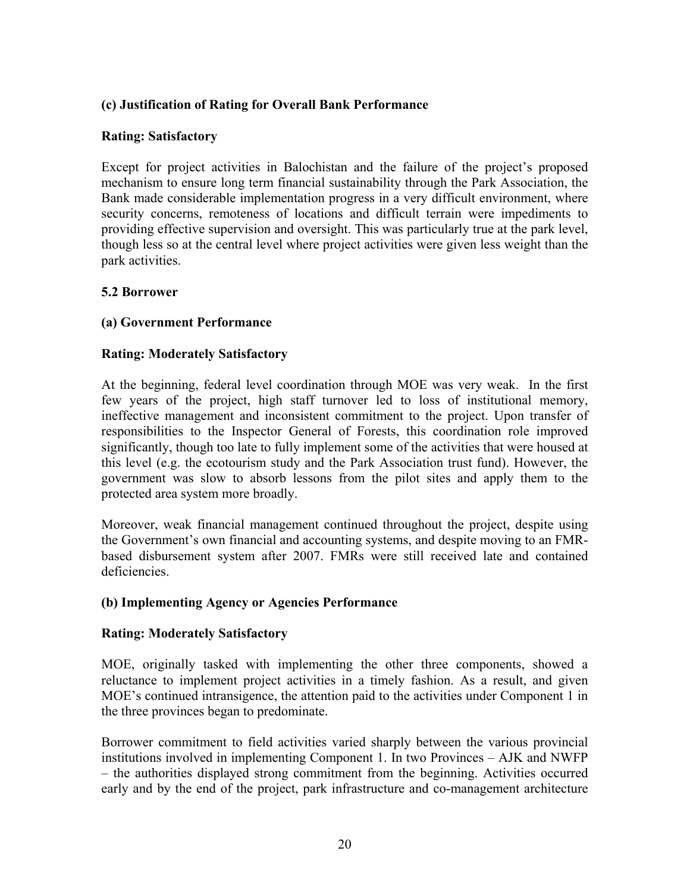### (c) Justification of Rating for Overall Bank Performance

**Rating: Satisfactory**

Except for project activities in Balochistan and the failure of the project's proposed mechanism to ensure long term financial sustainability through the Park Association, the Bank made considerable implementation progress in a very difficult environment, where security concerns, remoteness of locations and difficult terrain were impediments to providing effective supervision and oversight. This was particularly true at the park level, though less so at the central level where project activities were given less weight than the park activities.

## 5.2 Borrower

### (a) Government Performance

**Rating: Moderately Satisfactory**

At the beginning, federal level coordination through MOE was very weak. In the first few years of the project, high staff turnover led to loss of institutional memory, ineffective management and inconsistent commitment to the project. Upon transfer of responsibilities to the Inspector General of Forests, this coordination role improved significantly, though too late to fully implement some of the activities that were housed at this level (e.g. the ecotourism study and the Park Association trust fund). However, the government was slow to absorb lessons from the pilot sites and apply them to the protected area system more broadly.

Moreover, weak financial management continued throughout the project, despite using the Government's own financial and accounting systems, and despite moving to an FMR-based disbursement system after 2007. FMRs were still received late and contained deficiencies.

### (b) Implementing Agency or Agencies Performance

**Rating: Moderately Satisfactory**

MOE, originally tasked with implementing the other three components, showed a reluctance to implement project activities in a timely fashion. As a result, and given MOE's continued intransigence, the attention paid to the activities under Component 1 in the three provinces began to predominate.

Borrower commitment to field activities varied sharply between the various provincial institutions involved in implementing Component 1. In two Provinces – AJK and NWFP – the authorities displayed strong commitment from the beginning. Activities occurred early and by the end of the project, park infrastructure and co-management architecture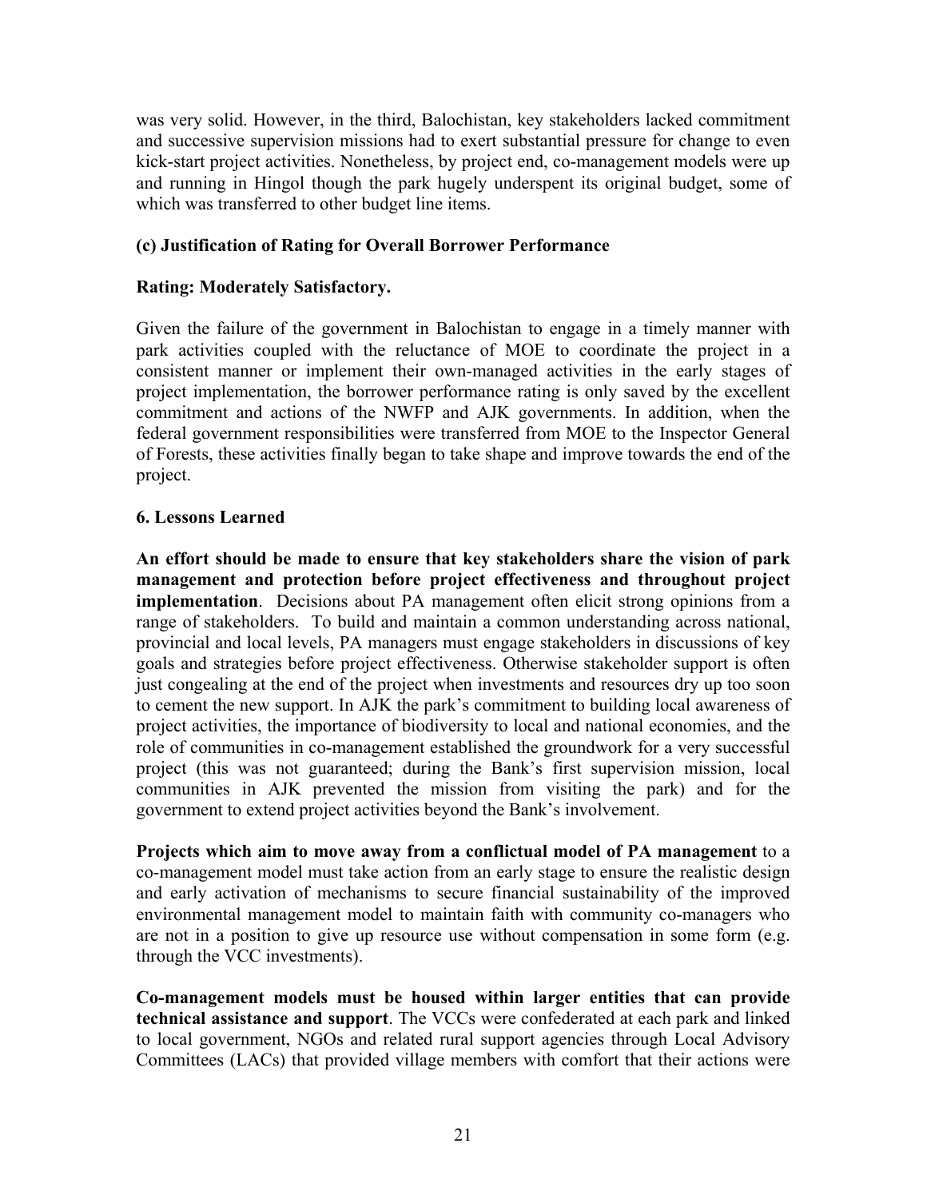was very solid. However, in the third, Balochistan, key stakeholders lacked commitment and successive supervision missions had to exert substantial pressure for change to even kick-start project activities. Nonetheless, by project end, co-management models were up and running in Hingol though the park hugely underspent its original budget, some of which was transferred to other budget line items.

**(c) Justification of Rating for Overall Borrower Performance**

**Rating: Moderately Satisfactory.**

Given the failure of the government in Balochistan to engage in a timely manner with park activities coupled with the reluctance of MOE to coordinate the project in a consistent manner or implement their own-managed activities in the early stages of project implementation, the borrower performance rating is only saved by the excellent commitment and actions of the NWFP and AJK governments. In addition, when the federal government responsibilities were transferred from MOE to the Inspector General of Forests, these activities finally began to take shape and improve towards the end of the project.

## 6. Lessons Learned

**An effort should be made to ensure that key stakeholders share the vision of park management and protection before project effectiveness and throughout project implementation**. Decisions about PA management often elicit strong opinions from a range of stakeholders. To build and maintain a common understanding across national, provincial and local levels, PA managers must engage stakeholders in discussions of key goals and strategies before project effectiveness. Otherwise stakeholder support is often just congealing at the end of the project when investments and resources dry up too soon to cement the new support. In AJK the park's commitment to building local awareness of project activities, the importance of biodiversity to local and national economies, and the role of communities in co-management established the groundwork for a very successful project (this was not guaranteed; during the Bank's first supervision mission, local communities in AJK prevented the mission from visiting the park) and for the government to extend project activities beyond the Bank's involvement.

**Projects which aim to move away from a conflictual model of PA management** to a co-management model must take action from an early stage to ensure the realistic design and early activation of mechanisms to secure financial sustainability of the improved environmental management model to maintain faith with community co-managers who are not in a position to give up resource use without compensation in some form (e.g. through the VCC investments).

**Co-management models must be housed within larger entities that can provide technical assistance and support**. The VCCs were confederated at each park and linked to local government, NGOs and related rural support agencies through Local Advisory Committees (LACs) that provided village members with comfort that their actions were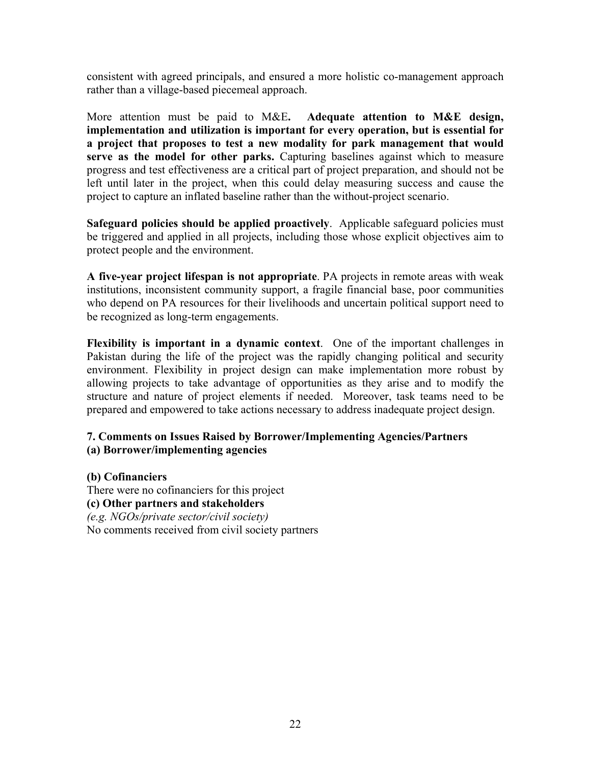consistent with agreed principals, and ensured a more holistic co-management approach rather than a village-based piecemeal approach.

More attention must be paid to M&E**.** **Adequate attention to M&E design, implementation and utilization is important for every operation, but is essential for a project that proposes to test a new modality for park management that would serve as the model for other parks.** Capturing baselines against which to measure progress and test effectiveness are a critical part of project preparation, and should not be left until later in the project, when this could delay measuring success and cause the project to capture an inflated baseline rather than the without-project scenario.

**Safeguard policies should be applied proactively**. Applicable safeguard policies must be triggered and applied in all projects, including those whose explicit objectives aim to protect people and the environment.

**A five-year project lifespan is not appropriate**. PA projects in remote areas with weak institutions, inconsistent community support, a fragile financial base, poor communities who depend on PA resources for their livelihoods and uncertain political support need to be recognized as long-term engagements.

**Flexibility is important in a dynamic context**. One of the important challenges in Pakistan during the life of the project was the rapidly changing political and security environment. Flexibility in project design can make implementation more robust by allowing projects to take advantage of opportunities as they arise and to modify the structure and nature of project elements if needed. Moreover, task teams need to be prepared and empowered to take actions necessary to address inadequate project design.

### 7. Comments on Issues Raised by Borrower/Implementing Agencies/Partners

**(a) Borrower/implementing agencies**

**(b) Cofinanciers**

There were no cofinanciers for this project

**(c) Other partners and stakeholders**

*(e.g. NGOs/private sector/civil society)*

No comments received from civil society partners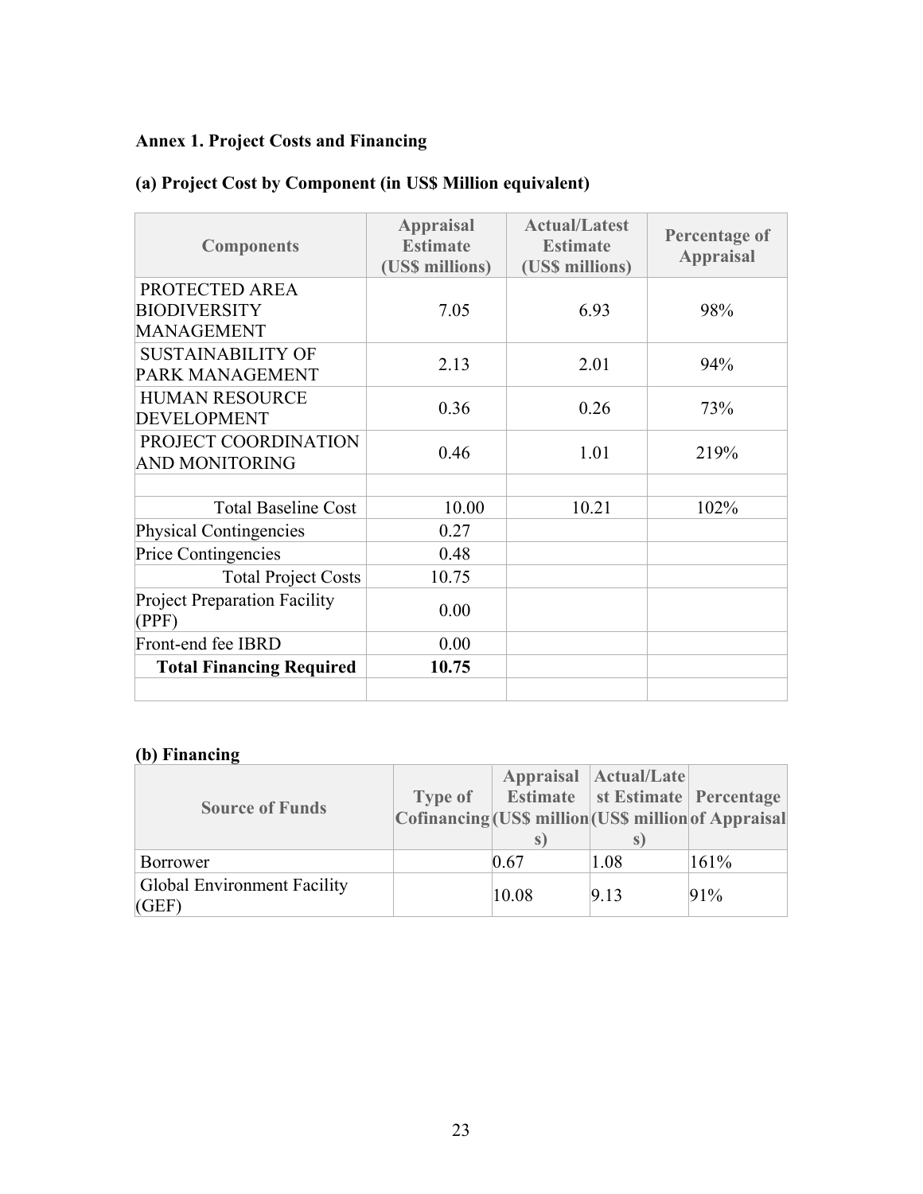## Annex 1. Project Costs and Financing

### (a) Project Cost by Component (in US$ Million equivalent)

| Components | Appraisal Estimate (US$ millions) | Actual/Latest Estimate (US$ millions) | Percentage of Appraisal |
|---|---|---|---|
| PROTECTED AREA BIODIVERSITY MANAGEMENT | 7.05 | 6.93 | 98% |
| SUSTAINABILITY OF PARK MANAGEMENT | 2.13 | 2.01 | 94% |
| HUMAN RESOURCE DEVELOPMENT | 0.36 | 0.26 | 73% |
| PROJECT COORDINATION AND MONITORING | 0.46 | 1.01 | 219% |
| | | | |
| Total Baseline Cost | 10.00 | 10.21 | 102% |
| Physical Contingencies | 0.27 | | |
| Price Contingencies | 0.48 | | |
| Total Project Costs | 10.75 | | |
| Project Preparation Facility (PPF) | 0.00 | | |
| Front-end fee IBRD | 0.00 | | |
| **Total Financing Required** | **10.75** | | |
| | | | |

### (b) Financing

| Source of Funds | Type of Cofinancing | Appraisal Estimate (US$ millions) | Actual/Latest Estimate (US$ millions) | Percentage of Appraisal |
|---|---|---|---|---|
| Borrower | | 0.67 | 1.08 | 161% |
| Global Environment Facility (GEF) | | 10.08 | 9.13 | 91% |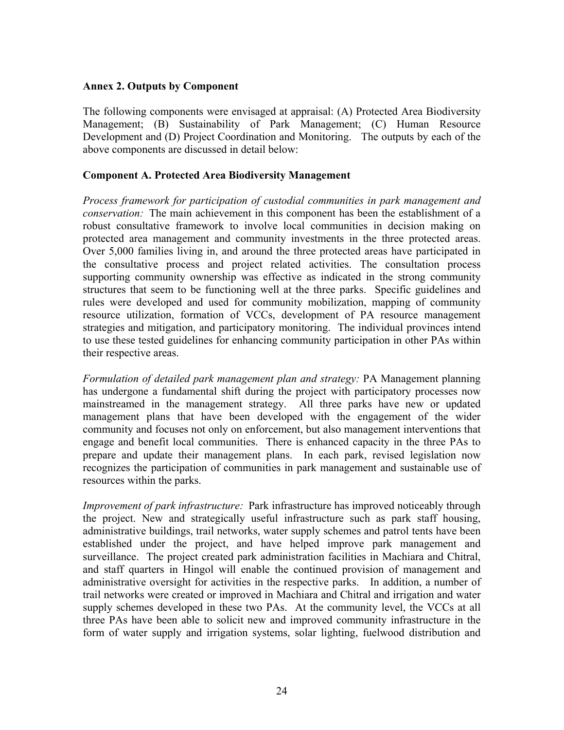## Annex 2. Outputs by Component

The following components were envisaged at appraisal: (A) Protected Area Biodiversity Management; (B) Sustainability of Park Management; (C) Human Resource Development and (D) Project Coordination and Monitoring. The outputs by each of the above components are discussed in detail below:

### Component A. Protected Area Biodiversity Management

*Process framework for participation of custodial communities in park management and conservation:* The main achievement in this component has been the establishment of a robust consultative framework to involve local communities in decision making on protected area management and community investments in the three protected areas. Over 5,000 families living in, and around the three protected areas have participated in the consultative process and project related activities. The consultation process supporting community ownership was effective as indicated in the strong community structures that seem to be functioning well at the three parks. Specific guidelines and rules were developed and used for community mobilization, mapping of community resource utilization, formation of VCCs, development of PA resource management strategies and mitigation, and participatory monitoring. The individual provinces intend to use these tested guidelines for enhancing community participation in other PAs within their respective areas.

*Formulation of detailed park management plan and strategy:* PA Management planning has undergone a fundamental shift during the project with participatory processes now mainstreamed in the management strategy. All three parks have new or updated management plans that have been developed with the engagement of the wider community and focuses not only on enforcement, but also management interventions that engage and benefit local communities. There is enhanced capacity in the three PAs to prepare and update their management plans. In each park, revised legislation now recognizes the participation of communities in park management and sustainable use of resources within the parks.

*Improvement of park infrastructure:* Park infrastructure has improved noticeably through the project. New and strategically useful infrastructure such as park staff housing, administrative buildings, trail networks, water supply schemes and patrol tents have been established under the project, and have helped improve park management and surveillance. The project created park administration facilities in Machiara and Chitral, and staff quarters in Hingol will enable the continued provision of management and administrative oversight for activities in the respective parks. In addition, a number of trail networks were created or improved in Machiara and Chitral and irrigation and water supply schemes developed in these two PAs. At the community level, the VCCs at all three PAs have been able to solicit new and improved community infrastructure in the form of water supply and irrigation systems, solar lighting, fuelwood distribution and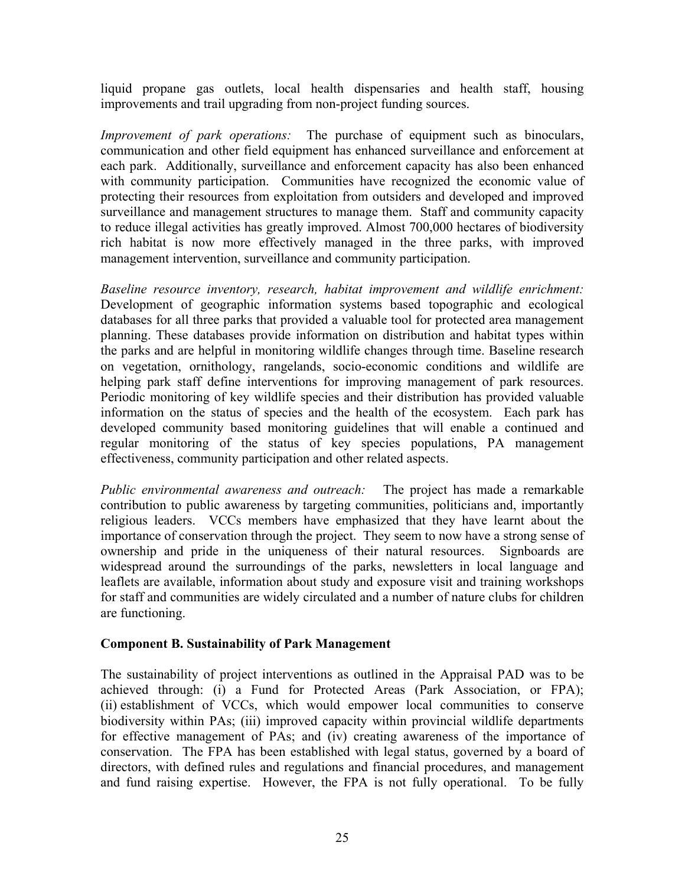liquid propane gas outlets, local health dispensaries and health staff, housing improvements and trail upgrading from non-project funding sources.

*Improvement of park operations:* The purchase of equipment such as binoculars, communication and other field equipment has enhanced surveillance and enforcement at each park. Additionally, surveillance and enforcement capacity has also been enhanced with community participation. Communities have recognized the economic value of protecting their resources from exploitation from outsiders and developed and improved surveillance and management structures to manage them. Staff and community capacity to reduce illegal activities has greatly improved. Almost 700,000 hectares of biodiversity rich habitat is now more effectively managed in the three parks, with improved management intervention, surveillance and community participation.

*Baseline resource inventory, research, habitat improvement and wildlife enrichment:* Development of geographic information systems based topographic and ecological databases for all three parks that provided a valuable tool for protected area management planning. These databases provide information on distribution and habitat types within the parks and are helpful in monitoring wildlife changes through time. Baseline research on vegetation, ornithology, rangelands, socio-economic conditions and wildlife are helping park staff define interventions for improving management of park resources. Periodic monitoring of key wildlife species and their distribution has provided valuable information on the status of species and the health of the ecosystem. Each park has developed community based monitoring guidelines that will enable a continued and regular monitoring of the status of key species populations, PA management effectiveness, community participation and other related aspects.

*Public environmental awareness and outreach:* The project has made a remarkable contribution to public awareness by targeting communities, politicians and, importantly religious leaders. VCCs members have emphasized that they have learnt about the importance of conservation through the project. They seem to now have a strong sense of ownership and pride in the uniqueness of their natural resources. Signboards are widespread around the surroundings of the parks, newsletters in local language and leaflets are available, information about study and exposure visit and training workshops for staff and communities are widely circulated and a number of nature clubs for children are functioning.

**Component B. Sustainability of Park Management**

The sustainability of project interventions as outlined in the Appraisal PAD was to be achieved through: (i) a Fund for Protected Areas (Park Association, or FPA); (ii) establishment of VCCs, which would empower local communities to conserve biodiversity within PAs; (iii) improved capacity within provincial wildlife departments for effective management of PAs; and (iv) creating awareness of the importance of conservation. The FPA has been established with legal status, governed by a board of directors, with defined rules and regulations and financial procedures, and management and fund raising expertise. However, the FPA is not fully operational. To be fully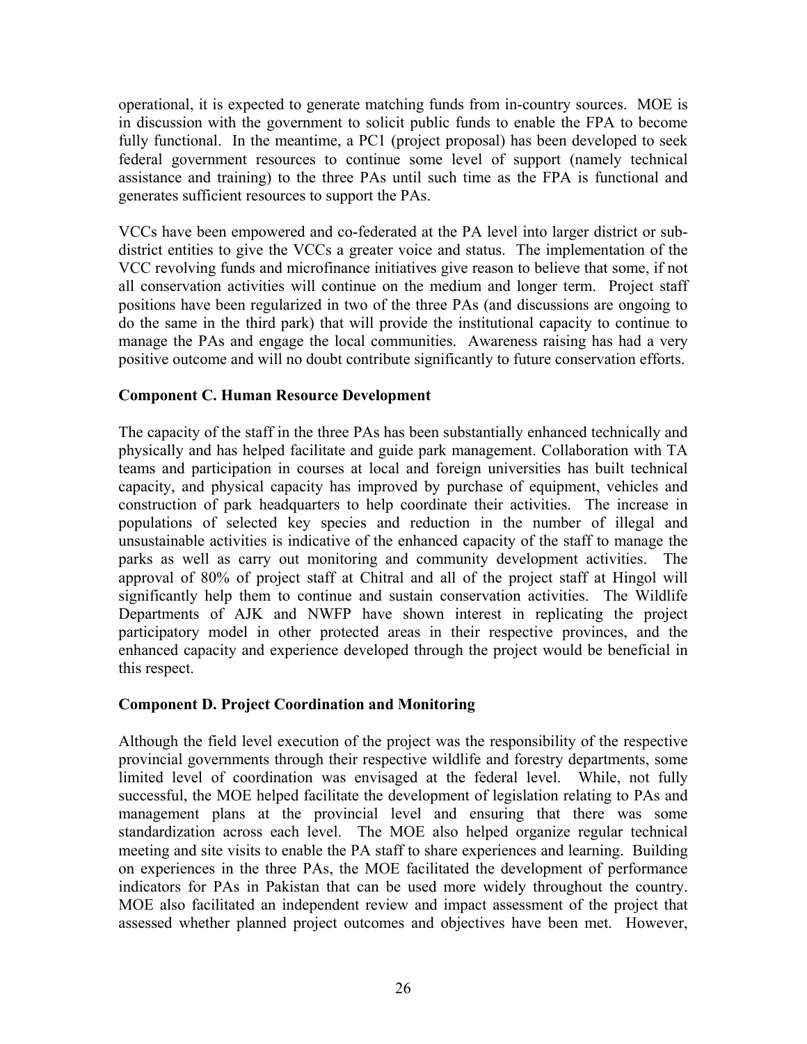operational, it is expected to generate matching funds from in-country sources. MOE is in discussion with the government to solicit public funds to enable the FPA to become fully functional. In the meantime, a PC1 (project proposal) has been developed to seek federal government resources to continue some level of support (namely technical assistance and training) to the three PAs until such time as the FPA is functional and generates sufficient resources to support the PAs.

VCCs have been empowered and co-federated at the PA level into larger district or sub-district entities to give the VCCs a greater voice and status. The implementation of the VCC revolving funds and microfinance initiatives give reason to believe that some, if not all conservation activities will continue on the medium and longer term. Project staff positions have been regularized in two of the three PAs (and discussions are ongoing to do the same in the third park) that will provide the institutional capacity to continue to manage the PAs and engage the local communities. Awareness raising has had a very positive outcome and will no doubt contribute significantly to future conservation efforts.

**Component C. Human Resource Development**

The capacity of the staff in the three PAs has been substantially enhanced technically and physically and has helped facilitate and guide park management. Collaboration with TA teams and participation in courses at local and foreign universities has built technical capacity, and physical capacity has improved by purchase of equipment, vehicles and construction of park headquarters to help coordinate their activities. The increase in populations of selected key species and reduction in the number of illegal and unsustainable activities is indicative of the enhanced capacity of the staff to manage the parks as well as carry out monitoring and community development activities. The approval of 80% of project staff at Chitral and all of the project staff at Hingol will significantly help them to continue and sustain conservation activities. The Wildlife Departments of AJK and NWFP have shown interest in replicating the project participatory model in other protected areas in their respective provinces, and the enhanced capacity and experience developed through the project would be beneficial in this respect.

**Component D. Project Coordination and Monitoring**

Although the field level execution of the project was the responsibility of the respective provincial governments through their respective wildlife and forestry departments, some limited level of coordination was envisaged at the federal level. While, not fully successful, the MOE helped facilitate the development of legislation relating to PAs and management plans at the provincial level and ensuring that there was some standardization across each level. The MOE also helped organize regular technical meeting and site visits to enable the PA staff to share experiences and learning. Building on experiences in the three PAs, the MOE facilitated the development of performance indicators for PAs in Pakistan that can be used more widely throughout the country. MOE also facilitated an independent review and impact assessment of the project that assessed whether planned project outcomes and objectives have been met. However,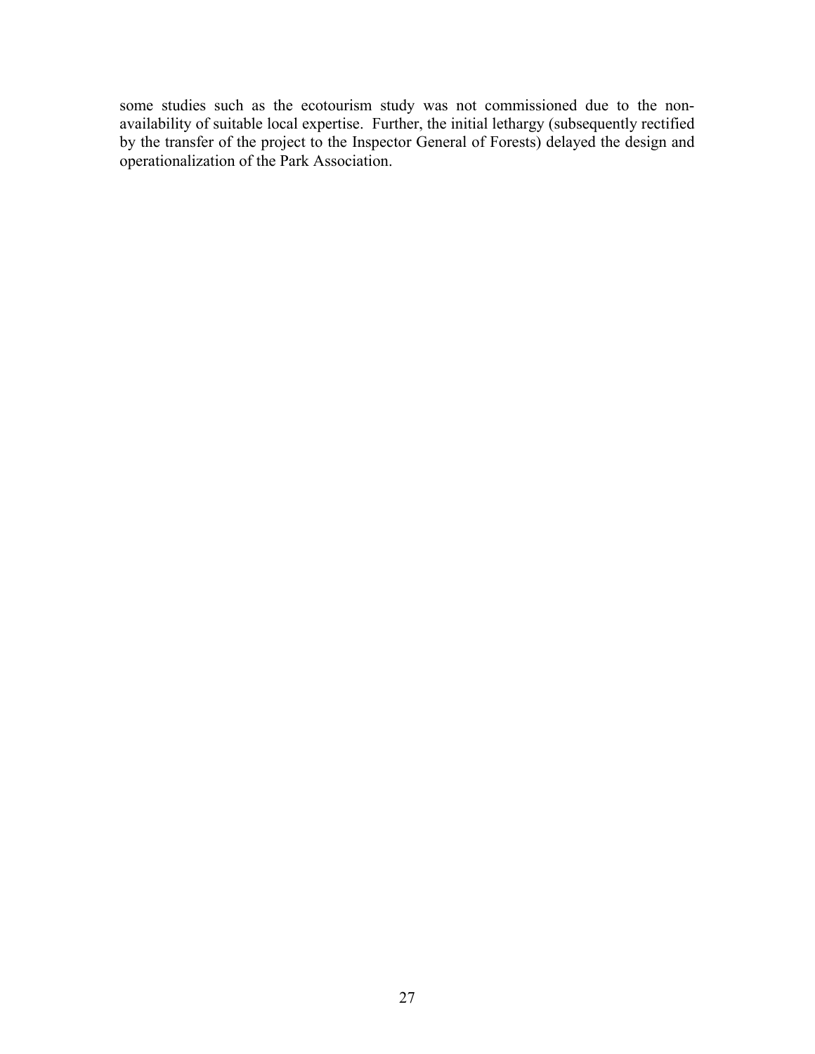some studies such as the ecotourism study was not commissioned due to the non-availability of suitable local expertise. Further, the initial lethargy (subsequently rectified by the transfer of the project to the Inspector General of Forests) delayed the design and operationalization of the Park Association.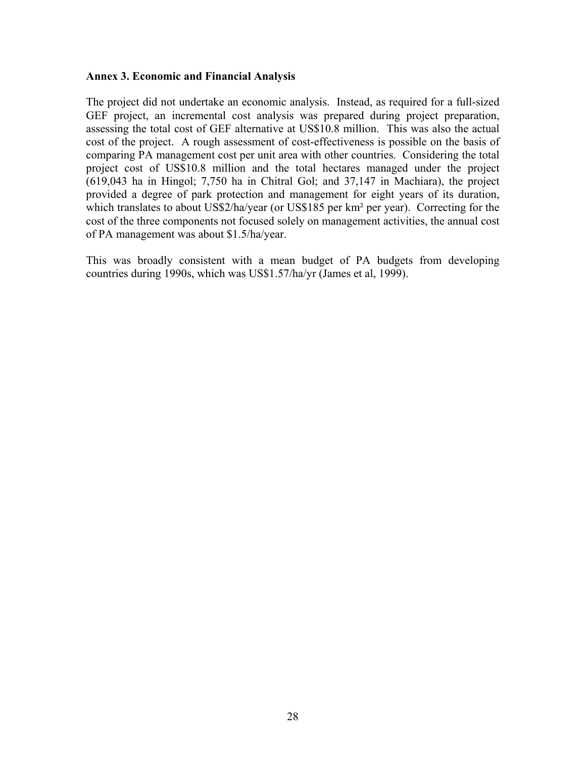**Annex 3. Economic and Financial Analysis**

The project did not undertake an economic analysis. Instead, as required for a full-sized GEF project, an incremental cost analysis was prepared during project preparation, assessing the total cost of GEF alternative at US$10.8 million. This was also the actual cost of the project. A rough assessment of cost-effectiveness is possible on the basis of comparing PA management cost per unit area with other countries. Considering the total project cost of US$10.8 million and the total hectares managed under the project (619,043 ha in Hingol; 7,750 ha in Chitral Gol; and 37,147 in Machiara), the project provided a degree of park protection and management for eight years of its duration, which translates to about US$2/ha/year (or US$185 per $km^2$ per year). Correcting for the cost of the three components not focused solely on management activities, the annual cost of PA management was about $1.5/ha/year.

This was broadly consistent with a mean budget of PA budgets from developing countries during 1990s, which was US$1.57/ha/yr (James et al, 1999).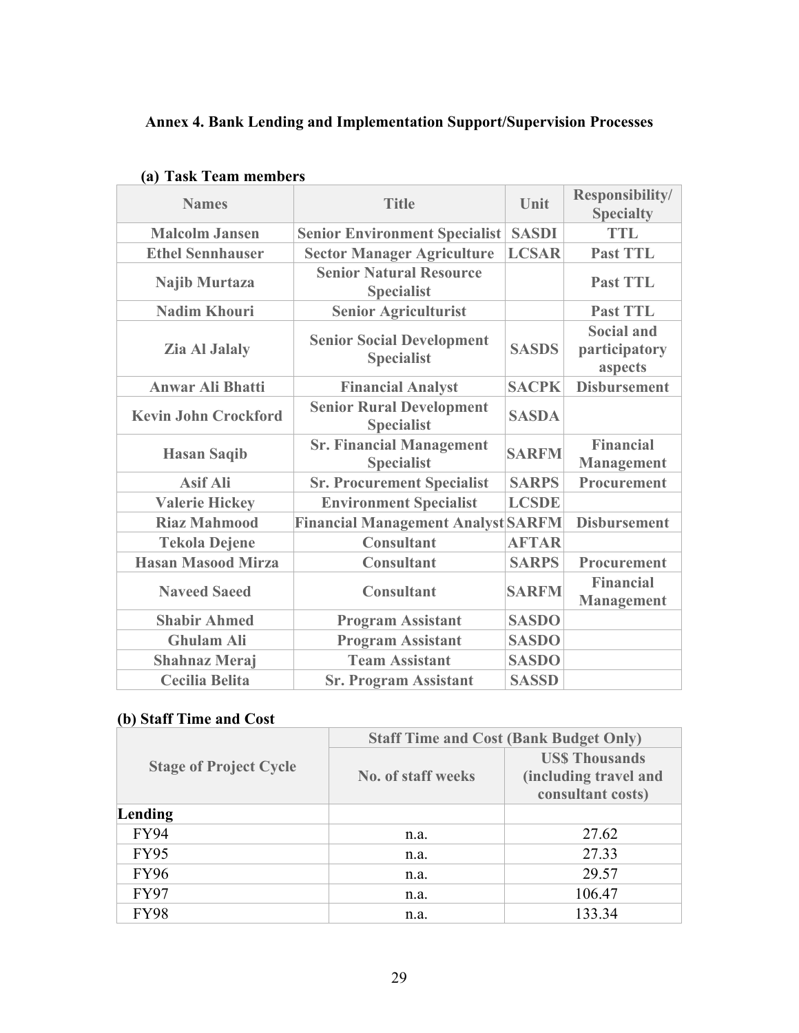## Annex 4. Bank Lending and Implementation Support/Supervision Processes

### (a) Task Team members

| Names | Title | Unit | Responsibility/ Specialty |
|---|---|---|---|
| Malcolm Jansen | Senior Environment Specialist | SASDI | TTL |
| Ethel Sennhauser | Sector Manager Agriculture | LCSAR | Past TTL |
| Najib Murtaza | Senior Natural Resource Specialist | | Past TTL |
| Nadim Khouri | Senior Agriculturist | | Past TTL |
| Zia Al Jalaly | Senior Social Development Specialist | SASDS | Social and participatory aspects |
| Anwar Ali Bhatti | Financial Analyst | SACPK | Disbursement |
| Kevin John Crockford | Senior Rural Development Specialist | SASDA | |
| Hasan Saqib | Sr. Financial Management Specialist | SARFM | Financial Management |
| Asif Ali | Sr. Procurement Specialist | SARPS | Procurement |
| Valerie Hickey | Environment Specialist | LCSDE | |
| Riaz Mahmood | Financial Management Analyst | SARFM | Disbursement |
| Tekola Dejene | Consultant | AFTAR | |
| Hasan Masood Mirza | Consultant | SARPS | Procurement |
| Naveed Saeed | Consultant | SARFM | Financial Management |
| Shabir Ahmed | Program Assistant | SASDO | |
| Ghulam Ali | Program Assistant | SASDO | |
| Shahnaz Meraj | Team Assistant | SASDO | |
| Cecilia Belita | Sr. Program Assistant | SASSD | |

### (b) Staff Time and Cost

| Stage of Project Cycle | Staff Time and Cost (Bank Budget Only) | |
|---|---|---|
| | No. of staff weeks | US$ Thousands (including travel and consultant costs) |
| **Lending** | | |
| FY94 | n.a. | 27.62 |
| FY95 | n.a. | 27.33 |
| FY96 | n.a. | 29.57 |
| FY97 | n.a. | 106.47 |
| FY98 | n.a. | 133.34 |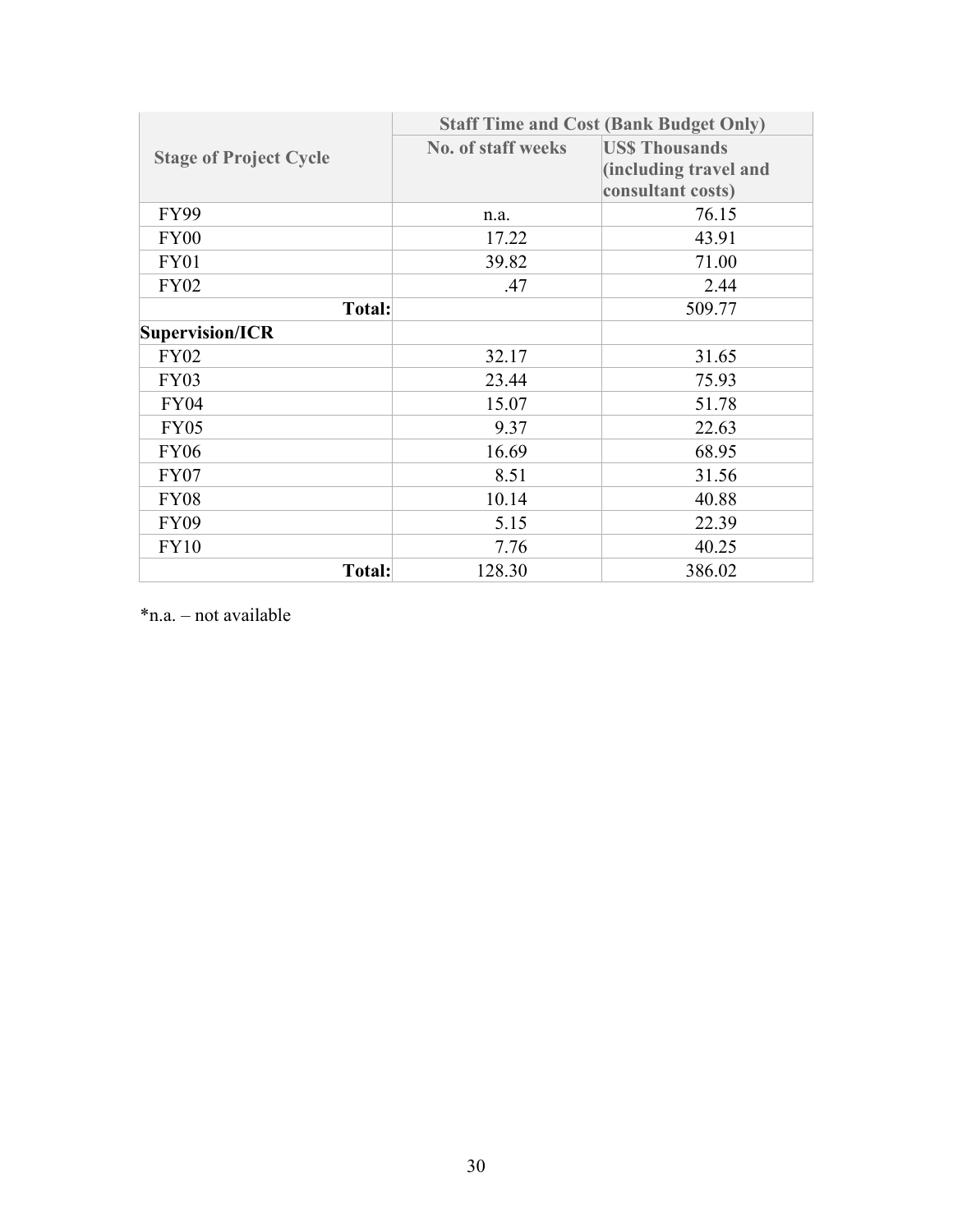| Stage of Project Cycle | Staff Time and Cost (Bank Budget Only) | |
|---|---|---|
| | No. of staff weeks | US$ Thousands (including travel and consultant costs) |
| FY99 | n.a. | 76.15 |
| FY00 | 17.22 | 43.91 |
| FY01 | 39.82 | 71.00 |
| FY02 | .47 | 2.44 |
| **Total:** | | 509.77 |
| **Supervision/ICR** | | |
| FY02 | 32.17 | 31.65 |
| FY03 | 23.44 | 75.93 |
| FY04 | 15.07 | 51.78 |
| FY05 | 9.37 | 22.63 |
| FY06 | 16.69 | 68.95 |
| FY07 | 8.51 | 31.56 |
| FY08 | 10.14 | 40.88 |
| FY09 | 5.15 | 22.39 |
| FY10 | 7.76 | 40.25 |
| **Total:** | 128.30 | 386.02 |

*n.a. – not available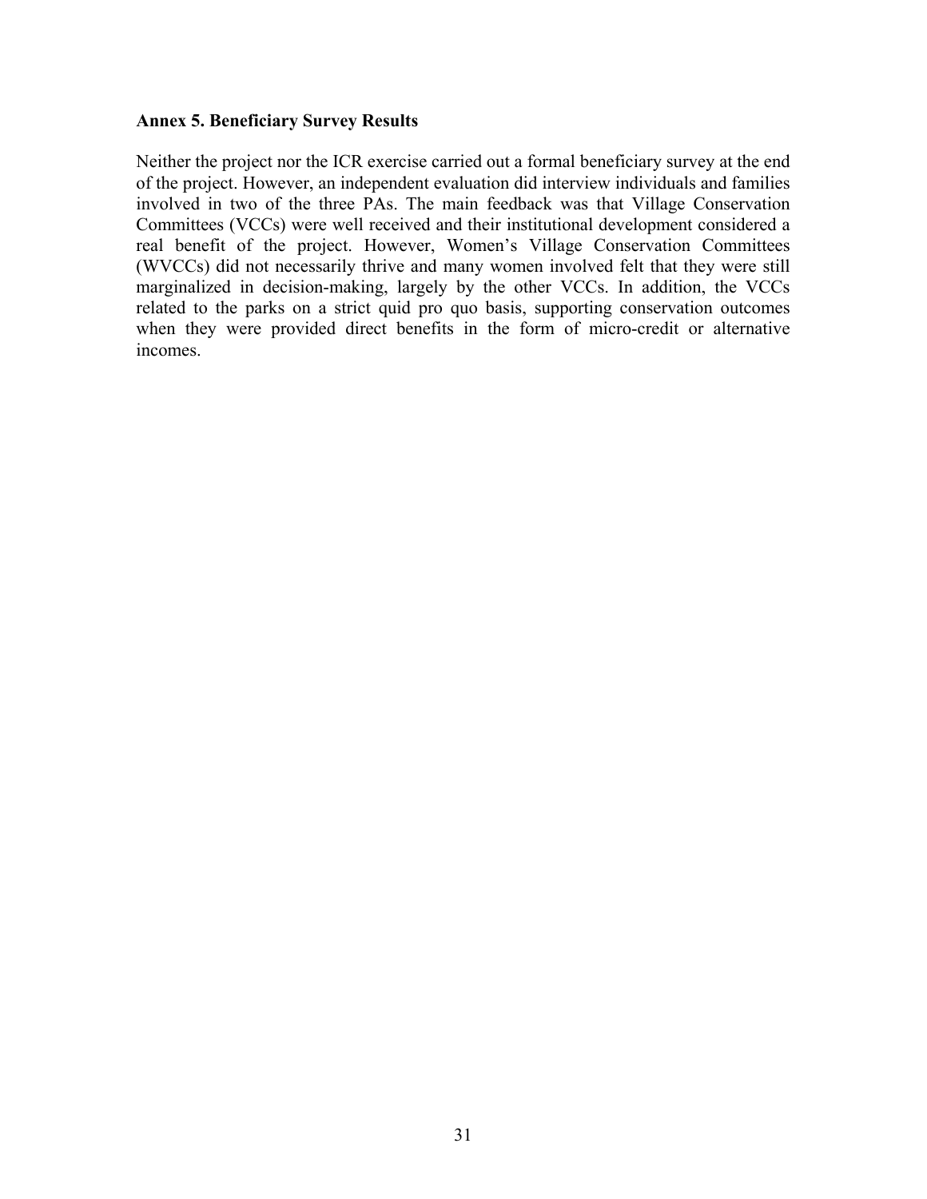**Annex 5. Beneficiary Survey Results**

Neither the project nor the ICR exercise carried out a formal beneficiary survey at the end of the project. However, an independent evaluation did interview individuals and families involved in two of the three PAs. The main feedback was that Village Conservation Committees (VCCs) were well received and their institutional development considered a real benefit of the project. However, Women's Village Conservation Committees (WVCCs) did not necessarily thrive and many women involved felt that they were still marginalized in decision-making, largely by the other VCCs. In addition, the VCCs related to the parks on a strict quid pro quo basis, supporting conservation outcomes when they were provided direct benefits in the form of micro-credit or alternative incomes.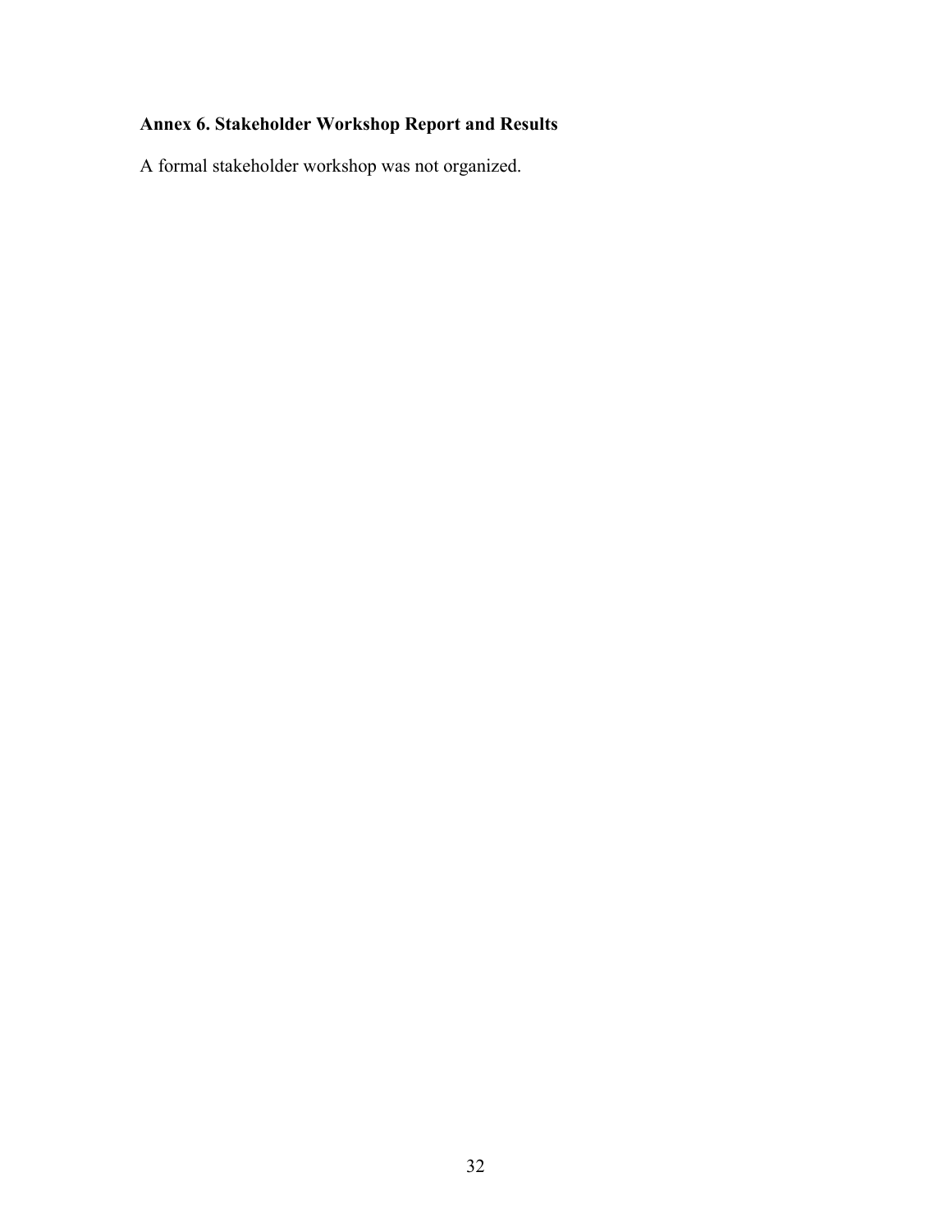## Annex 6. Stakeholder Workshop Report and Results

A formal stakeholder workshop was not organized.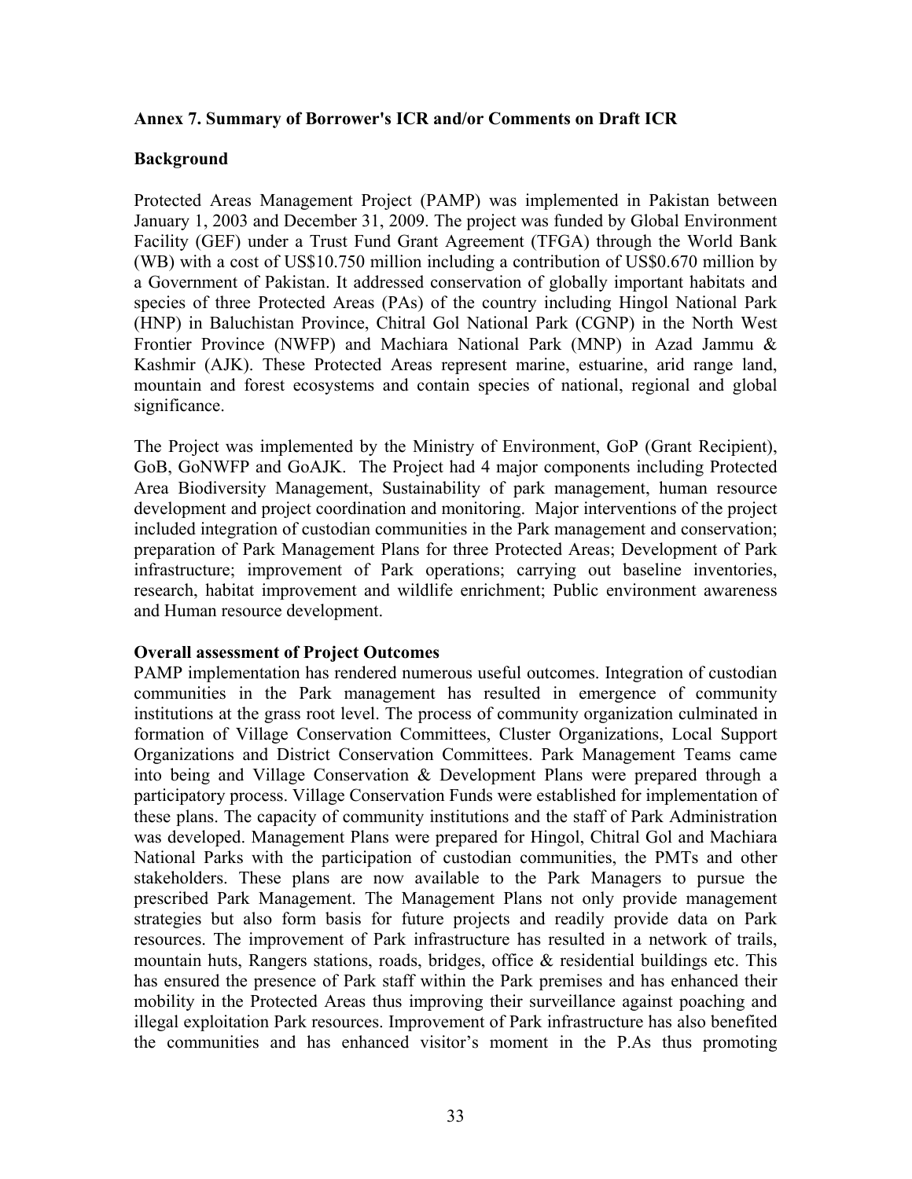### Annex 7. Summary of Borrower's ICR and/or Comments on Draft ICR

**Background**

Protected Areas Management Project (PAMP) was implemented in Pakistan between January 1, 2003 and December 31, 2009. The project was funded by Global Environment Facility (GEF) under a Trust Fund Grant Agreement (TFGA) through the World Bank (WB) with a cost of US$10.750 million including a contribution of US$0.670 million by a Government of Pakistan. It addressed conservation of globally important habitats and species of three Protected Areas (PAs) of the country including Hingol National Park (HNP) in Baluchistan Province, Chitral Gol National Park (CGNP) in the North West Frontier Province (NWFP) and Machiara National Park (MNP) in Azad Jammu & Kashmir (AJK). These Protected Areas represent marine, estuarine, arid range land, mountain and forest ecosystems and contain species of national, regional and global significance.

The Project was implemented by the Ministry of Environment, GoP (Grant Recipient), GoB, GoNWFP and GoAJK. The Project had 4 major components including Protected Area Biodiversity Management, Sustainability of park management, human resource development and project coordination and monitoring. Major interventions of the project included integration of custodian communities in the Park management and conservation; preparation of Park Management Plans for three Protected Areas; Development of Park infrastructure; improvement of Park operations; carrying out baseline inventories, research, habitat improvement and wildlife enrichment; Public environment awareness and Human resource development.

**Overall assessment of Project Outcomes**

PAMP implementation has rendered numerous useful outcomes. Integration of custodian communities in the Park management has resulted in emergence of community institutions at the grass root level. The process of community organization culminated in formation of Village Conservation Committees, Cluster Organizations, Local Support Organizations and District Conservation Committees. Park Management Teams came into being and Village Conservation & Development Plans were prepared through a participatory process. Village Conservation Funds were established for implementation of these plans. The capacity of community institutions and the staff of Park Administration was developed. Management Plans were prepared for Hingol, Chitral Gol and Machiara National Parks with the participation of custodian communities, the PMTs and other stakeholders. These plans are now available to the Park Managers to pursue the prescribed Park Management. The Management Plans not only provide management strategies but also form basis for future projects and readily provide data on Park resources. The improvement of Park infrastructure has resulted in a network of trails, mountain huts, Rangers stations, roads, bridges, office & residential buildings etc. This has ensured the presence of Park staff within the Park premises and has enhanced their mobility in the Protected Areas thus improving their surveillance against poaching and illegal exploitation Park resources. Improvement of Park infrastructure has also benefited the communities and has enhanced visitor's moment in the P.As thus promoting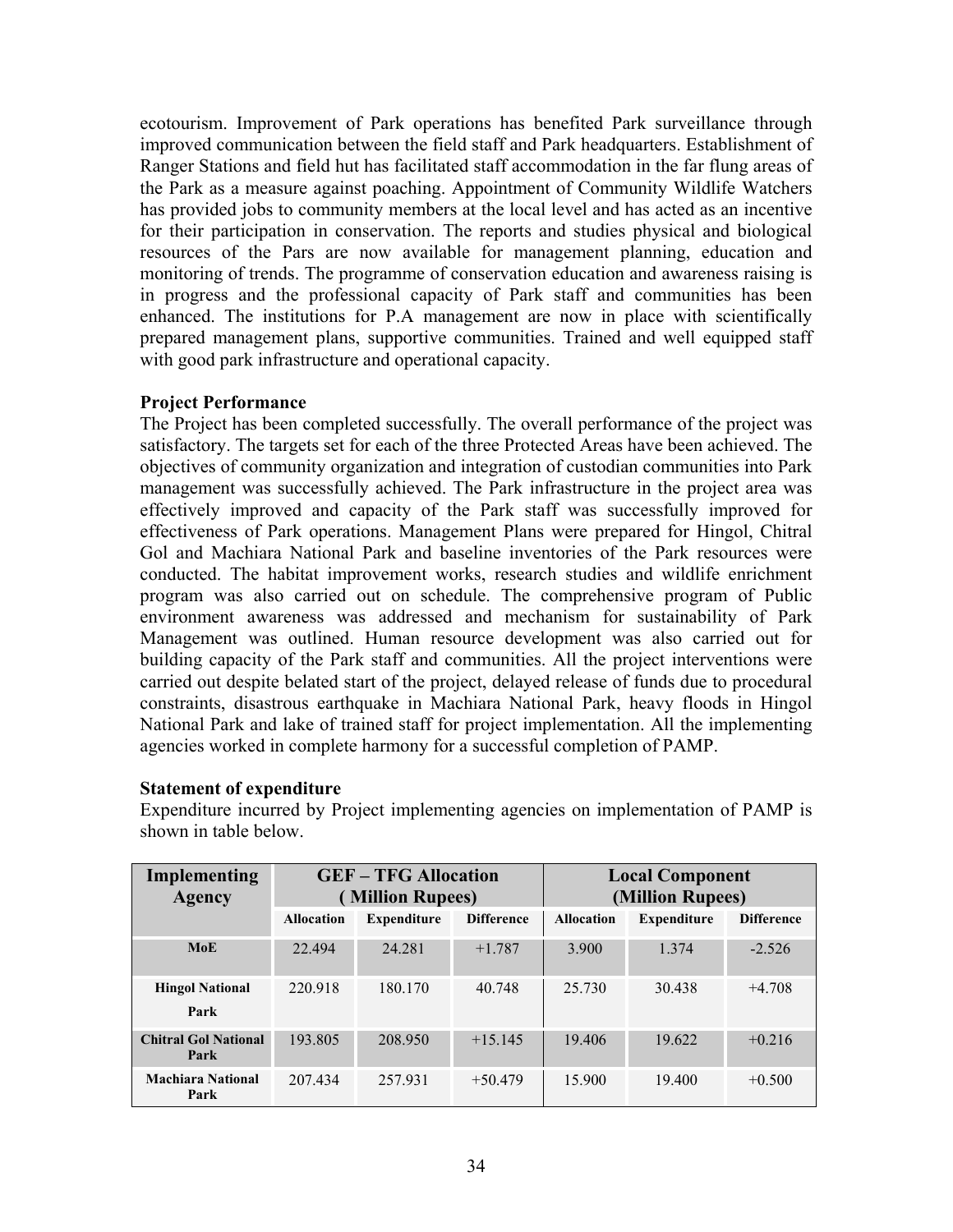ecotourism. Improvement of Park operations has benefited Park surveillance through improved communication between the field staff and Park headquarters. Establishment of Ranger Stations and field hut has facilitated staff accommodation in the far flung areas of the Park as a measure against poaching. Appointment of Community Wildlife Watchers has provided jobs to community members at the local level and has acted as an incentive for their participation in conservation. The reports and studies physical and biological resources of the Pars are now available for management planning, education and monitoring of trends. The programme of conservation education and awareness raising is in progress and the professional capacity of Park staff and communities has been enhanced. The institutions for P.A management are now in place with scientifically prepared management plans, supportive communities. Trained and well equipped staff with good park infrastructure and operational capacity.

**Project Performance**

The Project has been completed successfully. The overall performance of the project was satisfactory. The targets set for each of the three Protected Areas have been achieved. The objectives of community organization and integration of custodian communities into Park management was successfully achieved. The Park infrastructure in the project area was effectively improved and capacity of the Park staff was successfully improved for effectiveness of Park operations. Management Plans were prepared for Hingol, Chitral Gol and Machiara National Park and baseline inventories of the Park resources were conducted. The habitat improvement works, research studies and wildlife enrichment program was also carried out on schedule. The comprehensive program of Public environment awareness was addressed and mechanism for sustainability of Park Management was outlined. Human resource development was also carried out for building capacity of the Park staff and communities. All the project interventions were carried out despite belated start of the project, delayed release of funds due to procedural constraints, disastrous earthquake in Machiara National Park, heavy floods in Hingol National Park and lake of trained staff for project implementation. All the implementing agencies worked in complete harmony for a successful completion of PAMP.

**Statement of expenditure**

Expenditure incurred by Project implementing agencies on implementation of PAMP is shown in table below.

| Implementing Agency | GEF – TFG Allocation ( Million Rupees) | | | Local Component (Million Rupees) | | |
|---|---|---|---|---|---|---|
| | Allocation | Expenditure | Difference | Allocation | Expenditure | Difference |
| MoE | 22.494 | 24.281 | +1.787 | 3.900 | 1.374 | -2.526 |
| Hingol National Park | 220.918 | 180.170 | 40.748 | 25.730 | 30.438 | +4.708 |
| Chitral Gol National Park | 193.805 | 208.950 | +15.145 | 19.406 | 19.622 | +0.216 |
| Machiara National Park | 207.434 | 257.931 | +50.479 | 15.900 | 19.400 | +0.500 |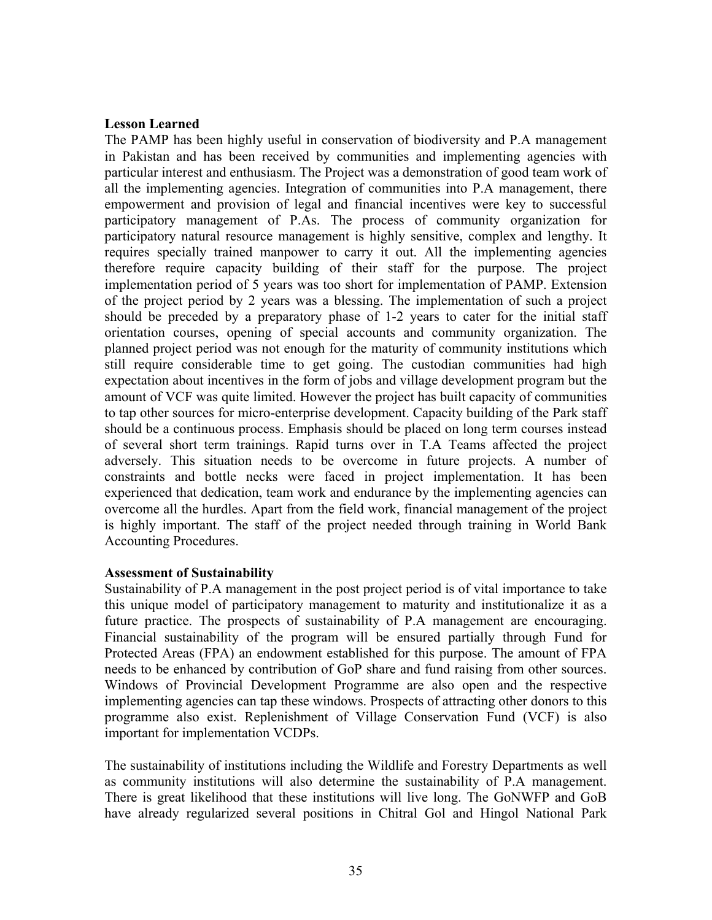**Lesson Learned**

The PAMP has been highly useful in conservation of biodiversity and P.A management in Pakistan and has been received by communities and implementing agencies with particular interest and enthusiasm. The Project was a demonstration of good team work of all the implementing agencies. Integration of communities into P.A management, there empowerment and provision of legal and financial incentives were key to successful participatory management of P.As. The process of community organization for participatory natural resource management is highly sensitive, complex and lengthy. It requires specially trained manpower to carry it out. All the implementing agencies therefore require capacity building of their staff for the purpose. The project implementation period of 5 years was too short for implementation of PAMP. Extension of the project period by 2 years was a blessing. The implementation of such a project should be preceded by a preparatory phase of 1-2 years to cater for the initial staff orientation courses, opening of special accounts and community organization. The planned project period was not enough for the maturity of community institutions which still require considerable time to get going. The custodian communities had high expectation about incentives in the form of jobs and village development program but the amount of VCF was quite limited. However the project has built capacity of communities to tap other sources for micro-enterprise development. Capacity building of the Park staff should be a continuous process. Emphasis should be placed on long term courses instead of several short term trainings. Rapid turns over in T.A Teams affected the project adversely. This situation needs to be overcome in future projects. A number of constraints and bottle necks were faced in project implementation. It has been experienced that dedication, team work and endurance by the implementing agencies can overcome all the hurdles. Apart from the field work, financial management of the project is highly important. The staff of the project needed through training in World Bank Accounting Procedures.

**Assessment of Sustainability**

Sustainability of P.A management in the post project period is of vital importance to take this unique model of participatory management to maturity and institutionalize it as a future practice. The prospects of sustainability of P.A management are encouraging. Financial sustainability of the program will be ensured partially through Fund for Protected Areas (FPA) an endowment established for this purpose. The amount of FPA needs to be enhanced by contribution of GoP share and fund raising from other sources. Windows of Provincial Development Programme are also open and the respective implementing agencies can tap these windows. Prospects of attracting other donors to this programme also exist. Replenishment of Village Conservation Fund (VCF) is also important for implementation VCDPs.

The sustainability of institutions including the Wildlife and Forestry Departments as well as community institutions will also determine the sustainability of P.A management. There is great likelihood that these institutions will live long. The GoNWFP and GoB have already regularized several positions in Chitral Gol and Hingol National Park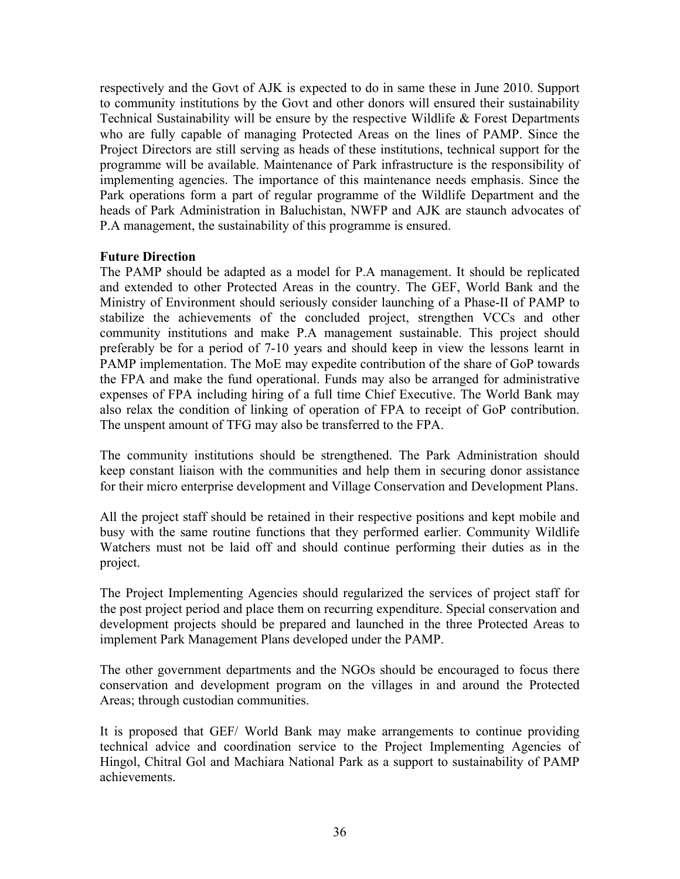respectively and the Govt of AJK is expected to do in same these in June 2010. Support to community institutions by the Govt and other donors will ensured their sustainability Technical Sustainability will be ensure by the respective Wildlife & Forest Departments who are fully capable of managing Protected Areas on the lines of PAMP. Since the Project Directors are still serving as heads of these institutions, technical support for the programme will be available. Maintenance of Park infrastructure is the responsibility of implementing agencies. The importance of this maintenance needs emphasis. Since the Park operations form a part of regular programme of the Wildlife Department and the heads of Park Administration in Baluchistan, NWFP and AJK are staunch advocates of P.A management, the sustainability of this programme is ensured.

**Future Direction**

The PAMP should be adapted as a model for P.A management. It should be replicated and extended to other Protected Areas in the country. The GEF, World Bank and the Ministry of Environment should seriously consider launching of a Phase-II of PAMP to stabilize the achievements of the concluded project, strengthen VCCs and other community institutions and make P.A management sustainable. This project should preferably be for a period of 7-10 years and should keep in view the lessons learnt in PAMP implementation. The MoE may expedite contribution of the share of GoP towards the FPA and make the fund operational. Funds may also be arranged for administrative expenses of FPA including hiring of a full time Chief Executive. The World Bank may also relax the condition of linking of operation of FPA to receipt of GoP contribution. The unspent amount of TFG may also be transferred to the FPA.

The community institutions should be strengthened. The Park Administration should keep constant liaison with the communities and help them in securing donor assistance for their micro enterprise development and Village Conservation and Development Plans.

All the project staff should be retained in their respective positions and kept mobile and busy with the same routine functions that they performed earlier. Community Wildlife Watchers must not be laid off and should continue performing their duties as in the project.

The Project Implementing Agencies should regularized the services of project staff for the post project period and place them on recurring expenditure. Special conservation and development projects should be prepared and launched in the three Protected Areas to implement Park Management Plans developed under the PAMP.

The other government departments and the NGOs should be encouraged to focus there conservation and development program on the villages in and around the Protected Areas; through custodian communities.

It is proposed that GEF/ World Bank may make arrangements to continue providing technical advice and coordination service to the Project Implementing Agencies of Hingol, Chitral Gol and Machiara National Park as a support to sustainability of PAMP achievements.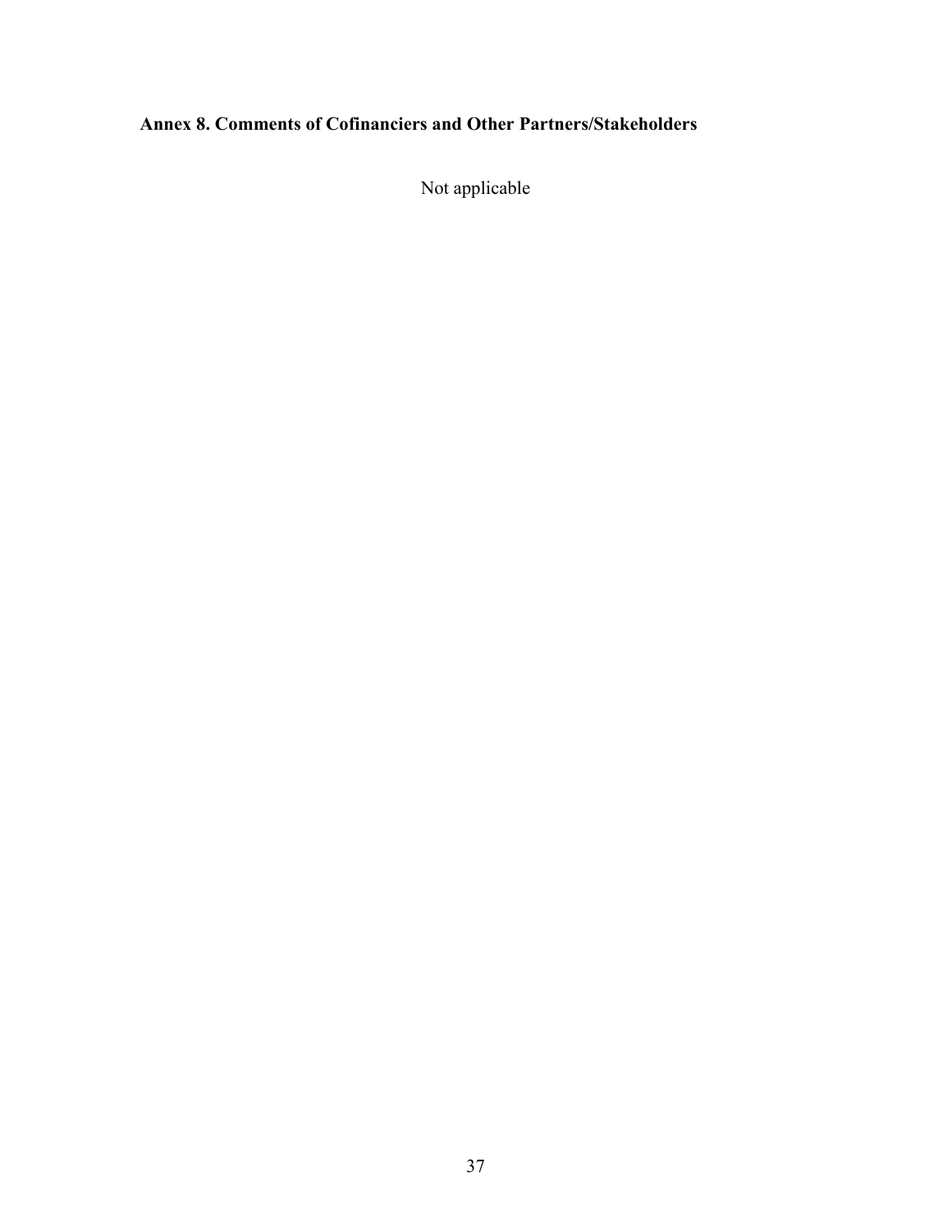## Annex 8. Comments of Cofinanciers and Other Partners/Stakeholders

Not applicable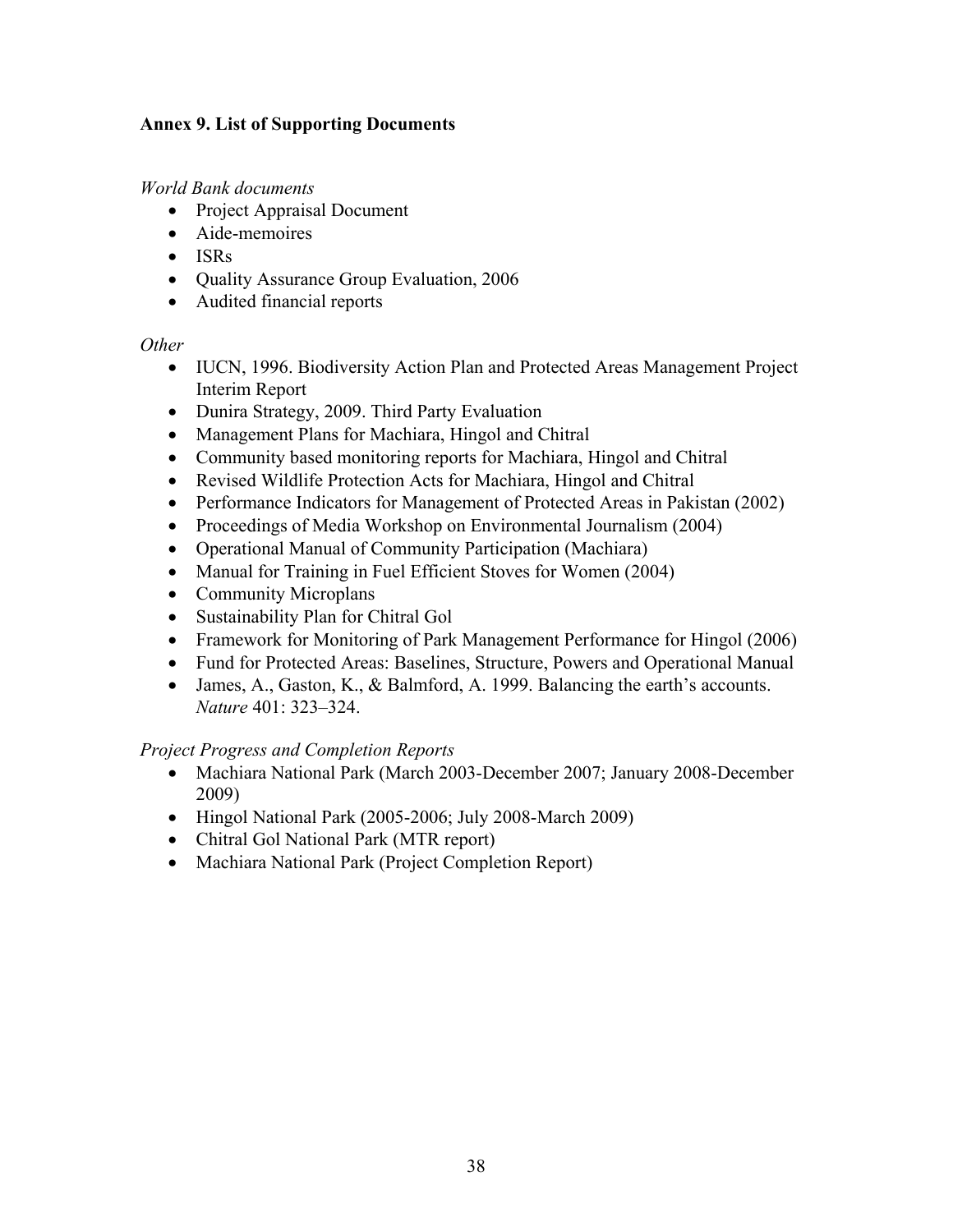### Annex 9. List of Supporting Documents

*World Bank documents*

- Project Appraisal Document
- Aide-memoires
- ISRs
- Quality Assurance Group Evaluation, 2006
- Audited financial reports

*Other*

- IUCN, 1996. Biodiversity Action Plan and Protected Areas Management Project Interim Report
- Dunira Strategy, 2009. Third Party Evaluation
- Management Plans for Machiara, Hingol and Chitral
- Community based monitoring reports for Machiara, Hingol and Chitral
- Revised Wildlife Protection Acts for Machiara, Hingol and Chitral
- Performance Indicators for Management of Protected Areas in Pakistan (2002)
- Proceedings of Media Workshop on Environmental Journalism (2004)
- Operational Manual of Community Participation (Machiara)
- Manual for Training in Fuel Efficient Stoves for Women (2004)
- Community Microplans
- Sustainability Plan for Chitral Gol
- Framework for Monitoring of Park Management Performance for Hingol (2006)
- Fund for Protected Areas: Baselines, Structure, Powers and Operational Manual
- James, A., Gaston, K., & Balmford, A. 1999. Balancing the earth's accounts. *Nature* 401: 323–324.

*Project Progress and Completion Reports*

- Machiara National Park (March 2003-December 2007; January 2008-December 2009)
- Hingol National Park (2005-2006; July 2008-March 2009)
- Chitral Gol National Park (MTR report)
- Machiara National Park (Project Completion Report)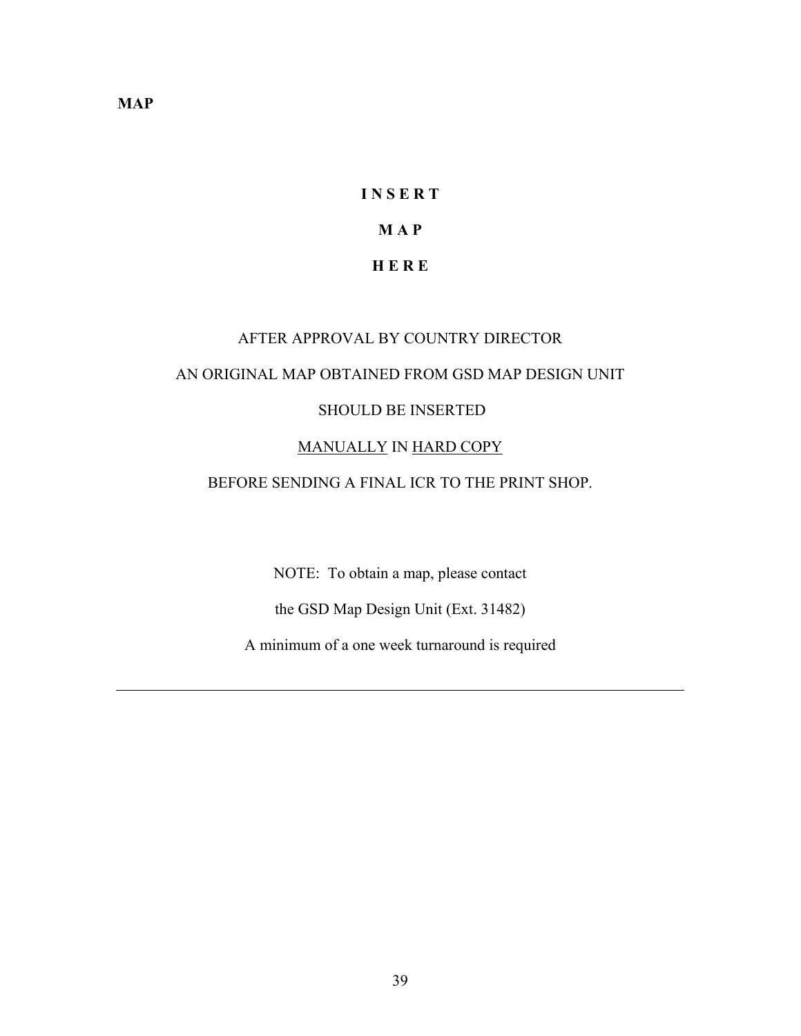**MAP**

**I N S E R T**

**M A P**

**H E R E**

AFTER APPROVAL BY COUNTRY DIRECTOR

AN ORIGINAL MAP OBTAINED FROM GSD MAP DESIGN UNIT

SHOULD BE INSERTED

MANUALLY IN HARD COPY

BEFORE SENDING A FINAL ICR TO THE PRINT SHOP.

NOTE: To obtain a map, please contact

the GSD Map Design Unit (Ext. 31482)

A minimum of a one week turnaround is required

---